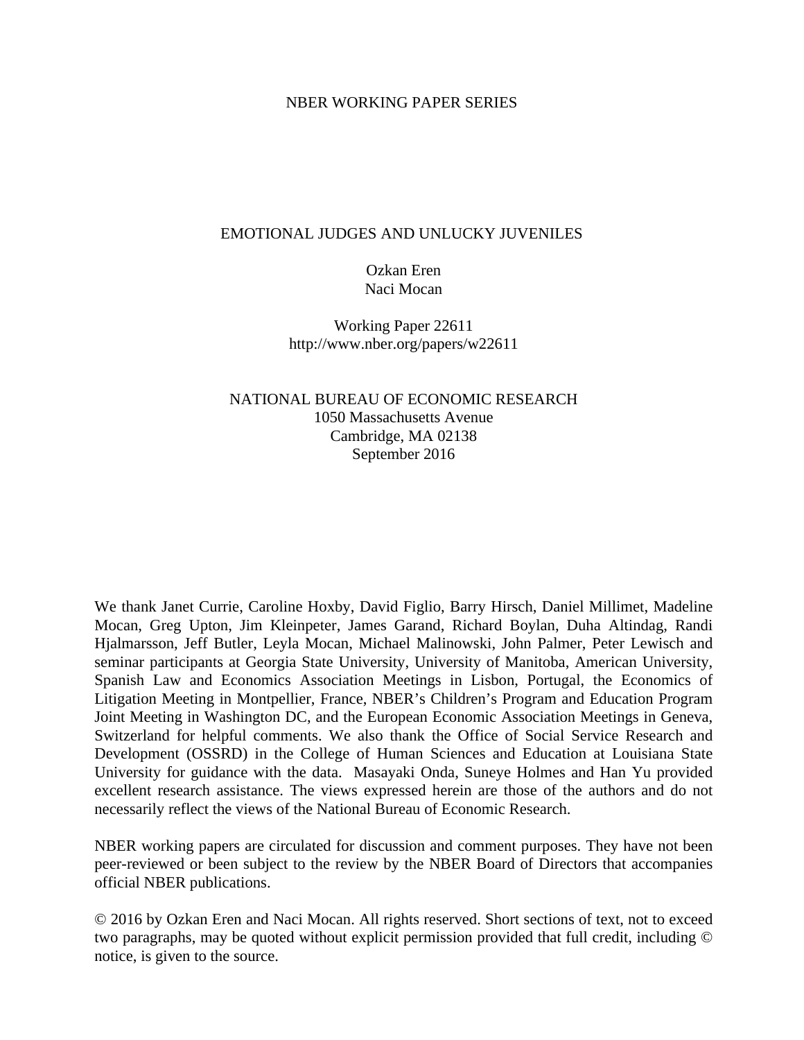NBER WORKING PAPER SERIES

# EMOTIONAL JUDGES AND UNLUCKY JUVENILES

Ozkan Eren
Naci Mocan

Working Paper 22611
http://www.nber.org/papers/w22611

NATIONAL BUREAU OF ECONOMIC RESEARCH
1050 Massachusetts Avenue
Cambridge, MA 02138
September 2016

We thank Janet Currie, Caroline Hoxby, David Figlio, Barry Hirsch, Daniel Millimet, Madeline Mocan, Greg Upton, Jim Kleinpeter, James Garand, Richard Boylan, Duha Altindag, Randi Hjalmarsson, Jeff Butler, Leyla Mocan, Michael Malinowski, John Palmer, Peter Lewisch and seminar participants at Georgia State University, University of Manitoba, American University, Spanish Law and Economics Association Meetings in Lisbon, Portugal, the Economics of Litigation Meeting in Montpellier, France, NBER's Children's Program and Education Program Joint Meeting in Washington DC, and the European Economic Association Meetings in Geneva, Switzerland for helpful comments. We also thank the Office of Social Service Research and Development (OSSRD) in the College of Human Sciences and Education at Louisiana State University for guidance with the data. Masayaki Onda, Suneye Holmes and Han Yu provided excellent research assistance. The views expressed herein are those of the authors and do not necessarily reflect the views of the National Bureau of Economic Research.

NBER working papers are circulated for discussion and comment purposes. They have not been peer-reviewed or been subject to the review by the NBER Board of Directors that accompanies official NBER publications.

© 2016 by Ozkan Eren and Naci Mocan. All rights reserved. Short sections of text, not to exceed two paragraphs, may be quoted without explicit permission provided that full credit, including © notice, is given to the source.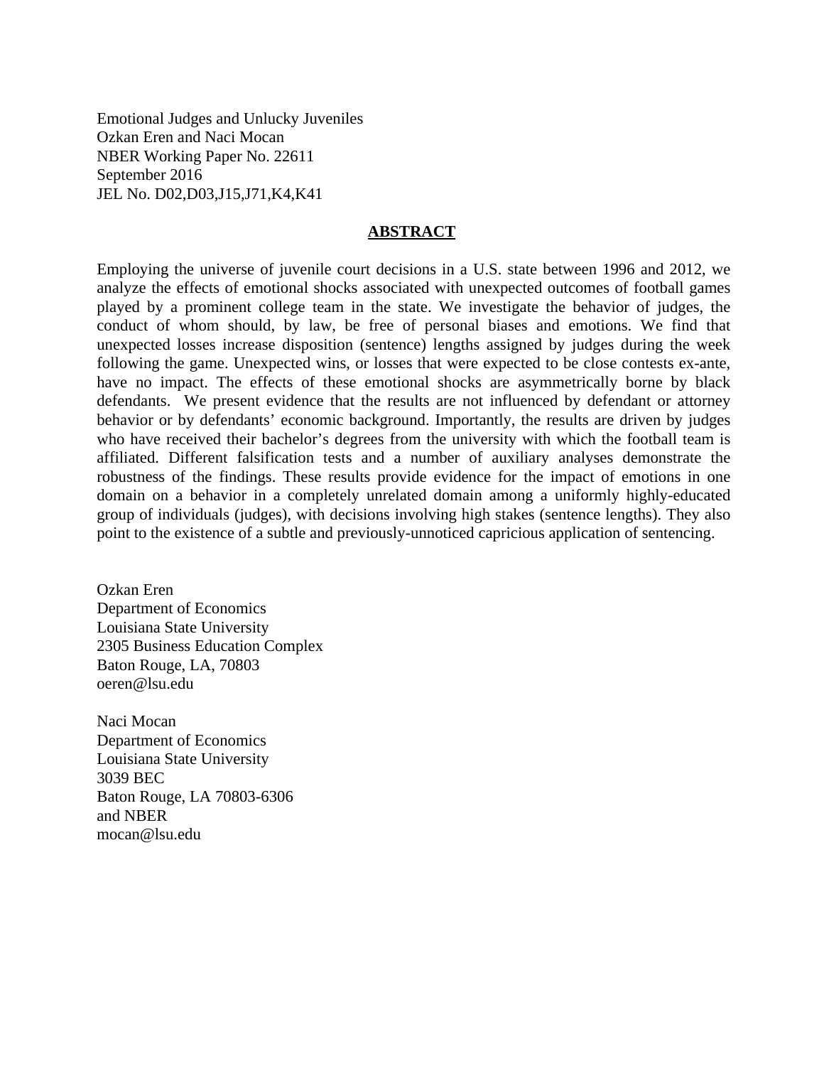Emotional Judges and Unlucky Juveniles
Ozkan Eren and Naci Mocan
NBER Working Paper No. 22611
September 2016
JEL No. D02,D03,J15,J71,K4,K41

## ABSTRACT

Employing the universe of juvenile court decisions in a U.S. state between 1996 and 2012, we analyze the effects of emotional shocks associated with unexpected outcomes of football games played by a prominent college team in the state. We investigate the behavior of judges, the conduct of whom should, by law, be free of personal biases and emotions. We find that unexpected losses increase disposition (sentence) lengths assigned by judges during the week following the game. Unexpected wins, or losses that were expected to be close contests ex-ante, have no impact. The effects of these emotional shocks are asymmetrically borne by black defendants. We present evidence that the results are not influenced by defendant or attorney behavior or by defendants' economic background. Importantly, the results are driven by judges who have received their bachelor's degrees from the university with which the football team is affiliated. Different falsification tests and a number of auxiliary analyses demonstrate the robustness of the findings. These results provide evidence for the impact of emotions in one domain on a behavior in a completely unrelated domain among a uniformly highly-educated group of individuals (judges), with decisions involving high stakes (sentence lengths). They also point to the existence of a subtle and previously-unnoticed capricious application of sentencing.

Ozkan Eren
Department of Economics
Louisiana State University
2305 Business Education Complex
Baton Rouge, LA, 70803
oeren@lsu.edu

Naci Mocan
Department of Economics
Louisiana State University
3039 BEC
Baton Rouge, LA 70803-6306
and NBER
mocan@lsu.edu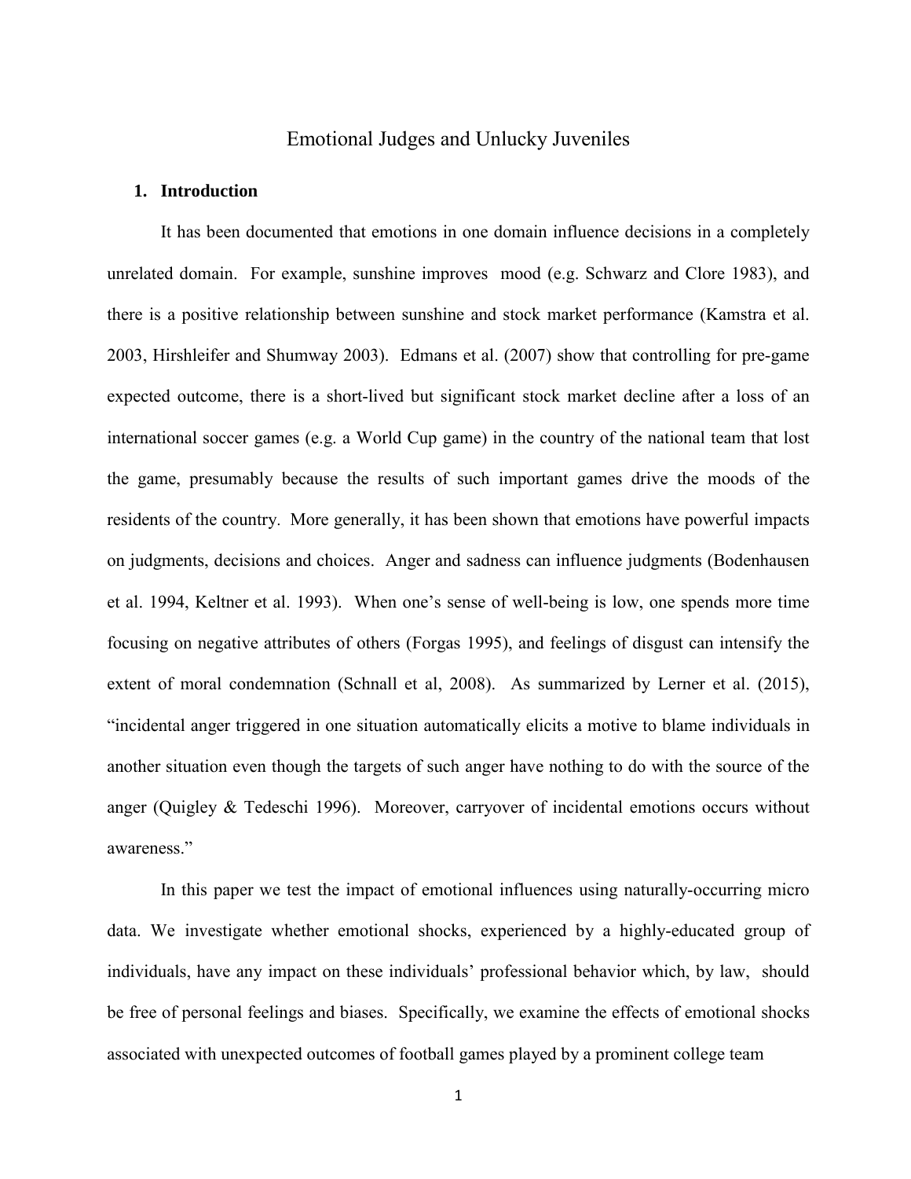# Emotional Judges and Unlucky Juveniles

## 1. Introduction

It has been documented that emotions in one domain influence decisions in a completely unrelated domain. For example, sunshine improves mood (e.g. Schwarz and Clore 1983), and there is a positive relationship between sunshine and stock market performance (Kamstra et al. 2003, Hirshleifer and Shumway 2003). Edmans et al. (2007) show that controlling for pre-game expected outcome, there is a short-lived but significant stock market decline after a loss of an international soccer games (e.g. a World Cup game) in the country of the national team that lost the game, presumably because the results of such important games drive the moods of the residents of the country. More generally, it has been shown that emotions have powerful impacts on judgments, decisions and choices. Anger and sadness can influence judgments (Bodenhausen et al. 1994, Keltner et al. 1993). When one's sense of well-being is low, one spends more time focusing on negative attributes of others (Forgas 1995), and feelings of disgust can intensify the extent of moral condemnation (Schnall et al, 2008). As summarized by Lerner et al. (2015), "incidental anger triggered in one situation automatically elicits a motive to blame individuals in another situation even though the targets of such anger have nothing to do with the source of the anger (Quigley & Tedeschi 1996). Moreover, carryover of incidental emotions occurs without awareness."

In this paper we test the impact of emotional influences using naturally-occurring micro data. We investigate whether emotional shocks, experienced by a highly-educated group of individuals, have any impact on these individuals' professional behavior which, by law, should be free of personal feelings and biases. Specifically, we examine the effects of emotional shocks associated with unexpected outcomes of football games played by a prominent college team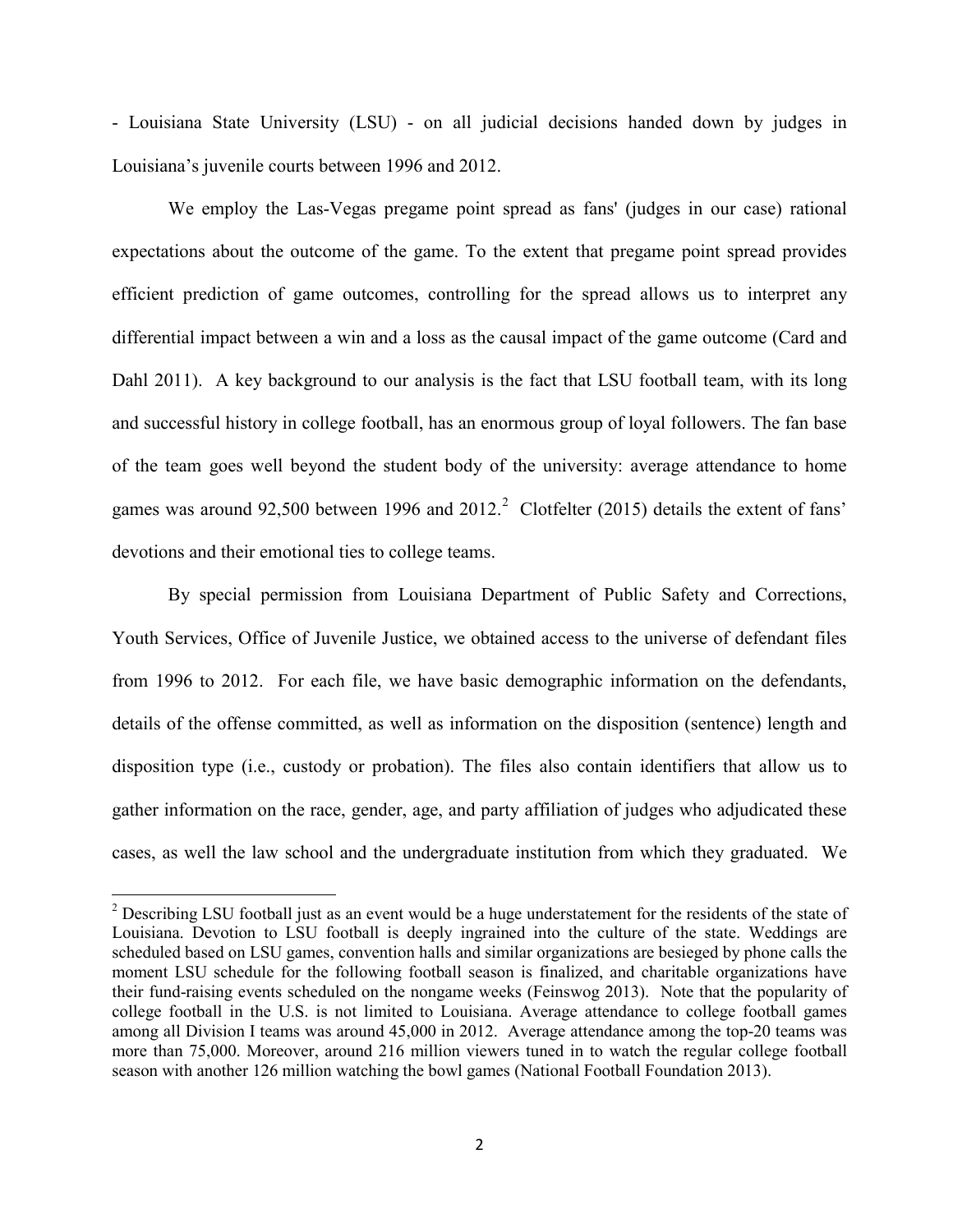- Louisiana State University (LSU) - on all judicial decisions handed down by judges in Louisiana's juvenile courts between 1996 and 2012.

We employ the Las-Vegas pregame point spread as fans' (judges in our case) rational expectations about the outcome of the game. To the extent that pregame point spread provides efficient prediction of game outcomes, controlling for the spread allows us to interpret any differential impact between a win and a loss as the causal impact of the game outcome (Card and Dahl 2011). A key background to our analysis is the fact that LSU football team, with its long and successful history in college football, has an enormous group of loyal followers. The fan base of the team goes well beyond the student body of the university: average attendance to home games was around 92,500 between 1996 and 2012.[2] Clotfelter (2015) details the extent of fans' devotions and their emotional ties to college teams.

By special permission from Louisiana Department of Public Safety and Corrections, Youth Services, Office of Juvenile Justice, we obtained access to the universe of defendant files from 1996 to 2012. For each file, we have basic demographic information on the defendants, details of the offense committed, as well as information on the disposition (sentence) length and disposition type (i.e., custody or probation). The files also contain identifiers that allow us to gather information on the race, gender, age, and party affiliation of judges who adjudicated these cases, as well the law school and the undergraduate institution from which they graduated. We

[2] Describing LSU football just as an event would be a huge understatement for the residents of the state of Louisiana. Devotion to LSU football is deeply ingrained into the culture of the state. Weddings are scheduled based on LSU games, convention halls and similar organizations are besieged by phone calls the moment LSU schedule for the following football season is finalized, and charitable organizations have their fund-raising events scheduled on the nongame weeks (Feinswog 2013). Note that the popularity of college football in the U.S. is not limited to Louisiana. Average attendance to college football games among all Division I teams was around 45,000 in 2012. Average attendance among the top-20 teams was more than 75,000. Moreover, around 216 million viewers tuned in to watch the regular college football season with another 126 million watching the bowl games (National Football Foundation 2013).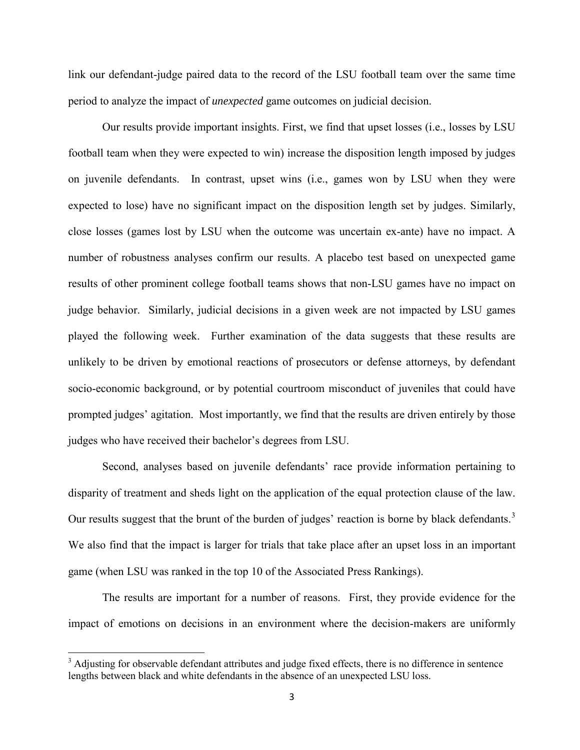link our defendant-judge paired data to the record of the LSU football team over the same time period to analyze the impact of *unexpected* game outcomes on judicial decision.

Our results provide important insights. First, we find that upset losses (i.e., losses by LSU football team when they were expected to win) increase the disposition length imposed by judges on juvenile defendants. In contrast, upset wins (i.e., games won by LSU when they were expected to lose) have no significant impact on the disposition length set by judges. Similarly, close losses (games lost by LSU when the outcome was uncertain ex-ante) have no impact. A number of robustness analyses confirm our results. A placebo test based on unexpected game results of other prominent college football teams shows that non-LSU games have no impact on judge behavior. Similarly, judicial decisions in a given week are not impacted by LSU games played the following week. Further examination of the data suggests that these results are unlikely to be driven by emotional reactions of prosecutors or defense attorneys, by defendant socio-economic background, or by potential courtroom misconduct of juveniles that could have prompted judges' agitation. Most importantly, we find that the results are driven entirely by those judges who have received their bachelor's degrees from LSU.

Second, analyses based on juvenile defendants' race provide information pertaining to disparity of treatment and sheds light on the application of the equal protection clause of the law. Our results suggest that the brunt of the burden of judges' reaction is borne by black defendants.[3] We also find that the impact is larger for trials that take place after an upset loss in an important game (when LSU was ranked in the top 10 of the Associated Press Rankings).

The results are important for a number of reasons. First, they provide evidence for the impact of emotions on decisions in an environment where the decision-makers are uniformly

[3] Adjusting for observable defendant attributes and judge fixed effects, there is no difference in sentence lengths between black and white defendants in the absence of an unexpected LSU loss.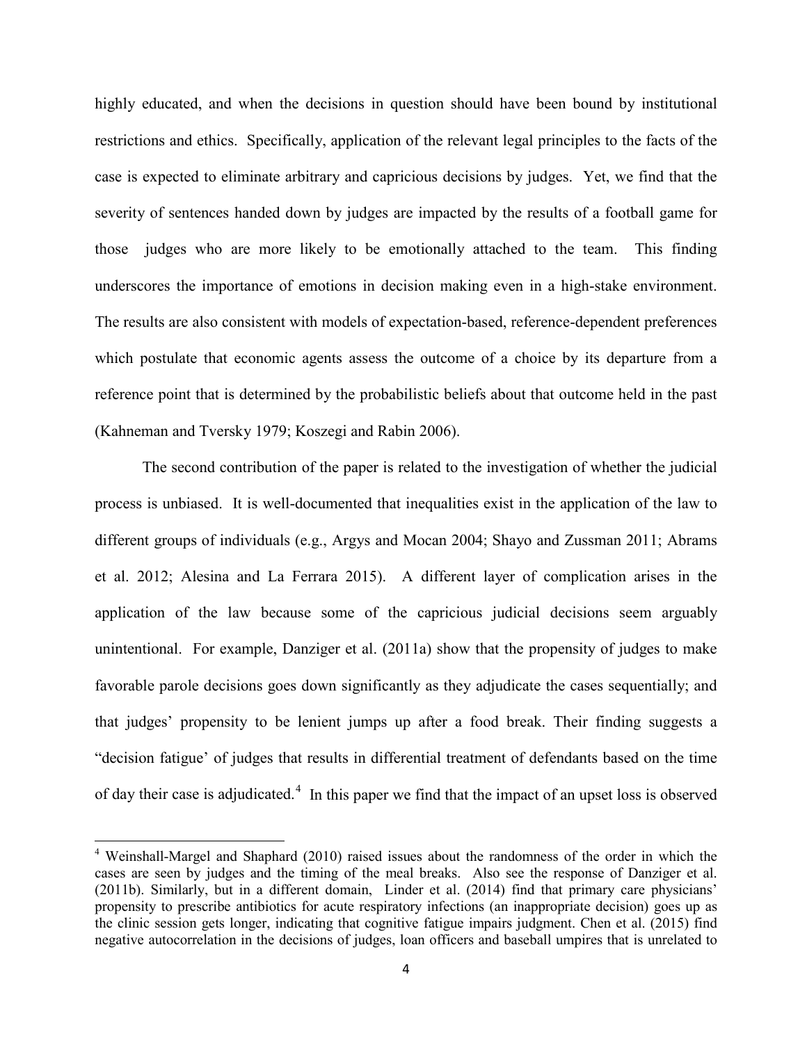highly educated, and when the decisions in question should have been bound by institutional restrictions and ethics. Specifically, application of the relevant legal principles to the facts of the case is expected to eliminate arbitrary and capricious decisions by judges. Yet, we find that the severity of sentences handed down by judges are impacted by the results of a football game for those judges who are more likely to be emotionally attached to the team. This finding underscores the importance of emotions in decision making even in a high-stake environment. The results are also consistent with models of expectation-based, reference-dependent preferences which postulate that economic agents assess the outcome of a choice by its departure from a reference point that is determined by the probabilistic beliefs about that outcome held in the past (Kahneman and Tversky 1979; Koszegi and Rabin 2006).

The second contribution of the paper is related to the investigation of whether the judicial process is unbiased. It is well-documented that inequalities exist in the application of the law to different groups of individuals (e.g., Argys and Mocan 2004; Shayo and Zussman 2011; Abrams et al. 2012; Alesina and La Ferrara 2015). A different layer of complication arises in the application of the law because some of the capricious judicial decisions seem arguably unintentional. For example, Danziger et al. (2011a) show that the propensity of judges to make favorable parole decisions goes down significantly as they adjudicate the cases sequentially; and that judges' propensity to be lenient jumps up after a food break. Their finding suggests a "decision fatigue' of judges that results in differential treatment of defendants based on the time of day their case is adjudicated.[4] In this paper we find that the impact of an upset loss is observed

[4] Weinshall-Margel and Shaphard (2010) raised issues about the randomness of the order in which the cases are seen by judges and the timing of the meal breaks. Also see the response of Danziger et al. (2011b). Similarly, but in a different domain, Linder et al. (2014) find that primary care physicians' propensity to prescribe antibiotics for acute respiratory infections (an inappropriate decision) goes up as the clinic session gets longer, indicating that cognitive fatigue impairs judgment. Chen et al. (2015) find negative autocorrelation in the decisions of judges, loan officers and baseball umpires that is unrelated to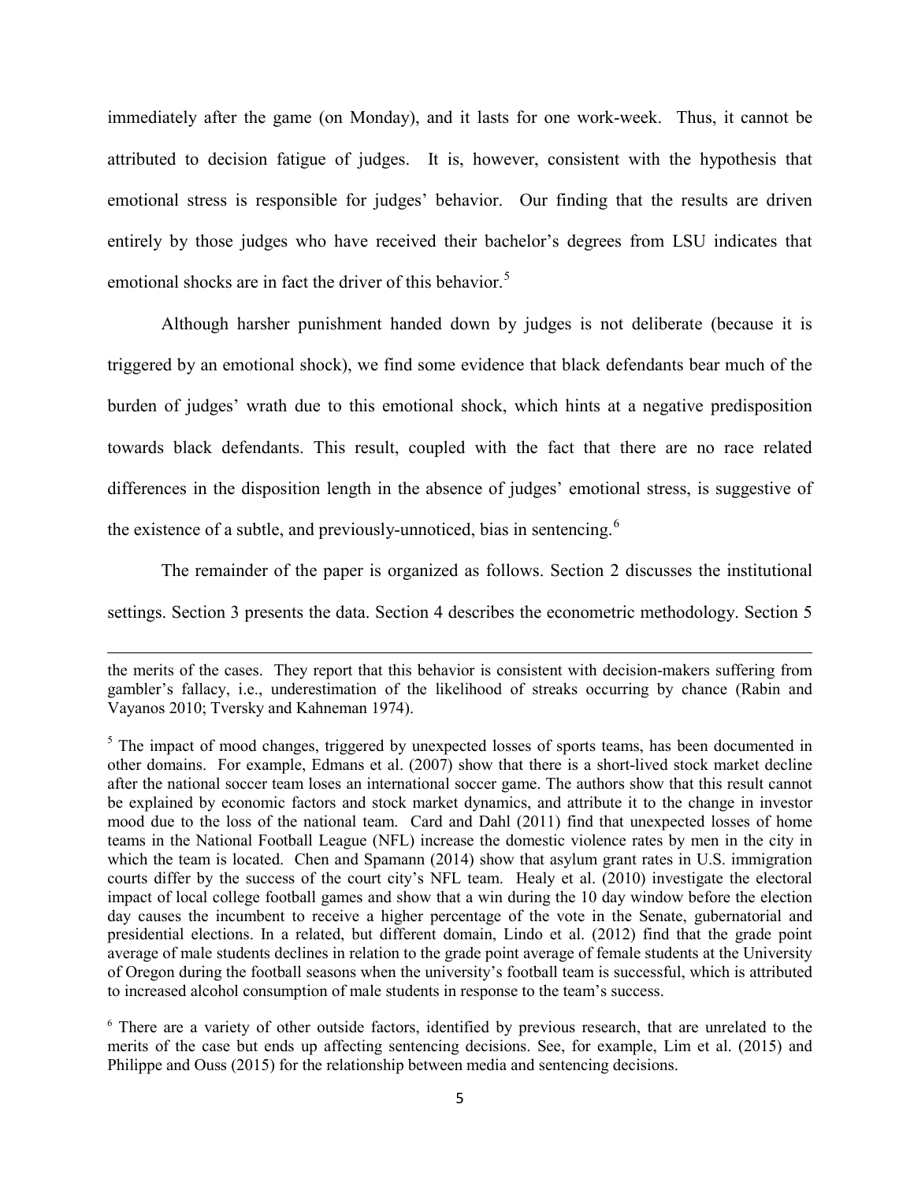immediately after the game (on Monday), and it lasts for one work-week. Thus, it cannot be attributed to decision fatigue of judges. It is, however, consistent with the hypothesis that emotional stress is responsible for judges' behavior. Our finding that the results are driven entirely by those judges who have received their bachelor's degrees from LSU indicates that emotional shocks are in fact the driver of this behavior.[5]

Although harsher punishment handed down by judges is not deliberate (because it is triggered by an emotional shock), we find some evidence that black defendants bear much of the burden of judges' wrath due to this emotional shock, which hints at a negative predisposition towards black defendants. This result, coupled with the fact that there are no race related differences in the disposition length in the absence of judges' emotional stress, is suggestive of the existence of a subtle, and previously-unnoticed, bias in sentencing.[6]

The remainder of the paper is organized as follows. Section 2 discusses the institutional settings. Section 3 presents the data. Section 4 describes the econometric methodology. Section 5

---

the merits of the cases. They report that this behavior is consistent with decision-makers suffering from gambler's fallacy, i.e., underestimation of the likelihood of streaks occurring by chance (Rabin and Vayanos 2010; Tversky and Kahneman 1974).

[5] The impact of mood changes, triggered by unexpected losses of sports teams, has been documented in other domains. For example, Edmans et al. (2007) show that there is a short-lived stock market decline after the national soccer team loses an international soccer game. The authors show that this result cannot be explained by economic factors and stock market dynamics, and attribute it to the change in investor mood due to the loss of the national team. Card and Dahl (2011) find that unexpected losses of home teams in the National Football League (NFL) increase the domestic violence rates by men in the city in which the team is located. Chen and Spamann (2014) show that asylum grant rates in U.S. immigration courts differ by the success of the court city's NFL team. Healy et al. (2010) investigate the electoral impact of local college football games and show that a win during the 10 day window before the election day causes the incumbent to receive a higher percentage of the vote in the Senate, gubernatorial and presidential elections. In a related, but different domain, Lindo et al. (2012) find that the grade point average of male students declines in relation to the grade point average of female students at the University of Oregon during the football seasons when the university's football team is successful, which is attributed to increased alcohol consumption of male students in response to the team's success.

[6] There are a variety of other outside factors, identified by previous research, that are unrelated to the merits of the case but ends up affecting sentencing decisions. See, for example, Lim et al. (2015) and Philippe and Ouss (2015) for the relationship between media and sentencing decisions.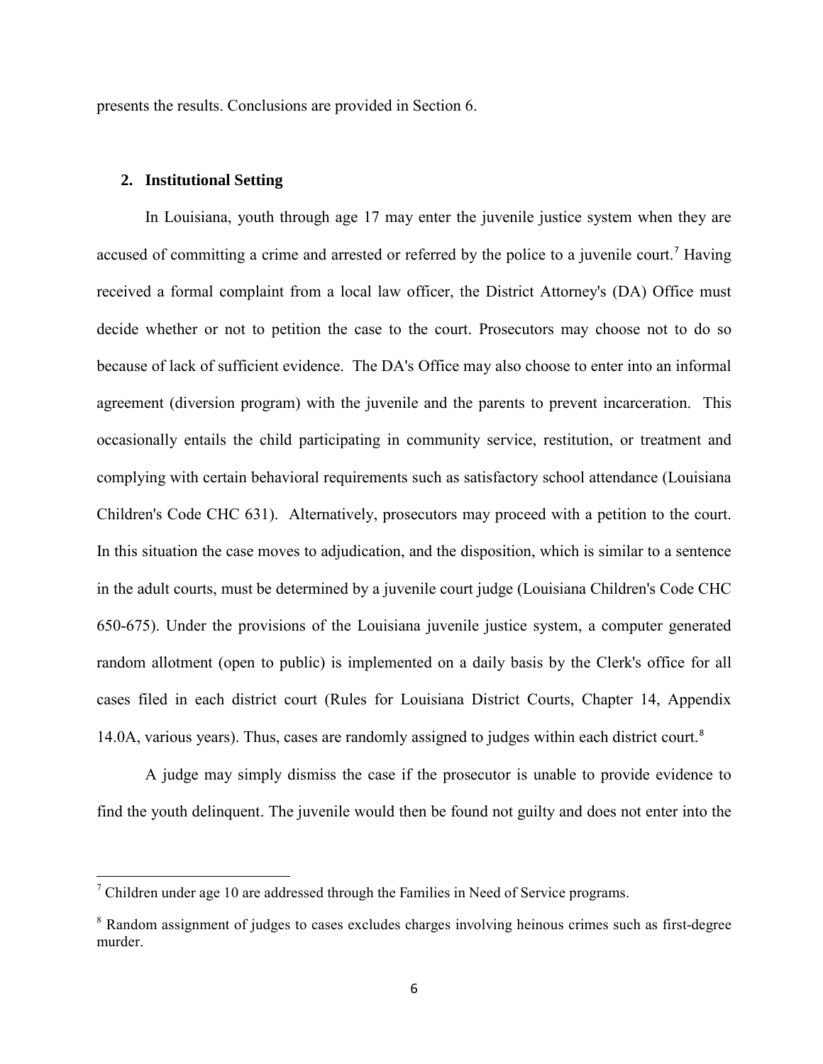presents the results. Conclusions are provided in Section 6.

## 2. Institutional Setting

In Louisiana, youth through age 17 may enter the juvenile justice system when they are accused of committing a crime and arrested or referred by the police to a juvenile court.[7] Having received a formal complaint from a local law officer, the District Attorney's (DA) Office must decide whether or not to petition the case to the court. Prosecutors may choose not to do so because of lack of sufficient evidence. The DA's Office may also choose to enter into an informal agreement (diversion program) with the juvenile and the parents to prevent incarceration. This occasionally entails the child participating in community service, restitution, or treatment and complying with certain behavioral requirements such as satisfactory school attendance (Louisiana Children's Code CHC 631). Alternatively, prosecutors may proceed with a petition to the court. In this situation the case moves to adjudication, and the disposition, which is similar to a sentence in the adult courts, must be determined by a juvenile court judge (Louisiana Children's Code CHC 650-675). Under the provisions of the Louisiana juvenile justice system, a computer generated random allotment (open to public) is implemented on a daily basis by the Clerk's office for all cases filed in each district court (Rules for Louisiana District Courts, Chapter 14, Appendix 14.0A, various years). Thus, cases are randomly assigned to judges within each district court.[8]

A judge may simply dismiss the case if the prosecutor is unable to provide evidence to find the youth delinquent. The juvenile would then be found not guilty and does not enter into the

[7] Children under age 10 are addressed through the Families in Need of Service programs.

[8] Random assignment of judges to cases excludes charges involving heinous crimes such as first-degree murder.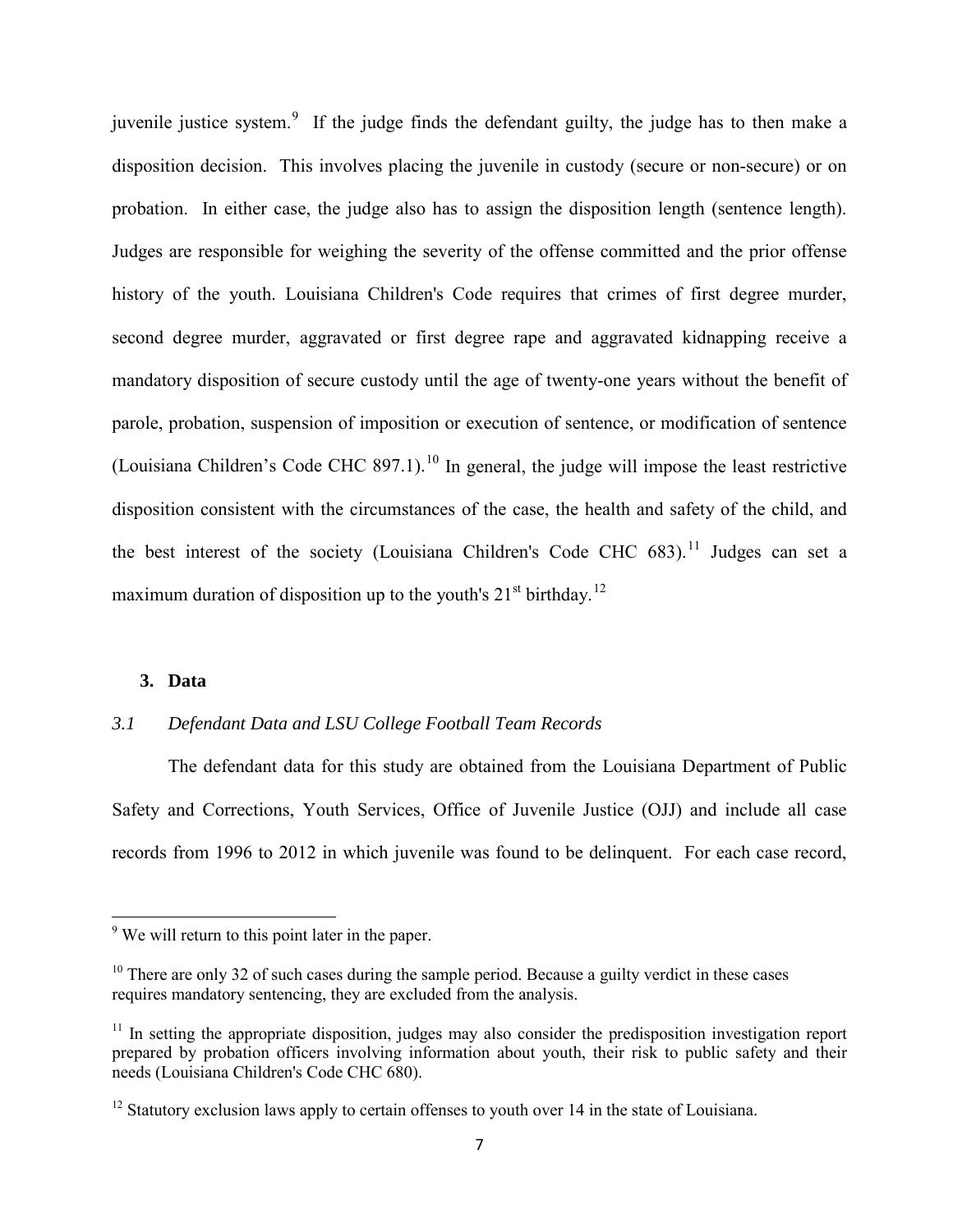juvenile justice system.[9] If the judge finds the defendant guilty, the judge has to then make a disposition decision. This involves placing the juvenile in custody (secure or non-secure) or on probation. In either case, the judge also has to assign the disposition length (sentence length). Judges are responsible for weighing the severity of the offense committed and the prior offense history of the youth. Louisiana Children's Code requires that crimes of first degree murder, second degree murder, aggravated or first degree rape and aggravated kidnapping receive a mandatory disposition of secure custody until the age of twenty-one years without the benefit of parole, probation, suspension of imposition or execution of sentence, or modification of sentence (Louisiana Children's Code CHC 897.1).[10] In general, the judge will impose the least restrictive disposition consistent with the circumstances of the case, the health and safety of the child, and the best interest of the society (Louisiana Children's Code CHC 683).[11] Judges can set a maximum duration of disposition up to the youth's 21st birthday.[12]

## 3. Data

### *3.1 Defendant Data and LSU College Football Team Records*

The defendant data for this study are obtained from the Louisiana Department of Public Safety and Corrections, Youth Services, Office of Juvenile Justice (OJJ) and include all case records from 1996 to 2012 in which juvenile was found to be delinquent. For each case record,

---

[9] We will return to this point later in the paper.

[10] There are only 32 of such cases during the sample period. Because a guilty verdict in these cases requires mandatory sentencing, they are excluded from the analysis.

[11] In setting the appropriate disposition, judges may also consider the predisposition investigation report prepared by probation officers involving information about youth, their risk to public safety and their needs (Louisiana Children's Code CHC 680).

[12] Statutory exclusion laws apply to certain offenses to youth over 14 in the state of Louisiana.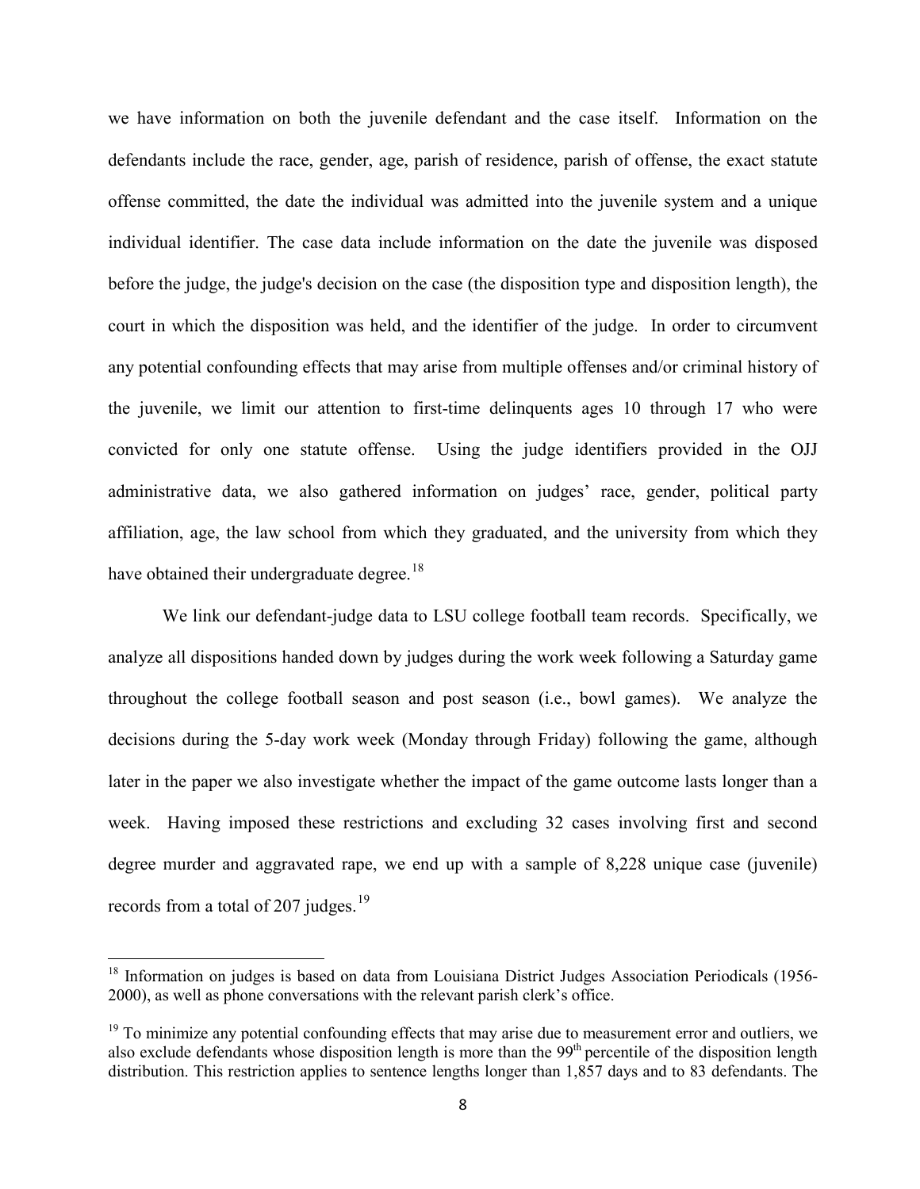we have information on both the juvenile defendant and the case itself. Information on the defendants include the race, gender, age, parish of residence, parish of offense, the exact statute offense committed, the date the individual was admitted into the juvenile system and a unique individual identifier. The case data include information on the date the juvenile was disposed before the judge, the judge's decision on the case (the disposition type and disposition length), the court in which the disposition was held, and the identifier of the judge. In order to circumvent any potential confounding effects that may arise from multiple offenses and/or criminal history of the juvenile, we limit our attention to first-time delinquents ages 10 through 17 who were convicted for only one statute offense. Using the judge identifiers provided in the OJJ administrative data, we also gathered information on judges' race, gender, political party affiliation, age, the law school from which they graduated, and the university from which they have obtained their undergraduate degree.[18]

We link our defendant-judge data to LSU college football team records. Specifically, we analyze all dispositions handed down by judges during the work week following a Saturday game throughout the college football season and post season (i.e., bowl games). We analyze the decisions during the 5-day work week (Monday through Friday) following the game, although later in the paper we also investigate whether the impact of the game outcome lasts longer than a week. Having imposed these restrictions and excluding 32 cases involving first and second degree murder and aggravated rape, we end up with a sample of 8,228 unique case (juvenile) records from a total of 207 judges.[19]

---

[18] Information on judges is based on data from Louisiana District Judges Association Periodicals (1956-2000), as well as phone conversations with the relevant parish clerk's office.

[19] To minimize any potential confounding effects that may arise due to measurement error and outliers, we also exclude defendants whose disposition length is more than the 99th percentile of the disposition length distribution. This restriction applies to sentence lengths longer than 1,857 days and to 83 defendants. The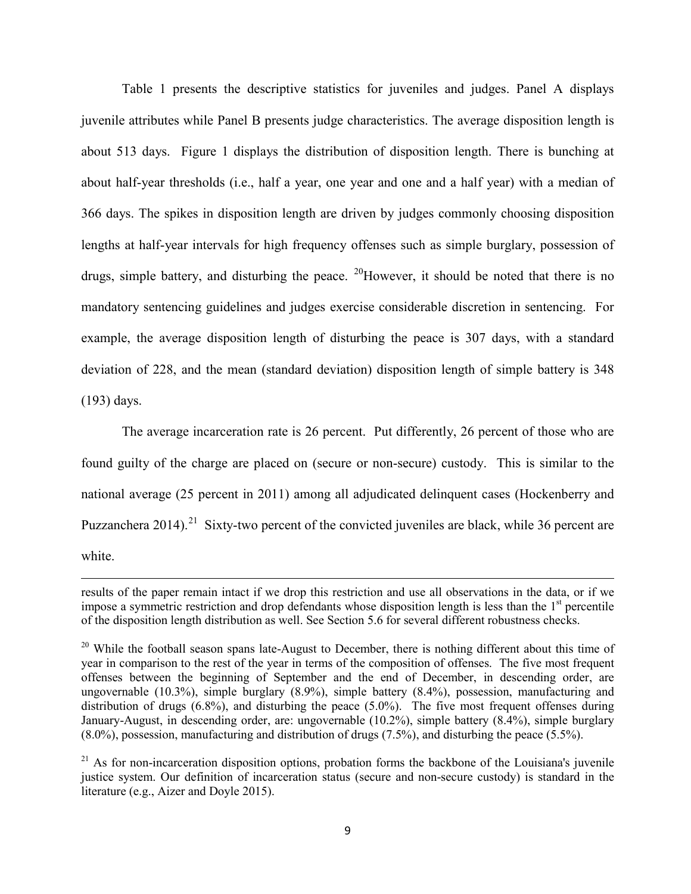Table 1 presents the descriptive statistics for juveniles and judges. Panel A displays juvenile attributes while Panel B presents judge characteristics. The average disposition length is about 513 days. Figure 1 displays the distribution of disposition length. There is bunching at about half-year thresholds (i.e., half a year, one year and one and a half year) with a median of 366 days. The spikes in disposition length are driven by judges commonly choosing disposition lengths at half-year intervals for high frequency offenses such as simple burglary, possession of drugs, simple battery, and disturbing the peace. [20]However, it should be noted that there is no mandatory sentencing guidelines and judges exercise considerable discretion in sentencing. For example, the average disposition length of disturbing the peace is 307 days, with a standard deviation of 228, and the mean (standard deviation) disposition length of simple battery is 348 (193) days.

The average incarceration rate is 26 percent. Put differently, 26 percent of those who are found guilty of the charge are placed on (secure or non-secure) custody. This is similar to the national average (25 percent in 2011) among all adjudicated delinquent cases (Hockenberry and Puzzanchera 2014).[21] Sixty-two percent of the convicted juveniles are black, while 36 percent are white.

---

results of the paper remain intact if we drop this restriction and use all observations in the data, or if we impose a symmetric restriction and drop defendants whose disposition length is less than the 1st percentile of the disposition length distribution as well. See Section 5.6 for several different robustness checks.

[20] While the football season spans late-August to December, there is nothing different about this time of year in comparison to the rest of the year in terms of the composition of offenses. The five most frequent offenses between the beginning of September and the end of December, in descending order, are ungovernable (10.3%), simple burglary (8.9%), simple battery (8.4%), possession, manufacturing and distribution of drugs (6.8%), and disturbing the peace (5.0%). The five most frequent offenses during January-August, in descending order, are: ungovernable (10.2%), simple battery (8.4%), simple burglary (8.0%), possession, manufacturing and distribution of drugs (7.5%), and disturbing the peace (5.5%).

[21] As for non-incarceration disposition options, probation forms the backbone of the Louisiana's juvenile justice system. Our definition of incarceration status (secure and non-secure custody) is standard in the literature (e.g., Aizer and Doyle 2015).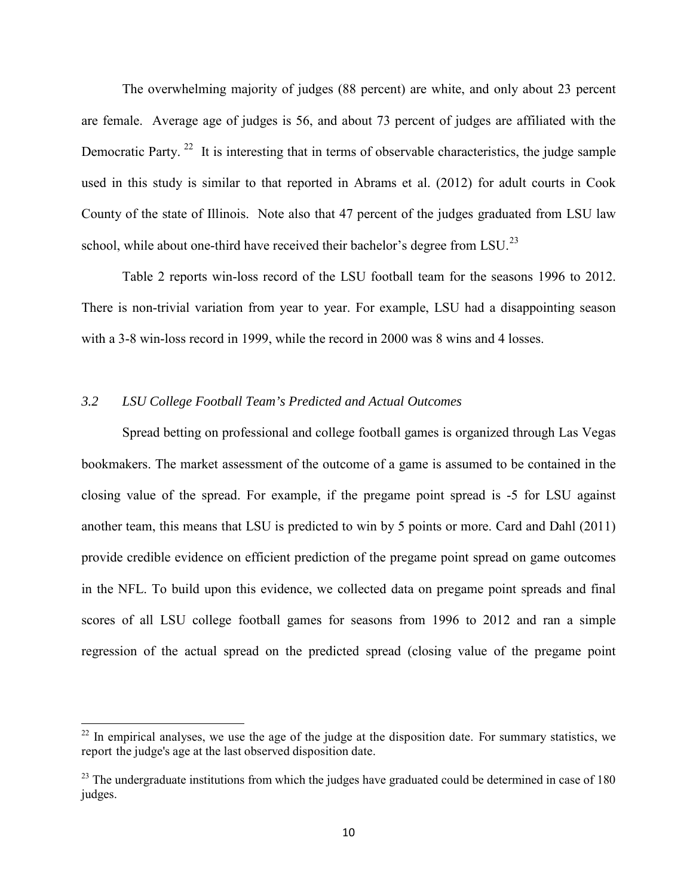The overwhelming majority of judges (88 percent) are white, and only about 23 percent are female. Average age of judges is 56, and about 73 percent of judges are affiliated with the Democratic Party. [22] It is interesting that in terms of observable characteristics, the judge sample used in this study is similar to that reported in Abrams et al. (2012) for adult courts in Cook County of the state of Illinois. Note also that 47 percent of the judges graduated from LSU law school, while about one-third have received their bachelor's degree from LSU.[23]

Table 2 reports win-loss record of the LSU football team for the seasons 1996 to 2012. There is non-trivial variation from year to year. For example, LSU had a disappointing season with a 3-8 win-loss record in 1999, while the record in 2000 was 8 wins and 4 losses.

### *3.2 LSU College Football Team's Predicted and Actual Outcomes*

Spread betting on professional and college football games is organized through Las Vegas bookmakers. The market assessment of the outcome of a game is assumed to be contained in the closing value of the spread. For example, if the pregame point spread is -5 for LSU against another team, this means that LSU is predicted to win by 5 points or more. Card and Dahl (2011) provide credible evidence on efficient prediction of the pregame point spread on game outcomes in the NFL. To build upon this evidence, we collected data on pregame point spreads and final scores of all LSU college football games for seasons from 1996 to 2012 and ran a simple regression of the actual spread on the predicted spread (closing value of the pregame point

---

[22] In empirical analyses, we use the age of the judge at the disposition date. For summary statistics, we report the judge's age at the last observed disposition date.

[23] The undergraduate institutions from which the judges have graduated could be determined in case of 180 judges.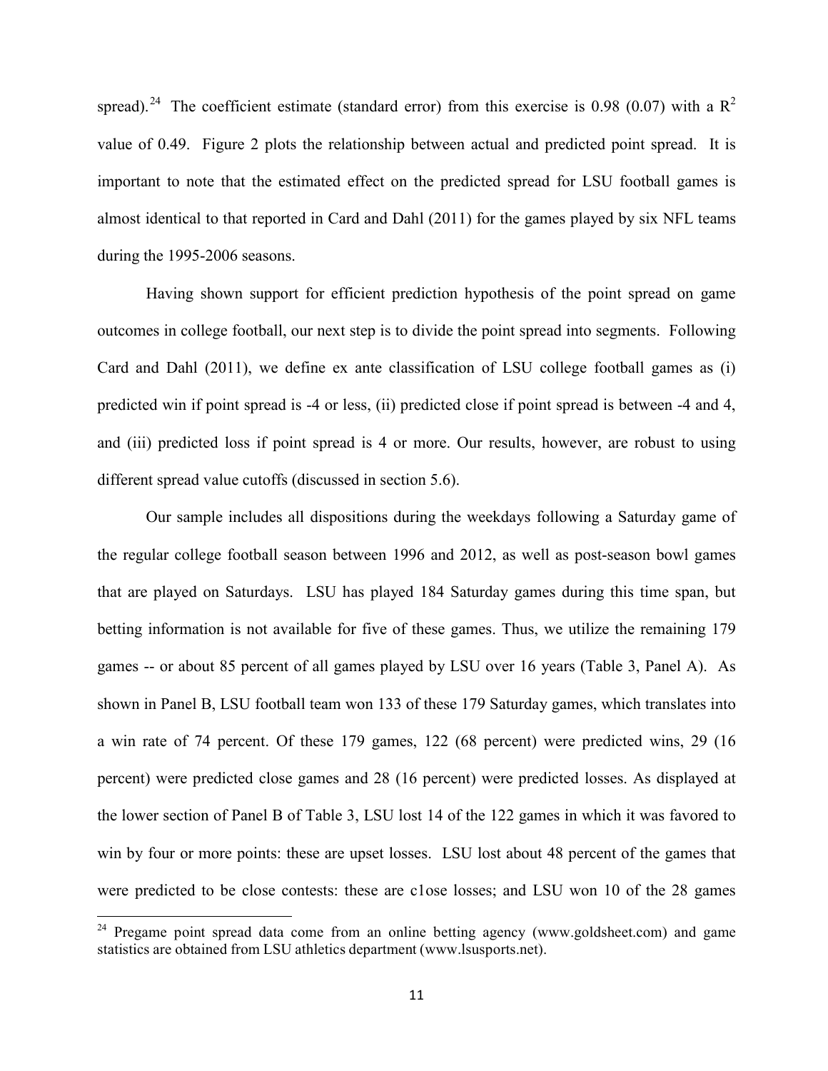spread).[24] The coefficient estimate (standard error) from this exercise is 0.98 (0.07) with a $R^2$ value of 0.49. Figure 2 plots the relationship between actual and predicted point spread. It is important to note that the estimated effect on the predicted spread for LSU football games is almost identical to that reported in Card and Dahl (2011) for the games played by six NFL teams during the 1995-2006 seasons.

Having shown support for efficient prediction hypothesis of the point spread on game outcomes in college football, our next step is to divide the point spread into segments. Following Card and Dahl (2011), we define ex ante classification of LSU college football games as (i) predicted win if point spread is -4 or less, (ii) predicted close if point spread is between -4 and 4, and (iii) predicted loss if point spread is 4 or more. Our results, however, are robust to using different spread value cutoffs (discussed in section 5.6).

Our sample includes all dispositions during the weekdays following a Saturday game of the regular college football season between 1996 and 2012, as well as post-season bowl games that are played on Saturdays. LSU has played 184 Saturday games during this time span, but betting information is not available for five of these games. Thus, we utilize the remaining 179 games -- or about 85 percent of all games played by LSU over 16 years (Table 3, Panel A). As shown in Panel B, LSU football team won 133 of these 179 Saturday games, which translates into a win rate of 74 percent. Of these 179 games, 122 (68 percent) were predicted wins, 29 (16 percent) were predicted close games and 28 (16 percent) were predicted losses. As displayed at the lower section of Panel B of Table 3, LSU lost 14 of the 122 games in which it was favored to win by four or more points: these are upset losses. LSU lost about 48 percent of the games that were predicted to be close contests: these are c1ose losses; and LSU won 10 of the 28 games

[24] Pregame point spread data come from an online betting agency (www.goldsheet.com) and game statistics are obtained from LSU athletics department (www.lsusports.net).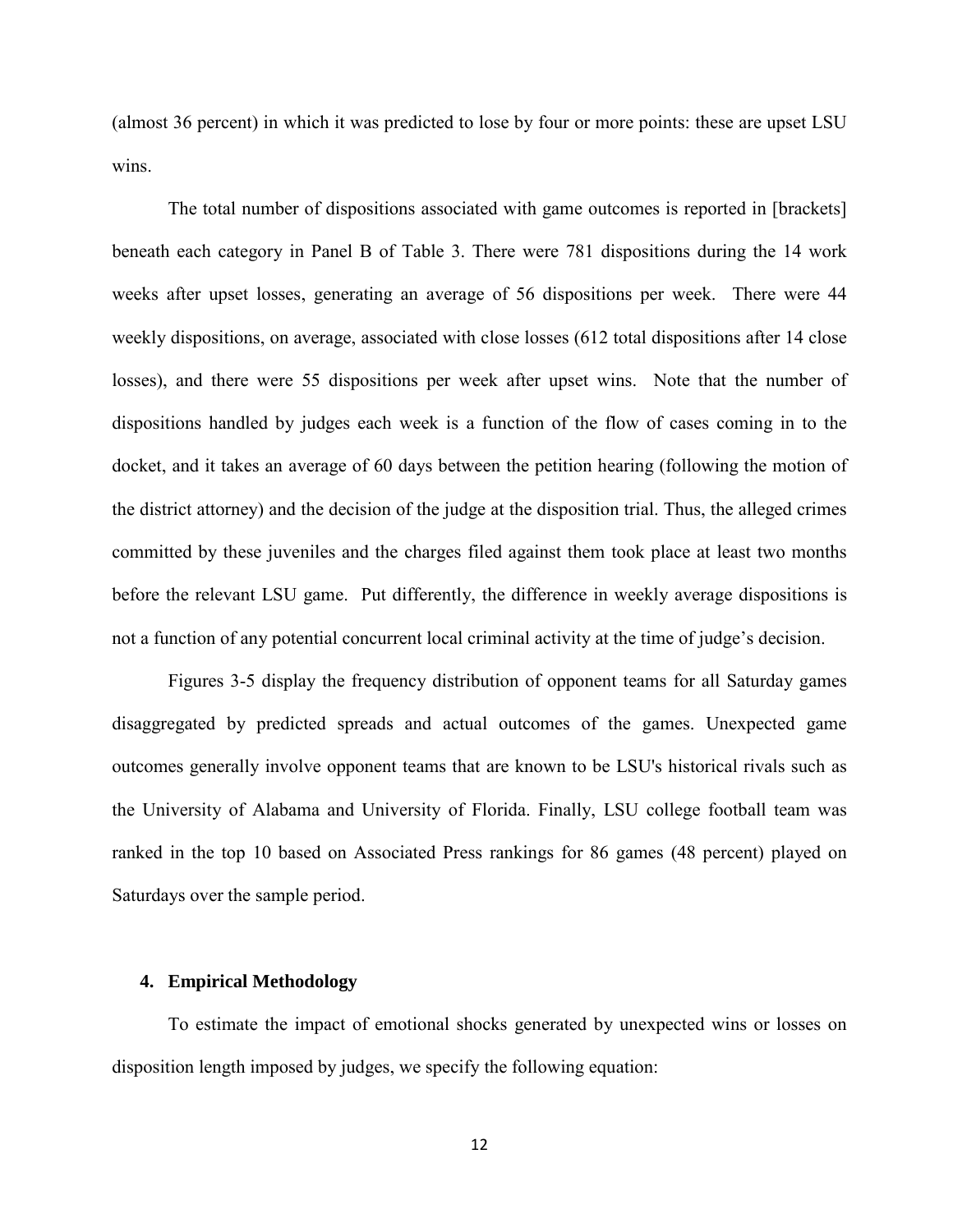(almost 36 percent) in which it was predicted to lose by four or more points: these are upset LSU wins.

The total number of dispositions associated with game outcomes is reported in [brackets] beneath each category in Panel B of Table 3. There were 781 dispositions during the 14 work weeks after upset losses, generating an average of 56 dispositions per week. There were 44 weekly dispositions, on average, associated with close losses (612 total dispositions after 14 close losses), and there were 55 dispositions per week after upset wins. Note that the number of dispositions handled by judges each week is a function of the flow of cases coming in to the docket, and it takes an average of 60 days between the petition hearing (following the motion of the district attorney) and the decision of the judge at the disposition trial. Thus, the alleged crimes committed by these juveniles and the charges filed against them took place at least two months before the relevant LSU game. Put differently, the difference in weekly average dispositions is not a function of any potential concurrent local criminal activity at the time of judge's decision.

Figures 3-5 display the frequency distribution of opponent teams for all Saturday games disaggregated by predicted spreads and actual outcomes of the games. Unexpected game outcomes generally involve opponent teams that are known to be LSU's historical rivals such as the University of Alabama and University of Florida. Finally, LSU college football team was ranked in the top 10 based on Associated Press rankings for 86 games (48 percent) played on Saturdays over the sample period.

## 4. Empirical Methodology

To estimate the impact of emotional shocks generated by unexpected wins or losses on disposition length imposed by judges, we specify the following equation: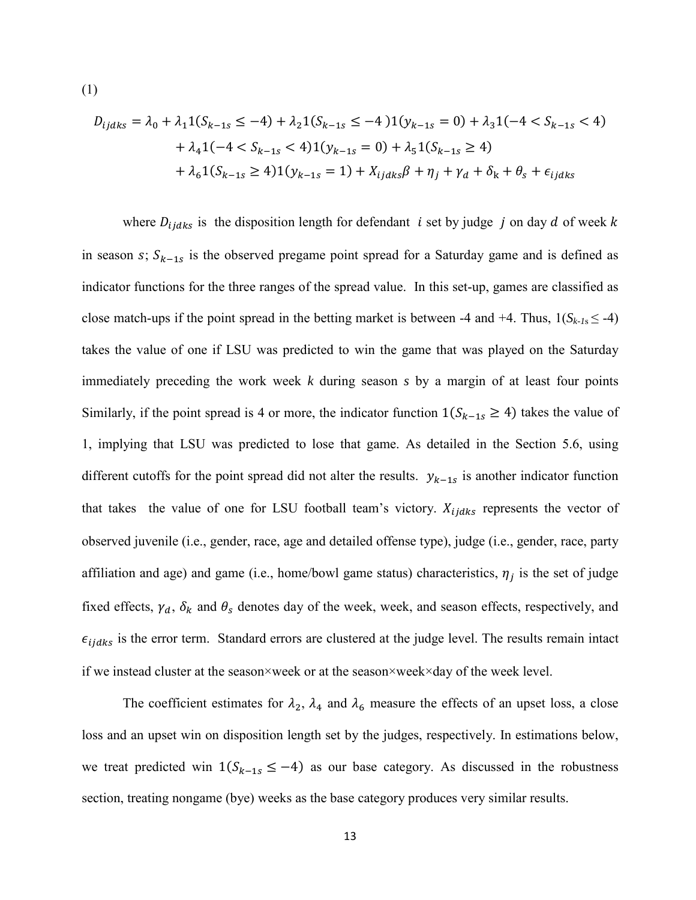(1)

$$
\begin{aligned}
D_{ijdks} = {} & \lambda_0 + \lambda_1 1(S_{k-1s} \leq -4) + \lambda_2 1(S_{k-1s} \leq -4)1(y_{k-1s} = 0) + \lambda_3 1(-4 < S_{k-1s} < 4) \\
& + \lambda_4 1(-4 < S_{k-1s} < 4)1(y_{k-1s} = 0) + \lambda_5 1(S_{k-1s} \geq 4) \\
& + \lambda_6 1(S_{k-1s} \geq 4)1(y_{k-1s} = 1) + X_{ijdks}\beta + \eta_j + \gamma_d + \delta_k + \theta_s + \epsilon_{ijdks}
\end{aligned}
$$

where $D_{ijdks}$ is the disposition length for defendant $i$ set by judge $j$ on day $d$ of week $k$ in season $s$; $S_{k-1s}$ is the observed pregame point spread for a Saturday game and is defined as indicator functions for the three ranges of the spread value. In this set-up, games are classified as close match-ups if the point spread in the betting market is between -4 and +4. Thus, $1(S_{k-1s} \leq -4)$ takes the value of one if LSU was predicted to win the game that was played on the Saturday immediately preceding the work week $k$ during season $s$ by a margin of at least four points Similarly, if the point spread is 4 or more, the indicator function $1(S_{k-1s} \geq 4)$ takes the value of 1, implying that LSU was predicted to lose that game. As detailed in the Section 5.6, using different cutoffs for the point spread did not alter the results. $y_{k-1s}$ is another indicator function that takes the value of one for LSU football team's victory. $X_{ijdks}$ represents the vector of observed juvenile (i.e., gender, race, age and detailed offense type), judge (i.e., gender, race, party affiliation and age) and game (i.e., home/bowl game status) characteristics, $\eta_j$ is the set of judge fixed effects, $\gamma_d$, $\delta_k$ and $\theta_s$ denotes day of the week, week, and season effects, respectively, and $\epsilon_{ijdks}$ is the error term. Standard errors are clustered at the judge level. The results remain intact if we instead cluster at the season×week or at the season×week×day of the week level.

The coefficient estimates for $\lambda_2$, $\lambda_4$ and $\lambda_6$ measure the effects of an upset loss, a close loss and an upset win on disposition length set by the judges, respectively. In estimations below, we treat predicted win $1(S_{k-1s} \leq -4)$ as our base category. As discussed in the robustness section, treating nongame (bye) weeks as the base category produces very similar results.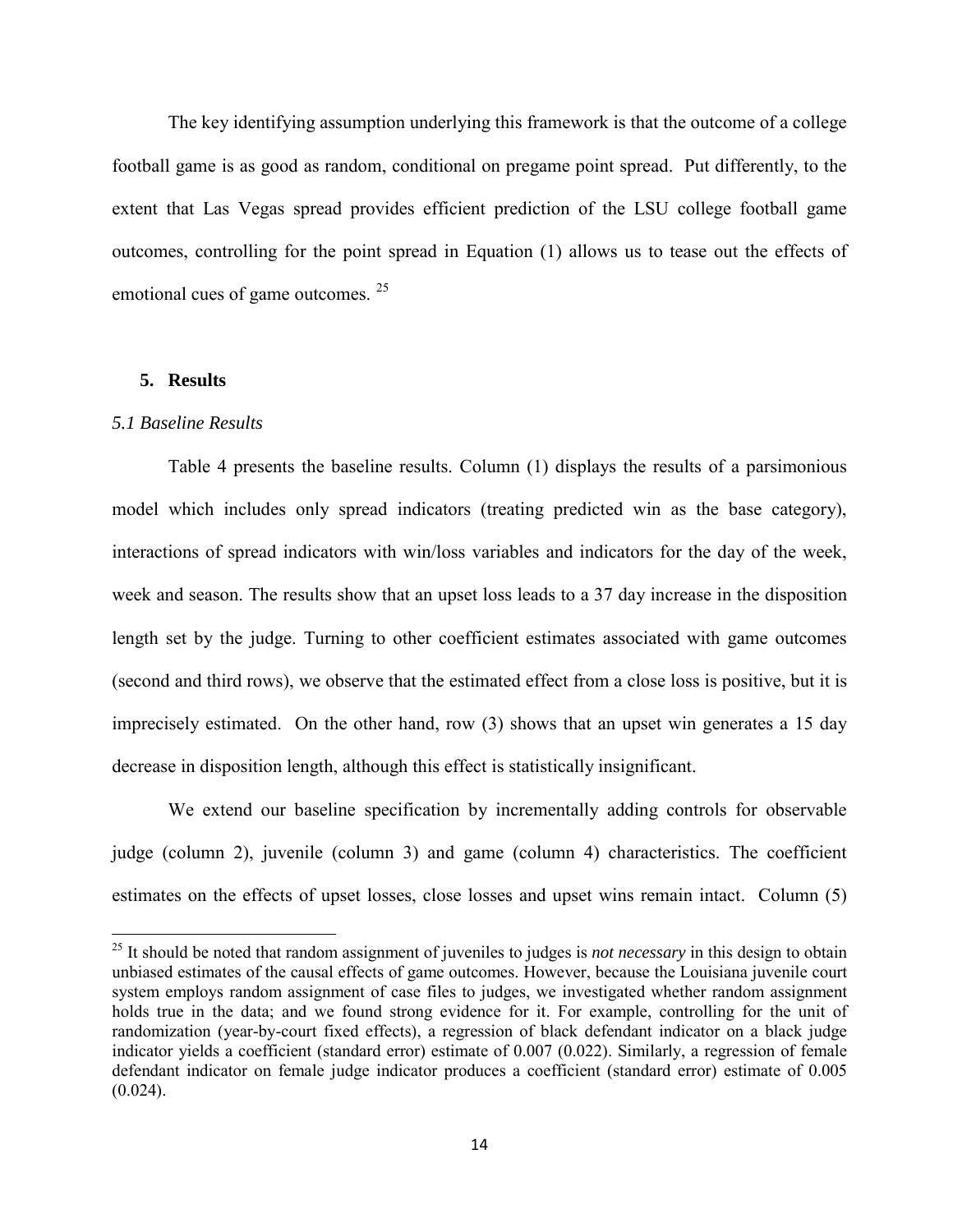The key identifying assumption underlying this framework is that the outcome of a college football game is as good as random, conditional on pregame point spread. Put differently, to the extent that Las Vegas spread provides efficient prediction of the LSU college football game outcomes, controlling for the point spread in Equation (1) allows us to tease out the effects of emotional cues of game outcomes. [25]

## 5. Results

### *5.1 Baseline Results*

Table 4 presents the baseline results. Column (1) displays the results of a parsimonious model which includes only spread indicators (treating predicted win as the base category), interactions of spread indicators with win/loss variables and indicators for the day of the week, week and season. The results show that an upset loss leads to a 37 day increase in the disposition length set by the judge. Turning to other coefficient estimates associated with game outcomes (second and third rows), we observe that the estimated effect from a close loss is positive, but it is imprecisely estimated. On the other hand, row (3) shows that an upset win generates a 15 day decrease in disposition length, although this effect is statistically insignificant.

We extend our baseline specification by incrementally adding controls for observable judge (column 2), juvenile (column 3) and game (column 4) characteristics. The coefficient estimates on the effects of upset losses, close losses and upset wins remain intact. Column (5)

---

[25] It should be noted that random assignment of juveniles to judges is *not necessary* in this design to obtain unbiased estimates of the causal effects of game outcomes. However, because the Louisiana juvenile court system employs random assignment of case files to judges, we investigated whether random assignment holds true in the data; and we found strong evidence for it. For example, controlling for the unit of randomization (year-by-court fixed effects), a regression of black defendant indicator on a black judge indicator yields a coefficient (standard error) estimate of 0.007 (0.022). Similarly, a regression of female defendant indicator on female judge indicator produces a coefficient (standard error) estimate of 0.005 (0.024).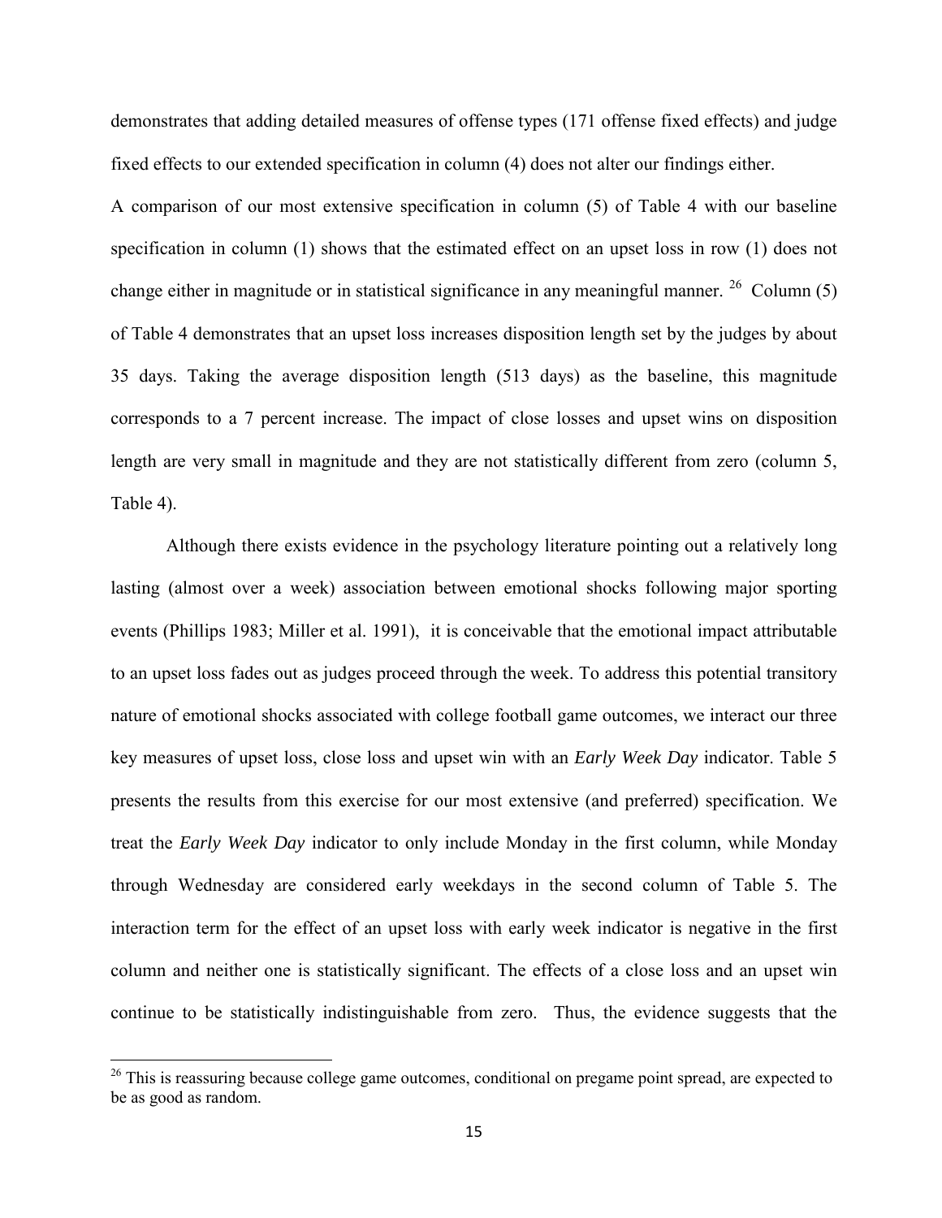demonstrates that adding detailed measures of offense types (171 offense fixed effects) and judge fixed effects to our extended specification in column (4) does not alter our findings either.

A comparison of our most extensive specification in column (5) of Table 4 with our baseline specification in column (1) shows that the estimated effect on an upset loss in row (1) does not change either in magnitude or in statistical significance in any meaningful manner. [26] Column (5) of Table 4 demonstrates that an upset loss increases disposition length set by the judges by about 35 days. Taking the average disposition length (513 days) as the baseline, this magnitude corresponds to a 7 percent increase. The impact of close losses and upset wins on disposition length are very small in magnitude and they are not statistically different from zero (column 5, Table 4).

Although there exists evidence in the psychology literature pointing out a relatively long lasting (almost over a week) association between emotional shocks following major sporting events (Phillips 1983; Miller et al. 1991), it is conceivable that the emotional impact attributable to an upset loss fades out as judges proceed through the week. To address this potential transitory nature of emotional shocks associated with college football game outcomes, we interact our three key measures of upset loss, close loss and upset win with an *Early Week Day* indicator. Table 5 presents the results from this exercise for our most extensive (and preferred) specification. We treat the *Early Week Day* indicator to only include Monday in the first column, while Monday through Wednesday are considered early weekdays in the second column of Table 5. The interaction term for the effect of an upset loss with early week indicator is negative in the first column and neither one is statistically significant. The effects of a close loss and an upset win continue to be statistically indistinguishable from zero. Thus, the evidence suggests that the

[26] This is reassuring because college game outcomes, conditional on pregame point spread, are expected to be as good as random.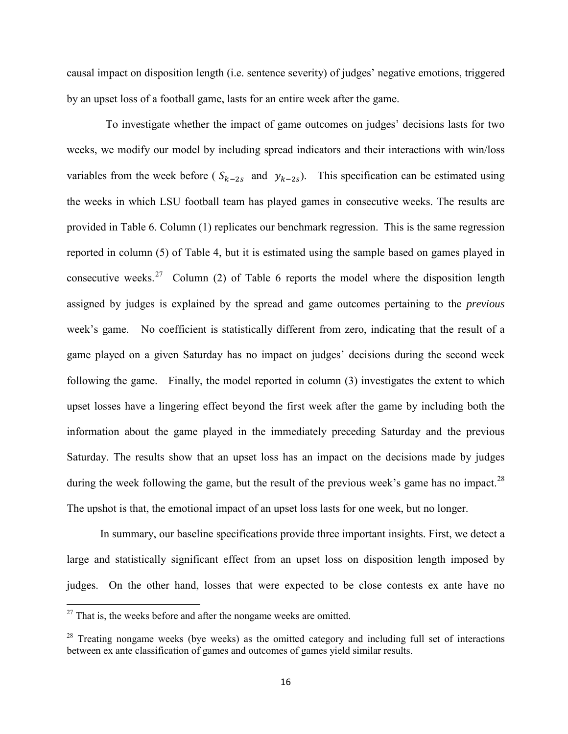causal impact on disposition length (i.e. sentence severity) of judges' negative emotions, triggered by an upset loss of a football game, lasts for an entire week after the game.

To investigate whether the impact of game outcomes on judges' decisions lasts for two weeks, we modify our model by including spread indicators and their interactions with win/loss variables from the week before ( $S_{k-2s}$ and $y_{k-2s}$). This specification can be estimated using the weeks in which LSU football team has played games in consecutive weeks. The results are provided in Table 6. Column (1) replicates our benchmark regression. This is the same regression reported in column (5) of Table 4, but it is estimated using the sample based on games played in consecutive weeks.[27] Column (2) of Table 6 reports the model where the disposition length assigned by judges is explained by the spread and game outcomes pertaining to the *previous* week's game. No coefficient is statistically different from zero, indicating that the result of a game played on a given Saturday has no impact on judges' decisions during the second week following the game. Finally, the model reported in column (3) investigates the extent to which upset losses have a lingering effect beyond the first week after the game by including both the information about the game played in the immediately preceding Saturday and the previous Saturday. The results show that an upset loss has an impact on the decisions made by judges during the week following the game, but the result of the previous week's game has no impact.[28] The upshot is that, the emotional impact of an upset loss lasts for one week, but no longer.

In summary, our baseline specifications provide three important insights. First, we detect a large and statistically significant effect from an upset loss on disposition length imposed by judges. On the other hand, losses that were expected to be close contests ex ante have no

[27] That is, the weeks before and after the nongame weeks are omitted.

[28] Treating nongame weeks (bye weeks) as the omitted category and including full set of interactions between ex ante classification of games and outcomes of games yield similar results.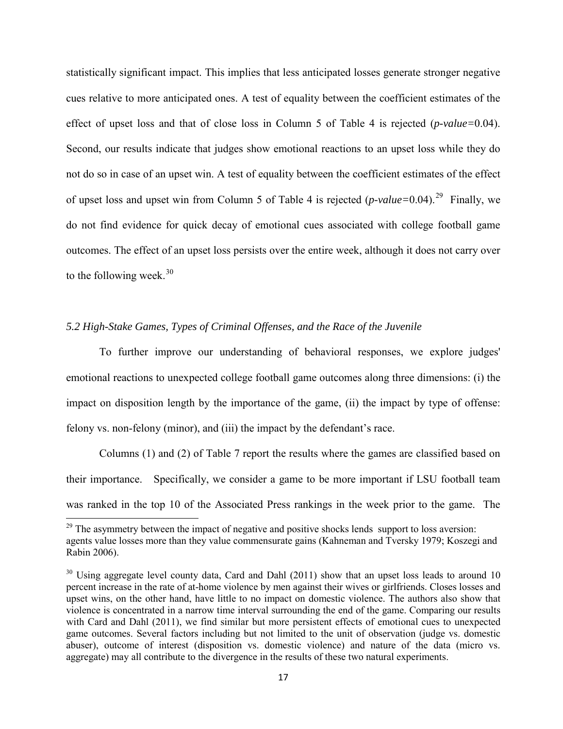statistically significant impact. This implies that less anticipated losses generate stronger negative cues relative to more anticipated ones. A test of equality between the coefficient estimates of the effect of upset loss and that of close loss in Column 5 of Table 4 is rejected (*p-value*=0.04). Second, our results indicate that judges show emotional reactions to an upset loss while they do not do so in case of an upset win. A test of equality between the coefficient estimates of the effect of upset loss and upset win from Column 5 of Table 4 is rejected (*p-value*=0.04).[29] Finally, we do not find evidence for quick decay of emotional cues associated with college football game outcomes. The effect of an upset loss persists over the entire week, although it does not carry over to the following week.[30]

### *5.2 High-Stake Games, Types of Criminal Offenses, and the Race of the Juvenile*

To further improve our understanding of behavioral responses, we explore judges' emotional reactions to unexpected college football game outcomes along three dimensions: (i) the impact on disposition length by the importance of the game, (ii) the impact by type of offense: felony vs. non-felony (minor), and (iii) the impact by the defendant's race.

Columns (1) and (2) of Table 7 report the results where the games are classified based on their importance. Specifically, we consider a game to be more important if LSU football team was ranked in the top 10 of the Associated Press rankings in the week prior to the game. The

---

[29] The asymmetry between the impact of negative and positive shocks lends support to loss aversion: agents value losses more than they value commensurate gains (Kahneman and Tversky 1979; Koszegi and Rabin 2006).

[30] Using aggregate level county data, Card and Dahl (2011) show that an upset loss leads to around 10 percent increase in the rate of at-home violence by men against their wives or girlfriends. Closes losses and upset wins, on the other hand, have little to no impact on domestic violence. The authors also show that violence is concentrated in a narrow time interval surrounding the end of the game. Comparing our results with Card and Dahl (2011), we find similar but more persistent effects of emotional cues to unexpected game outcomes. Several factors including but not limited to the unit of observation (judge vs. domestic abuser), outcome of interest (disposition vs. domestic violence) and nature of the data (micro vs. aggregate) may all contribute to the divergence in the results of these two natural experiments.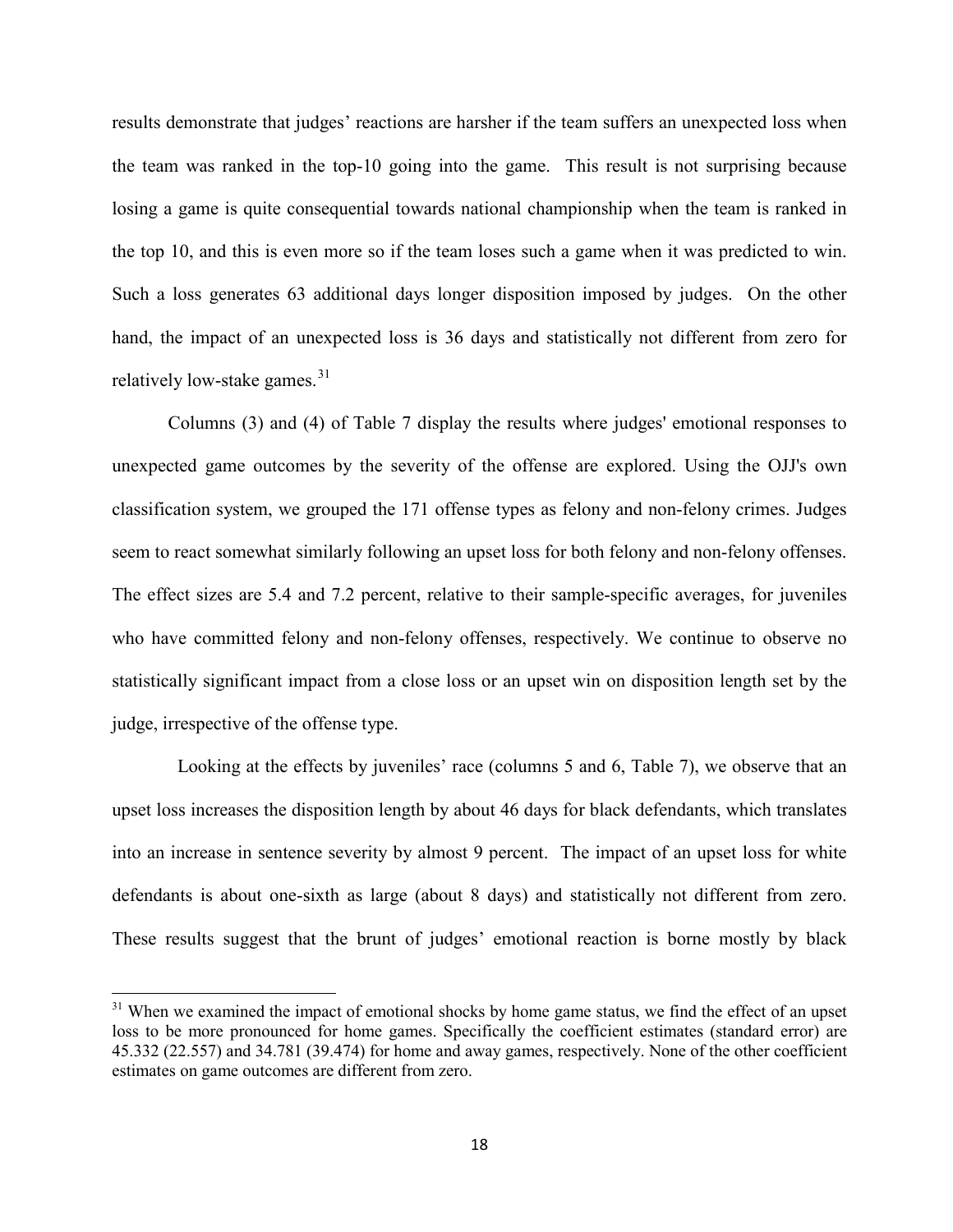results demonstrate that judges' reactions are harsher if the team suffers an unexpected loss when the team was ranked in the top-10 going into the game. This result is not surprising because losing a game is quite consequential towards national championship when the team is ranked in the top 10, and this is even more so if the team loses such a game when it was predicted to win. Such a loss generates 63 additional days longer disposition imposed by judges. On the other hand, the impact of an unexpected loss is 36 days and statistically not different from zero for relatively low-stake games.[31]

Columns (3) and (4) of Table 7 display the results where judges' emotional responses to unexpected game outcomes by the severity of the offense are explored. Using the OJJ's own classification system, we grouped the 171 offense types as felony and non-felony crimes. Judges seem to react somewhat similarly following an upset loss for both felony and non-felony offenses. The effect sizes are 5.4 and 7.2 percent, relative to their sample-specific averages, for juveniles who have committed felony and non-felony offenses, respectively. We continue to observe no statistically significant impact from a close loss or an upset win on disposition length set by the judge, irrespective of the offense type.

Looking at the effects by juveniles' race (columns 5 and 6, Table 7), we observe that an upset loss increases the disposition length by about 46 days for black defendants, which translates into an increase in sentence severity by almost 9 percent. The impact of an upset loss for white defendants is about one-sixth as large (about 8 days) and statistically not different from zero. These results suggest that the brunt of judges' emotional reaction is borne mostly by black

---

[31] When we examined the impact of emotional shocks by home game status, we find the effect of an upset loss to be more pronounced for home games. Specifically the coefficient estimates (standard error) are 45.332 (22.557) and 34.781 (39.474) for home and away games, respectively. None of the other coefficient estimates on game outcomes are different from zero.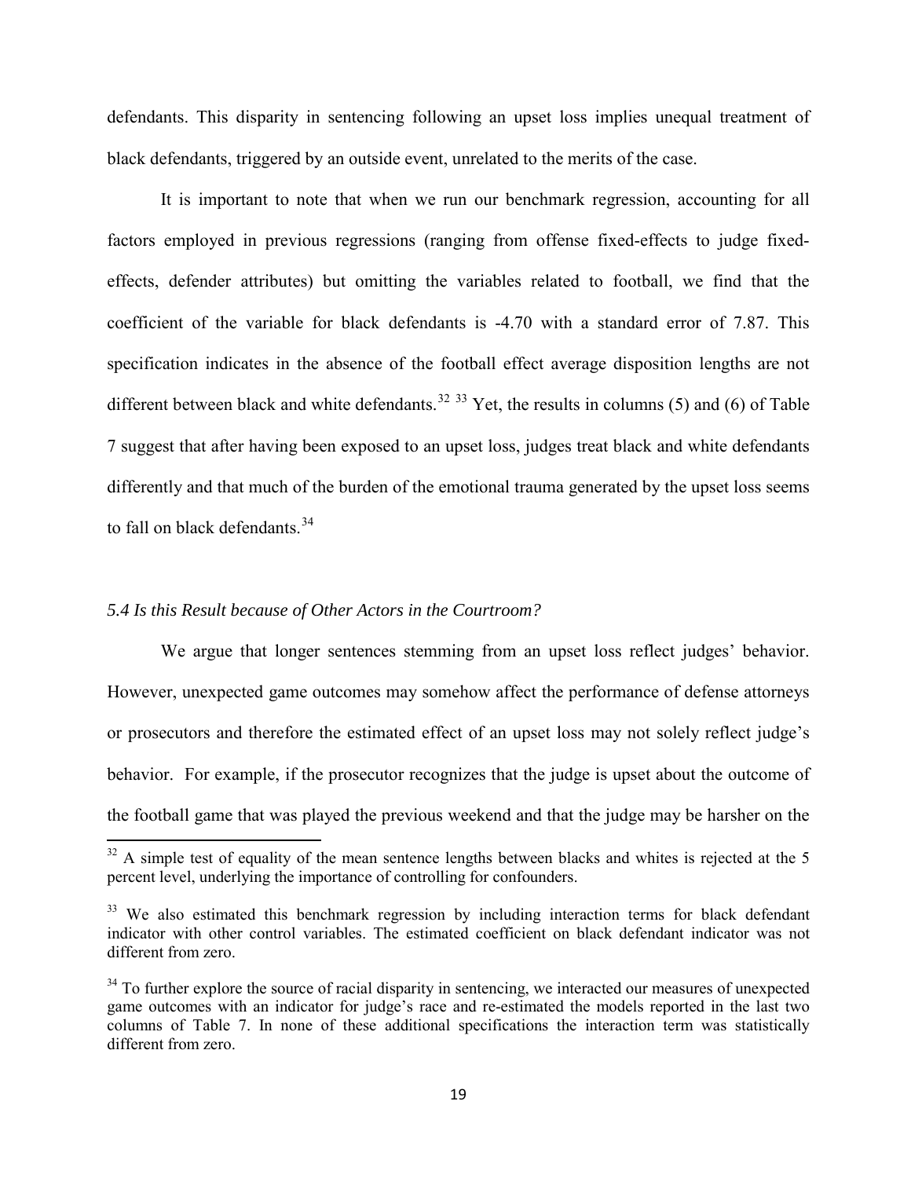defendants. This disparity in sentencing following an upset loss implies unequal treatment of black defendants, triggered by an outside event, unrelated to the merits of the case.

It is important to note that when we run our benchmark regression, accounting for all factors employed in previous regressions (ranging from offense fixed-effects to judge fixed-effects, defender attributes) but omitting the variables related to football, we find that the coefficient of the variable for black defendants is -4.70 with a standard error of 7.87. This specification indicates in the absence of the football effect average disposition lengths are not different between black and white defendants.[32] [33] Yet, the results in columns (5) and (6) of Table 7 suggest that after having been exposed to an upset loss, judges treat black and white defendants differently and that much of the burden of the emotional trauma generated by the upset loss seems to fall on black defendants.[34]

### *5.4 Is this Result because of Other Actors in the Courtroom?*

We argue that longer sentences stemming from an upset loss reflect judges' behavior. However, unexpected game outcomes may somehow affect the performance of defense attorneys or prosecutors and therefore the estimated effect of an upset loss may not solely reflect judge's behavior. For example, if the prosecutor recognizes that the judge is upset about the outcome of the football game that was played the previous weekend and that the judge may be harsher on the

---

[32] A simple test of equality of the mean sentence lengths between blacks and whites is rejected at the 5 percent level, underlying the importance of controlling for confounders.

[33] We also estimated this benchmark regression by including interaction terms for black defendant indicator with other control variables. The estimated coefficient on black defendant indicator was not different from zero.

[34] To further explore the source of racial disparity in sentencing, we interacted our measures of unexpected game outcomes with an indicator for judge's race and re-estimated the models reported in the last two columns of Table 7. In none of these additional specifications the interaction term was statistically different from zero.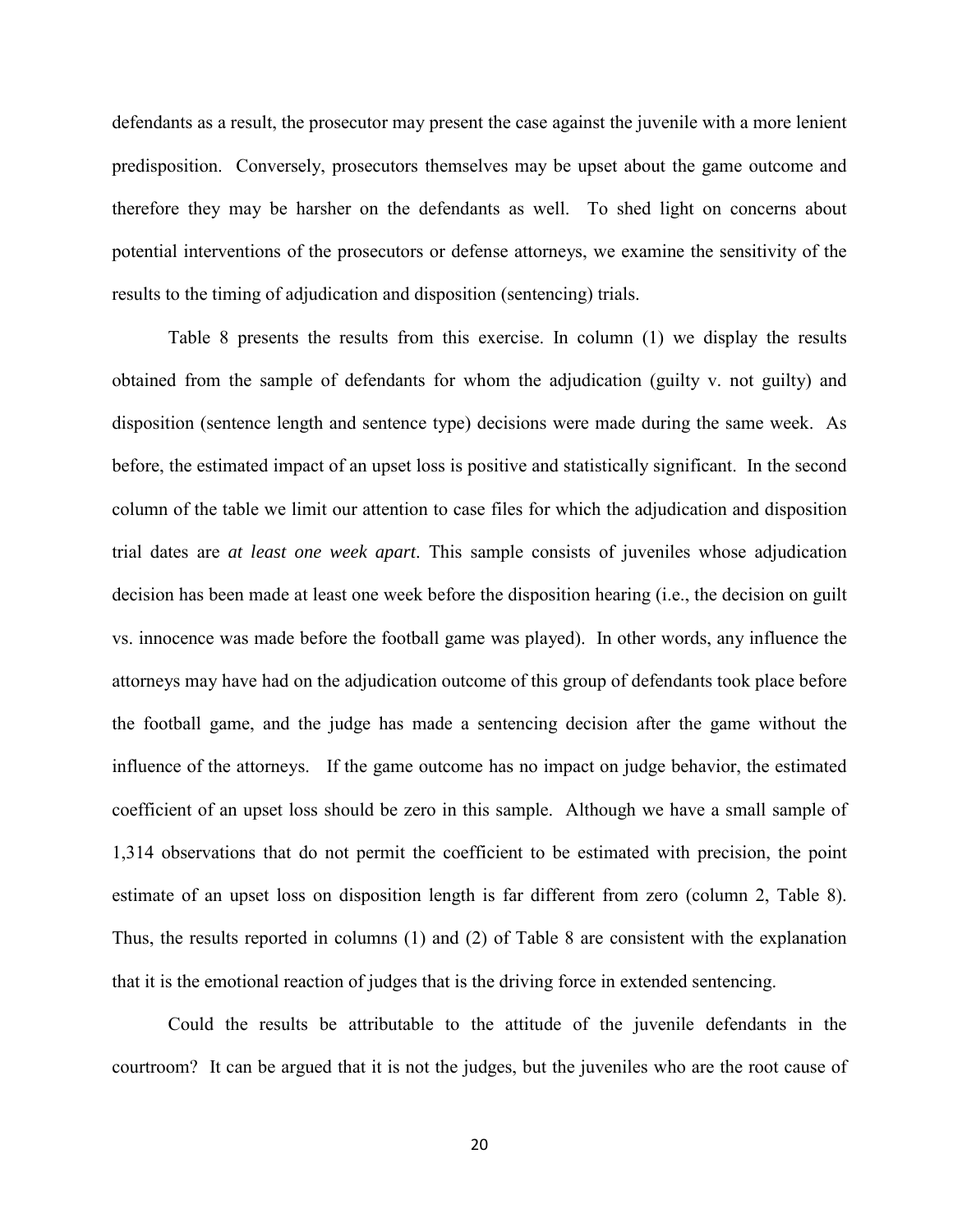defendants as a result, the prosecutor may present the case against the juvenile with a more lenient predisposition. Conversely, prosecutors themselves may be upset about the game outcome and therefore they may be harsher on the defendants as well. To shed light on concerns about potential interventions of the prosecutors or defense attorneys, we examine the sensitivity of the results to the timing of adjudication and disposition (sentencing) trials.

Table 8 presents the results from this exercise. In column (1) we display the results obtained from the sample of defendants for whom the adjudication (guilty v. not guilty) and disposition (sentence length and sentence type) decisions were made during the same week. As before, the estimated impact of an upset loss is positive and statistically significant. In the second column of the table we limit our attention to case files for which the adjudication and disposition trial dates are *at least one week apart*. This sample consists of juveniles whose adjudication decision has been made at least one week before the disposition hearing (i.e., the decision on guilt vs. innocence was made before the football game was played). In other words, any influence the attorneys may have had on the adjudication outcome of this group of defendants took place before the football game, and the judge has made a sentencing decision after the game without the influence of the attorneys. If the game outcome has no impact on judge behavior, the estimated coefficient of an upset loss should be zero in this sample. Although we have a small sample of 1,314 observations that do not permit the coefficient to be estimated with precision, the point estimate of an upset loss on disposition length is far different from zero (column 2, Table 8). Thus, the results reported in columns (1) and (2) of Table 8 are consistent with the explanation that it is the emotional reaction of judges that is the driving force in extended sentencing.

Could the results be attributable to the attitude of the juvenile defendants in the courtroom? It can be argued that it is not the judges, but the juveniles who are the root cause of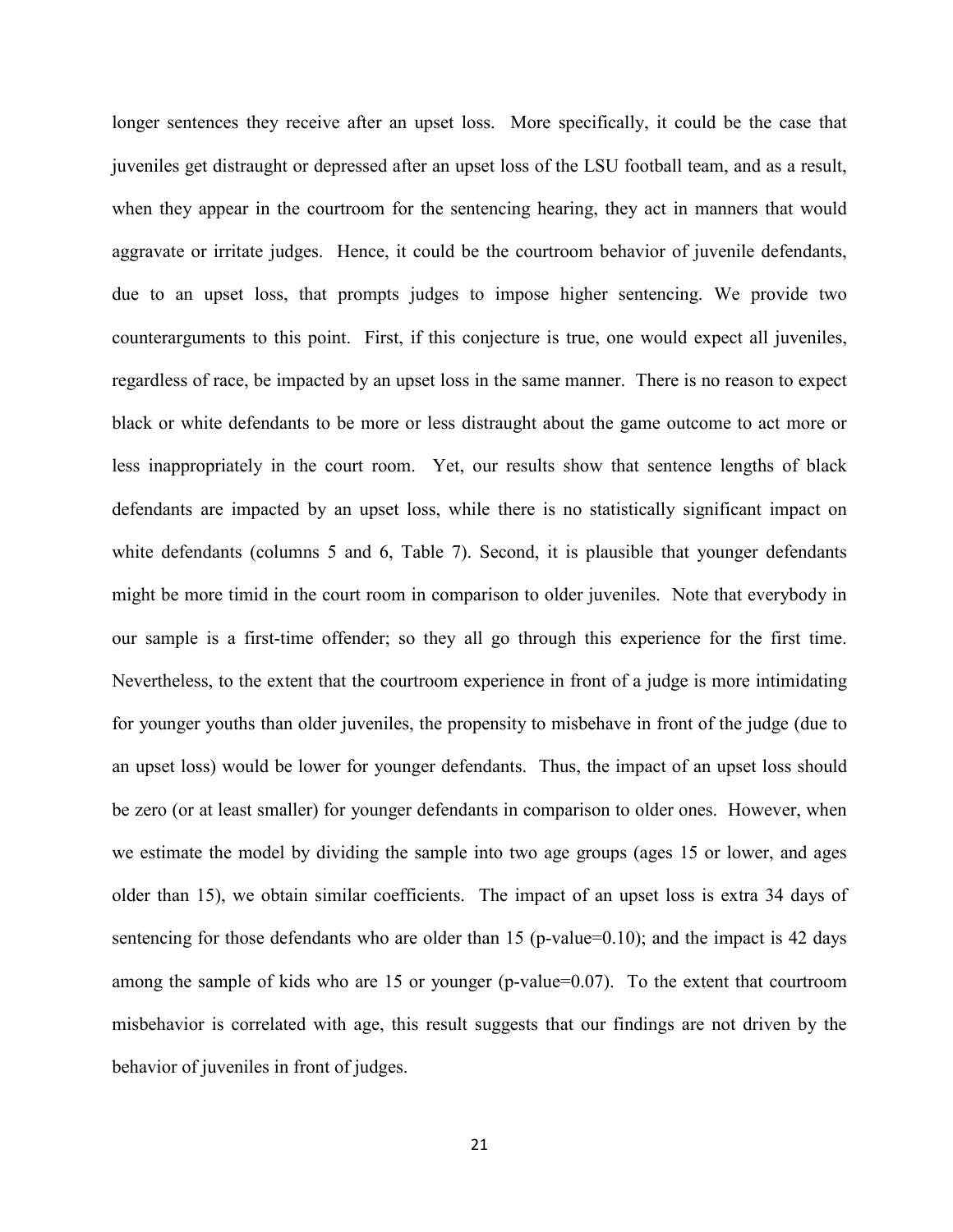longer sentences they receive after an upset loss. More specifically, it could be the case that juveniles get distraught or depressed after an upset loss of the LSU football team, and as a result, when they appear in the courtroom for the sentencing hearing, they act in manners that would aggravate or irritate judges. Hence, it could be the courtroom behavior of juvenile defendants, due to an upset loss, that prompts judges to impose higher sentencing. We provide two counterarguments to this point. First, if this conjecture is true, one would expect all juveniles, regardless of race, be impacted by an upset loss in the same manner. There is no reason to expect black or white defendants to be more or less distraught about the game outcome to act more or less inappropriately in the court room. Yet, our results show that sentence lengths of black defendants are impacted by an upset loss, while there is no statistically significant impact on white defendants (columns 5 and 6, Table 7). Second, it is plausible that younger defendants might be more timid in the court room in comparison to older juveniles. Note that everybody in our sample is a first-time offender; so they all go through this experience for the first time. Nevertheless, to the extent that the courtroom experience in front of a judge is more intimidating for younger youths than older juveniles, the propensity to misbehave in front of the judge (due to an upset loss) would be lower for younger defendants. Thus, the impact of an upset loss should be zero (or at least smaller) for younger defendants in comparison to older ones. However, when we estimate the model by dividing the sample into two age groups (ages 15 or lower, and ages older than 15), we obtain similar coefficients. The impact of an upset loss is extra 34 days of sentencing for those defendants who are older than 15 (p-value=0.10); and the impact is 42 days among the sample of kids who are 15 or younger (p-value=0.07). To the extent that courtroom misbehavior is correlated with age, this result suggests that our findings are not driven by the behavior of juveniles in front of judges.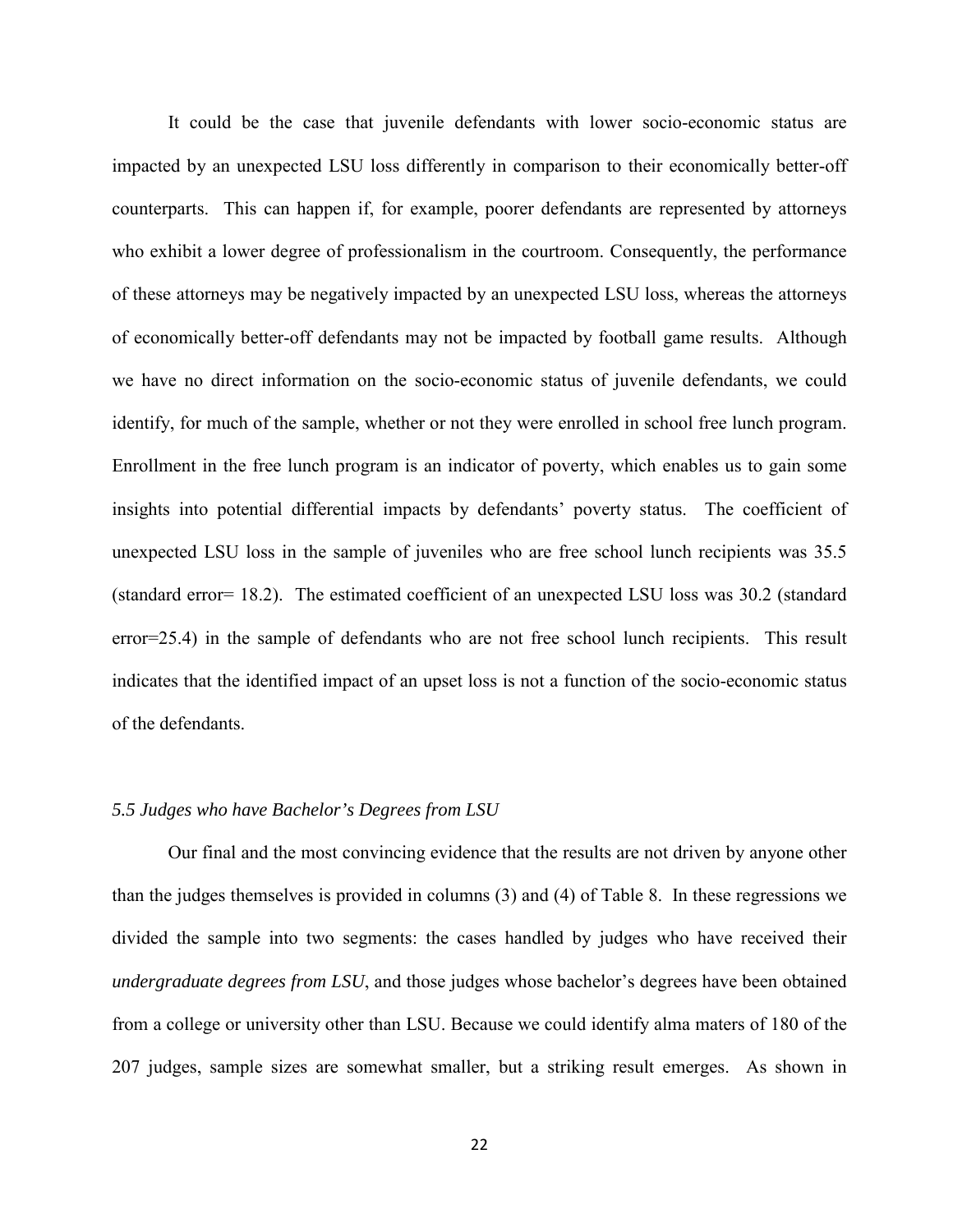It could be the case that juvenile defendants with lower socio-economic status are impacted by an unexpected LSU loss differently in comparison to their economically better-off counterparts. This can happen if, for example, poorer defendants are represented by attorneys who exhibit a lower degree of professionalism in the courtroom. Consequently, the performance of these attorneys may be negatively impacted by an unexpected LSU loss, whereas the attorneys of economically better-off defendants may not be impacted by football game results. Although we have no direct information on the socio-economic status of juvenile defendants, we could identify, for much of the sample, whether or not they were enrolled in school free lunch program. Enrollment in the free lunch program is an indicator of poverty, which enables us to gain some insights into potential differential impacts by defendants' poverty status. The coefficient of unexpected LSU loss in the sample of juveniles who are free school lunch recipients was 35.5 (standard error= 18.2). The estimated coefficient of an unexpected LSU loss was 30.2 (standard error=25.4) in the sample of defendants who are not free school lunch recipients. This result indicates that the identified impact of an upset loss is not a function of the socio-economic status of the defendants.

### *5.5 Judges who have Bachelor's Degrees from LSU*

Our final and the most convincing evidence that the results are not driven by anyone other than the judges themselves is provided in columns (3) and (4) of Table 8. In these regressions we divided the sample into two segments: the cases handled by judges who have received their *undergraduate degrees from LSU*, and those judges whose bachelor's degrees have been obtained from a college or university other than LSU. Because we could identify alma maters of 180 of the 207 judges, sample sizes are somewhat smaller, but a striking result emerges. As shown in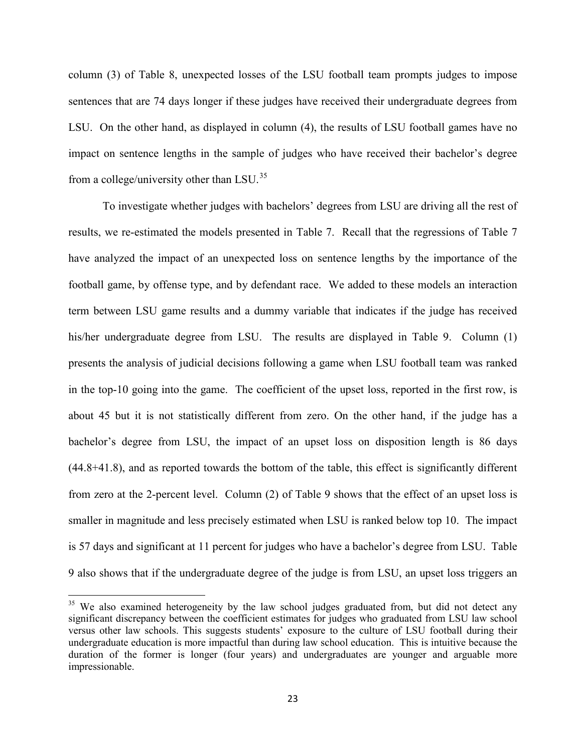column (3) of Table 8, unexpected losses of the LSU football team prompts judges to impose sentences that are 74 days longer if these judges have received their undergraduate degrees from LSU. On the other hand, as displayed in column (4), the results of LSU football games have no impact on sentence lengths in the sample of judges who have received their bachelor's degree from a college/university other than LSU.[35]

To investigate whether judges with bachelors' degrees from LSU are driving all the rest of results, we re-estimated the models presented in Table 7. Recall that the regressions of Table 7 have analyzed the impact of an unexpected loss on sentence lengths by the importance of the football game, by offense type, and by defendant race. We added to these models an interaction term between LSU game results and a dummy variable that indicates if the judge has received his/her undergraduate degree from LSU. The results are displayed in Table 9. Column (1) presents the analysis of judicial decisions following a game when LSU football team was ranked in the top-10 going into the game. The coefficient of the upset loss, reported in the first row, is about 45 but it is not statistically different from zero. On the other hand, if the judge has a bachelor's degree from LSU, the impact of an upset loss on disposition length is 86 days (44.8+41.8), and as reported towards the bottom of the table, this effect is significantly different from zero at the 2-percent level. Column (2) of Table 9 shows that the effect of an upset loss is smaller in magnitude and less precisely estimated when LSU is ranked below top 10. The impact is 57 days and significant at 11 percent for judges who have a bachelor's degree from LSU. Table 9 also shows that if the undergraduate degree of the judge is from LSU, an upset loss triggers an

[35] We also examined heterogeneity by the law school judges graduated from, but did not detect any significant discrepancy between the coefficient estimates for judges who graduated from LSU law school versus other law schools. This suggests students' exposure to the culture of LSU football during their undergraduate education is more impactful than during law school education. This is intuitive because the duration of the former is longer (four years) and undergraduates are younger and arguable more impressionable.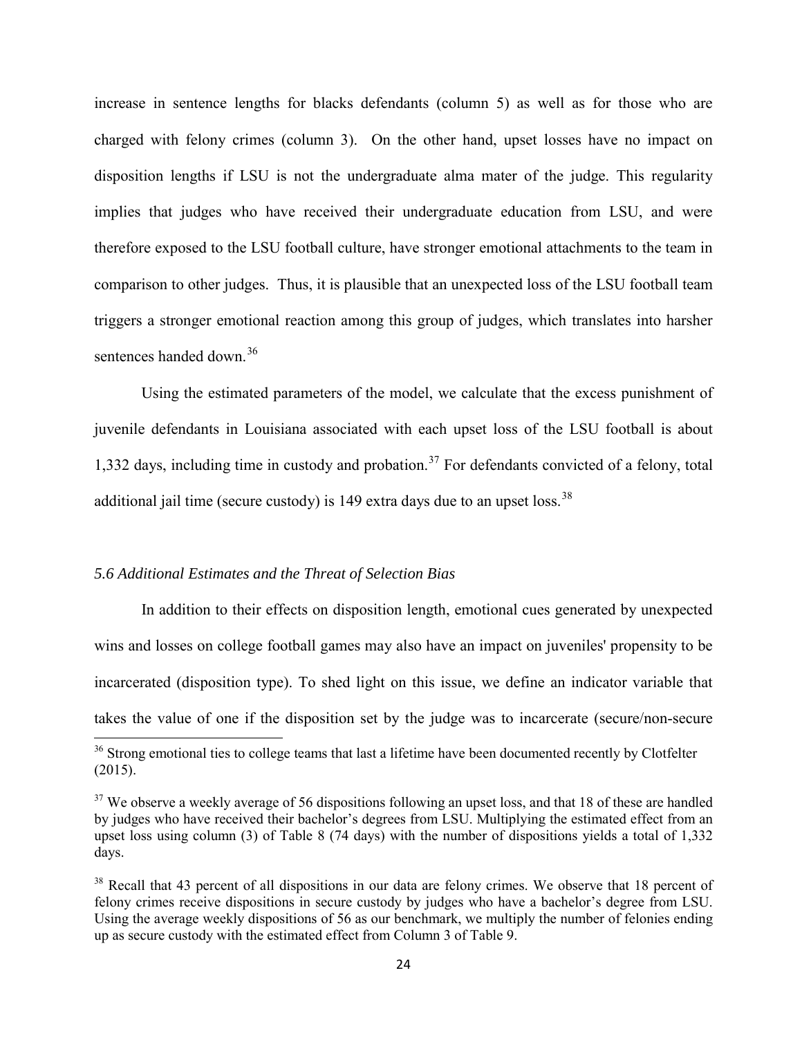increase in sentence lengths for blacks defendants (column 5) as well as for those who are charged with felony crimes (column 3). On the other hand, upset losses have no impact on disposition lengths if LSU is not the undergraduate alma mater of the judge. This regularity implies that judges who have received their undergraduate education from LSU, and were therefore exposed to the LSU football culture, have stronger emotional attachments to the team in comparison to other judges. Thus, it is plausible that an unexpected loss of the LSU football team triggers a stronger emotional reaction among this group of judges, which translates into harsher sentences handed down.[36]

Using the estimated parameters of the model, we calculate that the excess punishment of juvenile defendants in Louisiana associated with each upset loss of the LSU football is about 1,332 days, including time in custody and probation.[37] For defendants convicted of a felony, total additional jail time (secure custody) is 149 extra days due to an upset loss.[38]

### *5.6 Additional Estimates and the Threat of Selection Bias*

In addition to their effects on disposition length, emotional cues generated by unexpected wins and losses on college football games may also have an impact on juveniles' propensity to be incarcerated (disposition type). To shed light on this issue, we define an indicator variable that takes the value of one if the disposition set by the judge was to incarcerate (secure/non-secure

---

[36] Strong emotional ties to college teams that last a lifetime have been documented recently by Clotfelter (2015).

[37] We observe a weekly average of 56 dispositions following an upset loss, and that 18 of these are handled by judges who have received their bachelor's degrees from LSU. Multiplying the estimated effect from an upset loss using column (3) of Table 8 (74 days) with the number of dispositions yields a total of 1,332 days.

[38] Recall that 43 percent of all dispositions in our data are felony crimes. We observe that 18 percent of felony crimes receive dispositions in secure custody by judges who have a bachelor's degree from LSU. Using the average weekly dispositions of 56 as our benchmark, we multiply the number of felonies ending up as secure custody with the estimated effect from Column 3 of Table 9.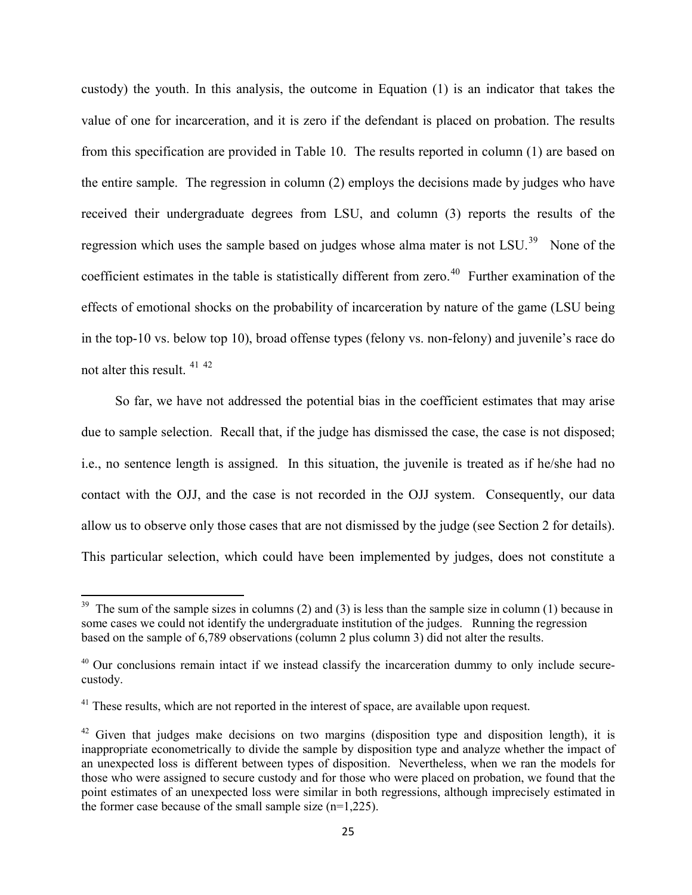custody) the youth. In this analysis, the outcome in Equation (1) is an indicator that takes the value of one for incarceration, and it is zero if the defendant is placed on probation. The results from this specification are provided in Table 10. The results reported in column (1) are based on the entire sample. The regression in column (2) employs the decisions made by judges who have received their undergraduate degrees from LSU, and column (3) reports the results of the regression which uses the sample based on judges whose alma mater is not LSU.[39] None of the coefficient estimates in the table is statistically different from zero.[40] Further examination of the effects of emotional shocks on the probability of incarceration by nature of the game (LSU being in the top-10 vs. below top 10), broad offense types (felony vs. non-felony) and juvenile's race do not alter this result. [41] [42]

So far, we have not addressed the potential bias in the coefficient estimates that may arise due to sample selection. Recall that, if the judge has dismissed the case, the case is not disposed; i.e., no sentence length is assigned. In this situation, the juvenile is treated as if he/she had no contact with the OJJ, and the case is not recorded in the OJJ system. Consequently, our data allow us to observe only those cases that are not dismissed by the judge (see Section 2 for details). This particular selection, which could have been implemented by judges, does not constitute a

[39] The sum of the sample sizes in columns (2) and (3) is less than the sample size in column (1) because in some cases we could not identify the undergraduate institution of the judges. Running the regression based on the sample of 6,789 observations (column 2 plus column 3) did not alter the results.

[40] Our conclusions remain intact if we instead classify the incarceration dummy to only include secure-custody.

[41] These results, which are not reported in the interest of space, are available upon request.

[42] Given that judges make decisions on two margins (disposition type and disposition length), it is inappropriate econometrically to divide the sample by disposition type and analyze whether the impact of an unexpected loss is different between types of disposition. Nevertheless, when we ran the models for those who were assigned to secure custody and for those who were placed on probation, we found that the point estimates of an unexpected loss were similar in both regressions, although imprecisely estimated in the former case because of the small sample size (n=1,225).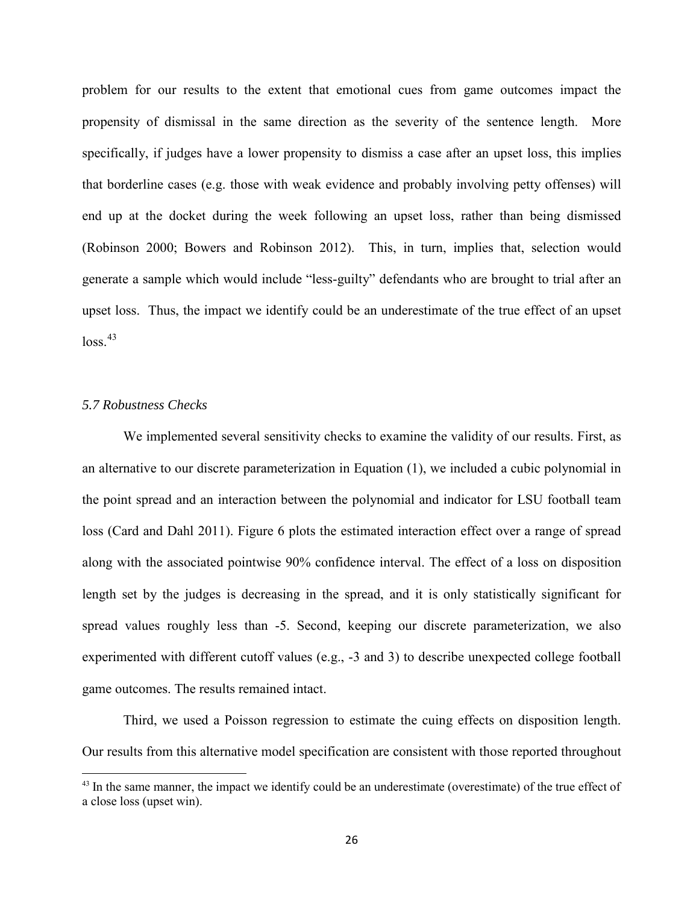problem for our results to the extent that emotional cues from game outcomes impact the propensity of dismissal in the same direction as the severity of the sentence length. More specifically, if judges have a lower propensity to dismiss a case after an upset loss, this implies that borderline cases (e.g. those with weak evidence and probably involving petty offenses) will end up at the docket during the week following an upset loss, rather than being dismissed (Robinson 2000; Bowers and Robinson 2012). This, in turn, implies that, selection would generate a sample which would include "less-guilty" defendants who are brought to trial after an upset loss. Thus, the impact we identify could be an underestimate of the true effect of an upset loss.[43]

### *5.7 Robustness Checks*

We implemented several sensitivity checks to examine the validity of our results. First, as an alternative to our discrete parameterization in Equation (1), we included a cubic polynomial in the point spread and an interaction between the polynomial and indicator for LSU football team loss (Card and Dahl 2011). Figure 6 plots the estimated interaction effect over a range of spread along with the associated pointwise 90% confidence interval. The effect of a loss on disposition length set by the judges is decreasing in the spread, and it is only statistically significant for spread values roughly less than -5. Second, keeping our discrete parameterization, we also experimented with different cutoff values (e.g., -3 and 3) to describe unexpected college football game outcomes. The results remained intact.

Third, we used a Poisson regression to estimate the cuing effects on disposition length. Our results from this alternative model specification are consistent with those reported throughout

[43] In the same manner, the impact we identify could be an underestimate (overestimate) of the true effect of a close loss (upset win).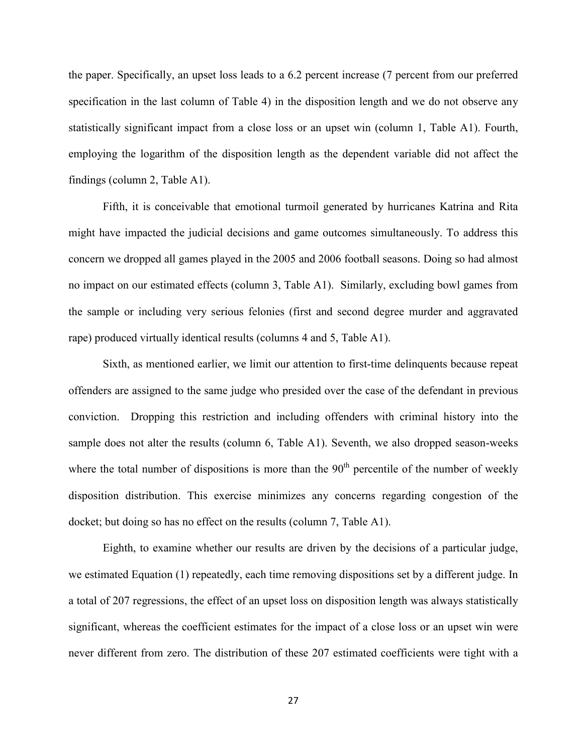the paper. Specifically, an upset loss leads to a 6.2 percent increase (7 percent from our preferred specification in the last column of Table 4) in the disposition length and we do not observe any statistically significant impact from a close loss or an upset win (column 1, Table A1). Fourth, employing the logarithm of the disposition length as the dependent variable did not affect the findings (column 2, Table A1).

Fifth, it is conceivable that emotional turmoil generated by hurricanes Katrina and Rita might have impacted the judicial decisions and game outcomes simultaneously. To address this concern we dropped all games played in the 2005 and 2006 football seasons. Doing so had almost no impact on our estimated effects (column 3, Table A1). Similarly, excluding bowl games from the sample or including very serious felonies (first and second degree murder and aggravated rape) produced virtually identical results (columns 4 and 5, Table A1).

Sixth, as mentioned earlier, we limit our attention to first-time delinquents because repeat offenders are assigned to the same judge who presided over the case of the defendant in previous conviction. Dropping this restriction and including offenders with criminal history into the sample does not alter the results (column 6, Table A1). Seventh, we also dropped season-weeks where the total number of dispositions is more than the 90$^{th}$ percentile of the number of weekly disposition distribution. This exercise minimizes any concerns regarding congestion of the docket; but doing so has no effect on the results (column 7, Table A1).

Eighth, to examine whether our results are driven by the decisions of a particular judge, we estimated Equation (1) repeatedly, each time removing dispositions set by a different judge. In a total of 207 regressions, the effect of an upset loss on disposition length was always statistically significant, whereas the coefficient estimates for the impact of a close loss or an upset win were never different from zero. The distribution of these 207 estimated coefficients were tight with a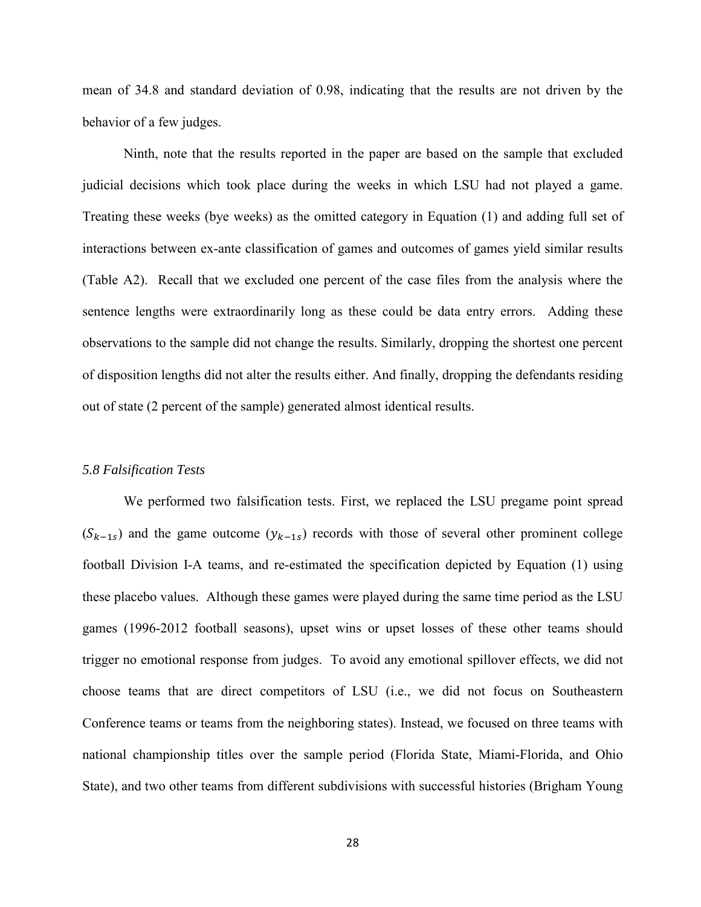mean of 34.8 and standard deviation of 0.98, indicating that the results are not driven by the behavior of a few judges.

Ninth, note that the results reported in the paper are based on the sample that excluded judicial decisions which took place during the weeks in which LSU had not played a game. Treating these weeks (bye weeks) as the omitted category in Equation (1) and adding full set of interactions between ex-ante classification of games and outcomes of games yield similar results (Table A2). Recall that we excluded one percent of the case files from the analysis where the sentence lengths were extraordinarily long as these could be data entry errors. Adding these observations to the sample did not change the results. Similarly, dropping the shortest one percent of disposition lengths did not alter the results either. And finally, dropping the defendants residing out of state (2 percent of the sample) generated almost identical results.

### *5.8 Falsification Tests*

We performed two falsification tests. First, we replaced the LSU pregame point spread ($S_{k-1s}$) and the game outcome ($y_{k-1s}$) records with those of several other prominent college football Division I-A teams, and re-estimated the specification depicted by Equation (1) using these placebo values. Although these games were played during the same time period as the LSU games (1996-2012 football seasons), upset wins or upset losses of these other teams should trigger no emotional response from judges. To avoid any emotional spillover effects, we did not choose teams that are direct competitors of LSU (i.e., we did not focus on Southeastern Conference teams or teams from the neighboring states). Instead, we focused on three teams with national championship titles over the sample period (Florida State, Miami-Florida, and Ohio State), and two other teams from different subdivisions with successful histories (Brigham Young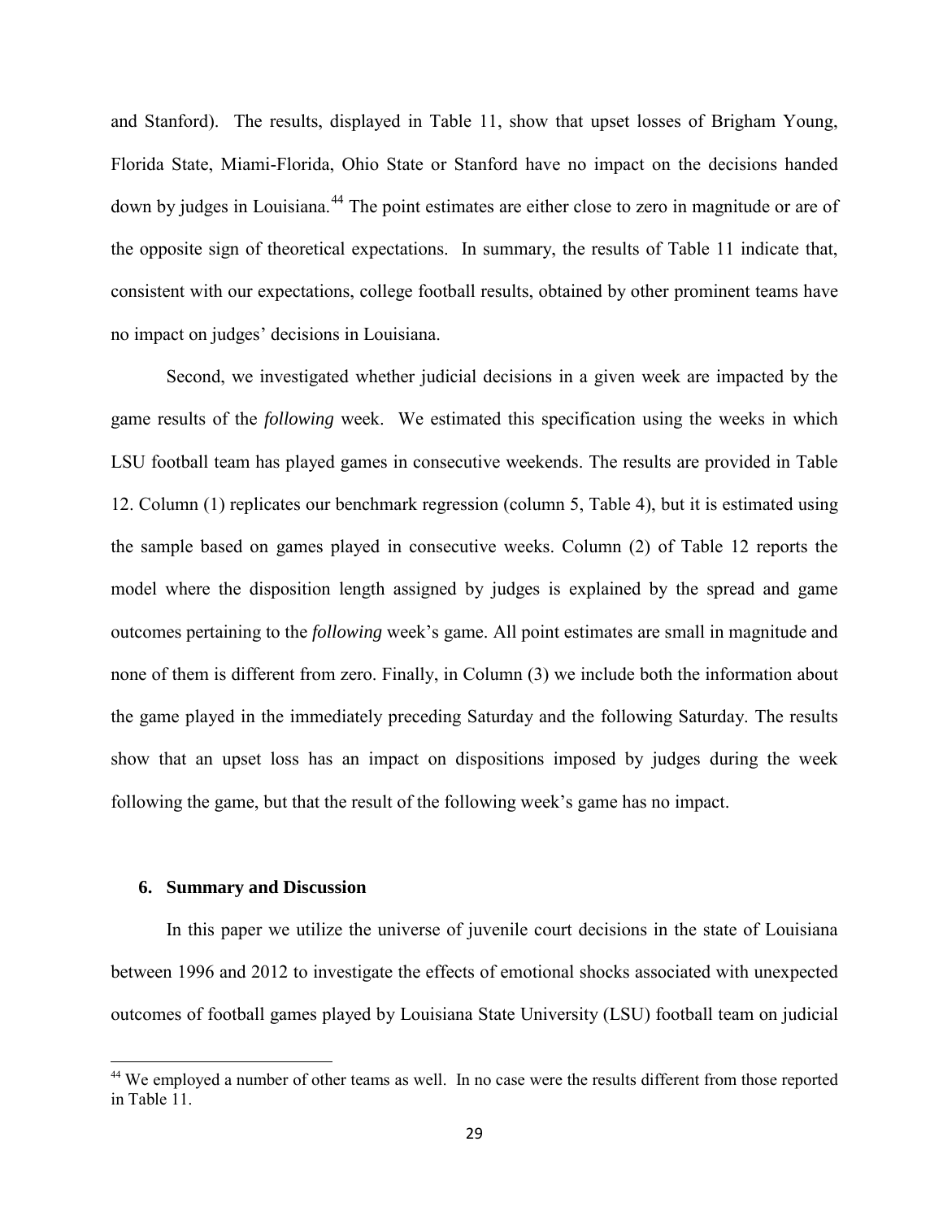and Stanford). The results, displayed in Table 11, show that upset losses of Brigham Young, Florida State, Miami-Florida, Ohio State or Stanford have no impact on the decisions handed down by judges in Louisiana.[44] The point estimates are either close to zero in magnitude or are of the opposite sign of theoretical expectations. In summary, the results of Table 11 indicate that, consistent with our expectations, college football results, obtained by other prominent teams have no impact on judges' decisions in Louisiana.

Second, we investigated whether judicial decisions in a given week are impacted by the game results of the *following* week. We estimated this specification using the weeks in which LSU football team has played games in consecutive weekends. The results are provided in Table 12. Column (1) replicates our benchmark regression (column 5, Table 4), but it is estimated using the sample based on games played in consecutive weeks. Column (2) of Table 12 reports the model where the disposition length assigned by judges is explained by the spread and game outcomes pertaining to the *following* week's game. All point estimates are small in magnitude and none of them is different from zero. Finally, in Column (3) we include both the information about the game played in the immediately preceding Saturday and the following Saturday. The results show that an upset loss has an impact on dispositions imposed by judges during the week following the game, but that the result of the following week's game has no impact.

## 6. Summary and Discussion

In this paper we utilize the universe of juvenile court decisions in the state of Louisiana between 1996 and 2012 to investigate the effects of emotional shocks associated with unexpected outcomes of football games played by Louisiana State University (LSU) football team on judicial

[44] We employed a number of other teams as well. In no case were the results different from those reported in Table 11.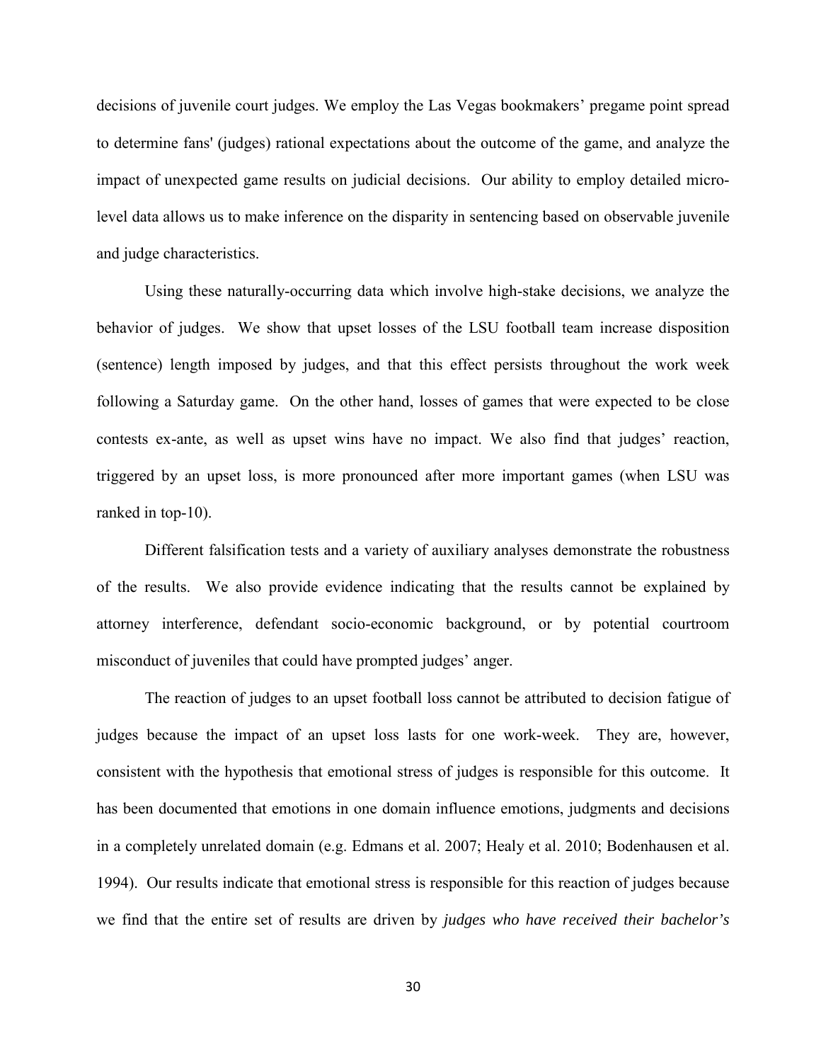decisions of juvenile court judges. We employ the Las Vegas bookmakers' pregame point spread to determine fans' (judges) rational expectations about the outcome of the game, and analyze the impact of unexpected game results on judicial decisions. Our ability to employ detailed micro-level data allows us to make inference on the disparity in sentencing based on observable juvenile and judge characteristics.

Using these naturally-occurring data which involve high-stake decisions, we analyze the behavior of judges. We show that upset losses of the LSU football team increase disposition (sentence) length imposed by judges, and that this effect persists throughout the work week following a Saturday game. On the other hand, losses of games that were expected to be close contests ex-ante, as well as upset wins have no impact. We also find that judges' reaction, triggered by an upset loss, is more pronounced after more important games (when LSU was ranked in top-10).

Different falsification tests and a variety of auxiliary analyses demonstrate the robustness of the results. We also provide evidence indicating that the results cannot be explained by attorney interference, defendant socio-economic background, or by potential courtroom misconduct of juveniles that could have prompted judges' anger.

The reaction of judges to an upset football loss cannot be attributed to decision fatigue of judges because the impact of an upset loss lasts for one work-week. They are, however, consistent with the hypothesis that emotional stress of judges is responsible for this outcome. It has been documented that emotions in one domain influence emotions, judgments and decisions in a completely unrelated domain (e.g. Edmans et al. 2007; Healy et al. 2010; Bodenhausen et al. 1994). Our results indicate that emotional stress is responsible for this reaction of judges because we find that the entire set of results are driven by *judges who have received their bachelor's*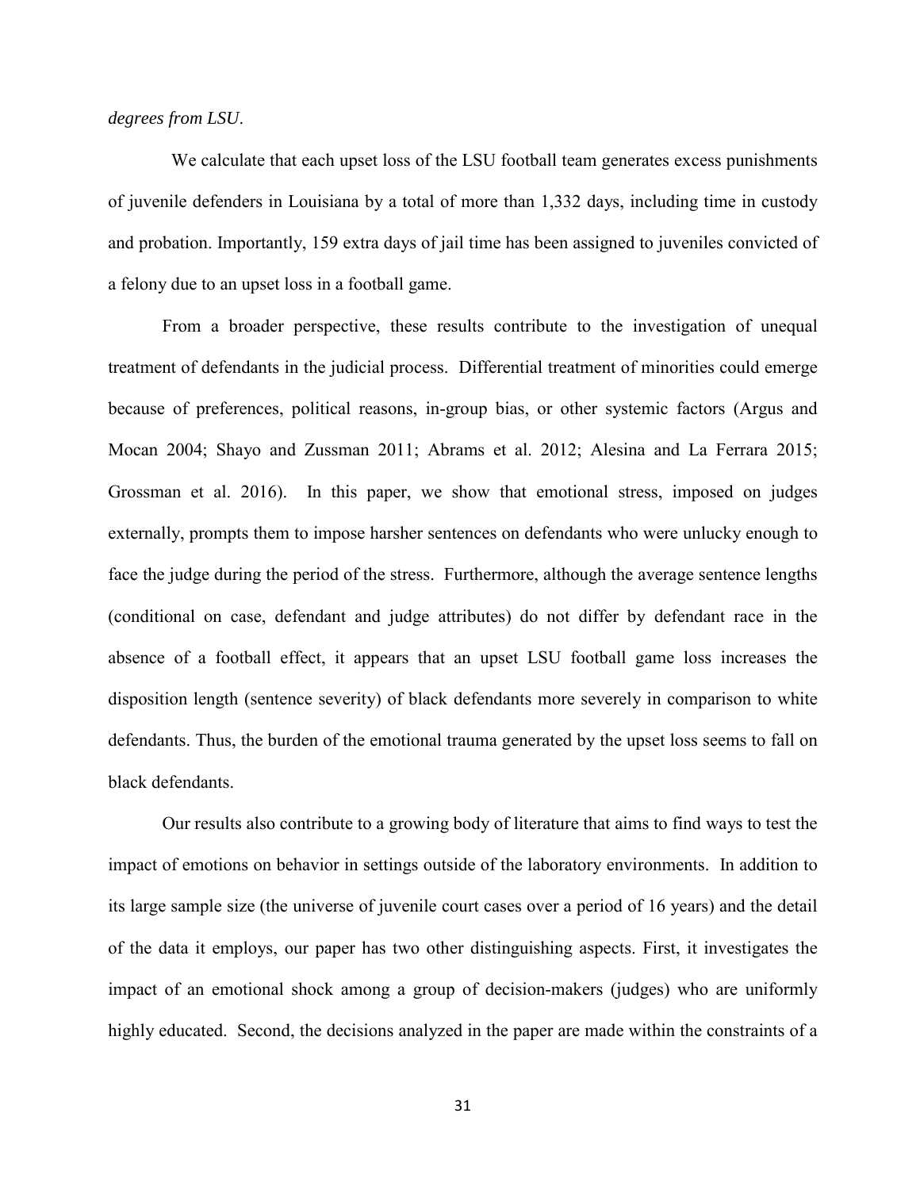*degrees from LSU*.

We calculate that each upset loss of the LSU football team generates excess punishments of juvenile defenders in Louisiana by a total of more than 1,332 days, including time in custody and probation. Importantly, 159 extra days of jail time has been assigned to juveniles convicted of a felony due to an upset loss in a football game.

From a broader perspective, these results contribute to the investigation of unequal treatment of defendants in the judicial process. Differential treatment of minorities could emerge because of preferences, political reasons, in-group bias, or other systemic factors (Argus and Mocan 2004; Shayo and Zussman 2011; Abrams et al. 2012; Alesina and La Ferrara 2015; Grossman et al. 2016). In this paper, we show that emotional stress, imposed on judges externally, prompts them to impose harsher sentences on defendants who were unlucky enough to face the judge during the period of the stress. Furthermore, although the average sentence lengths (conditional on case, defendant and judge attributes) do not differ by defendant race in the absence of a football effect, it appears that an upset LSU football game loss increases the disposition length (sentence severity) of black defendants more severely in comparison to white defendants. Thus, the burden of the emotional trauma generated by the upset loss seems to fall on black defendants.

Our results also contribute to a growing body of literature that aims to find ways to test the impact of emotions on behavior in settings outside of the laboratory environments. In addition to its large sample size (the universe of juvenile court cases over a period of 16 years) and the detail of the data it employs, our paper has two other distinguishing aspects. First, it investigates the impact of an emotional shock among a group of decision-makers (judges) who are uniformly highly educated. Second, the decisions analyzed in the paper are made within the constraints of a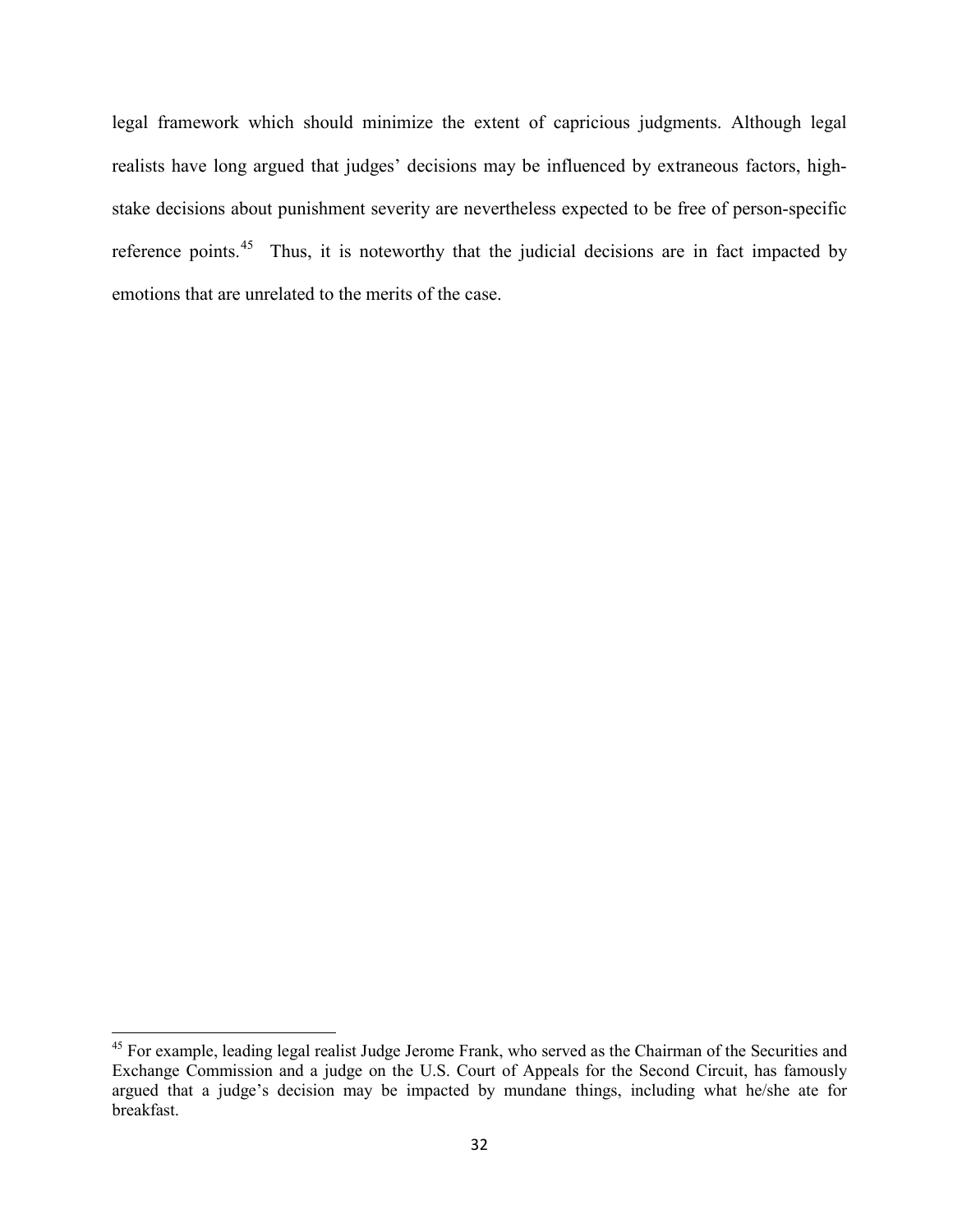legal framework which should minimize the extent of capricious judgments. Although legal realists have long argued that judges' decisions may be influenced by extraneous factors, high-stake decisions about punishment severity are nevertheless expected to be free of person-specific reference points.[45] Thus, it is noteworthy that the judicial decisions are in fact impacted by emotions that are unrelated to the merits of the case.

[45] For example, leading legal realist Judge Jerome Frank, who served as the Chairman of the Securities and Exchange Commission and a judge on the U.S. Court of Appeals for the Second Circuit, has famously argued that a judge's decision may be impacted by mundane things, including what he/she ate for breakfast.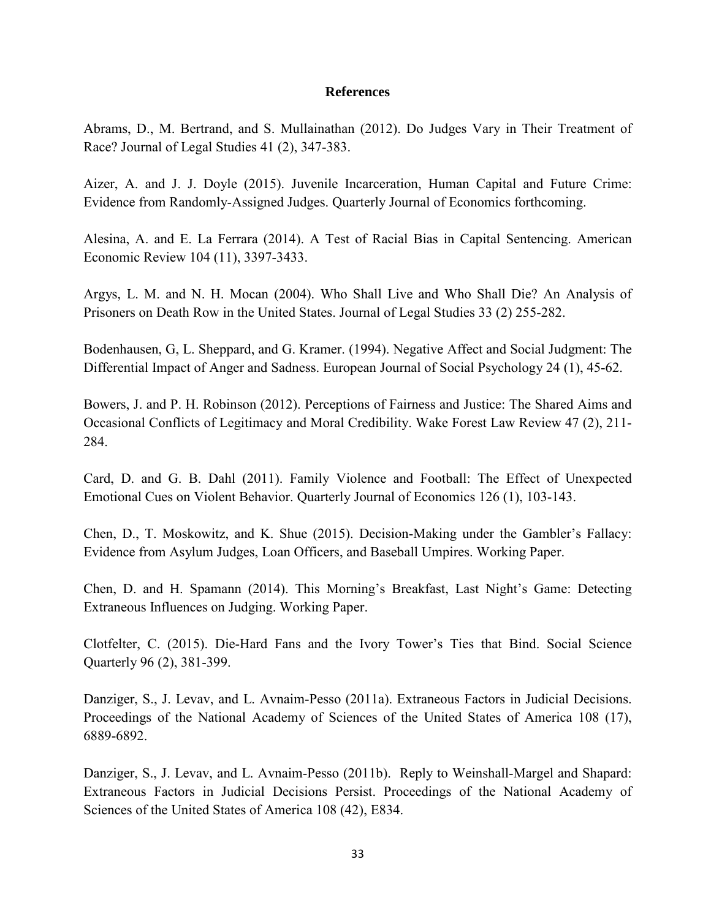# References

Abrams, D., M. Bertrand, and S. Mullainathan (2012). Do Judges Vary in Their Treatment of Race? Journal of Legal Studies 41 (2), 347-383.

Aizer, A. and J. J. Doyle (2015). Juvenile Incarceration, Human Capital and Future Crime: Evidence from Randomly-Assigned Judges. Quarterly Journal of Economics forthcoming.

Alesina, A. and E. La Ferrara (2014). A Test of Racial Bias in Capital Sentencing. American Economic Review 104 (11), 3397-3433.

Argys, L. M. and N. H. Mocan (2004). Who Shall Live and Who Shall Die? An Analysis of Prisoners on Death Row in the United States. Journal of Legal Studies 33 (2) 255-282.

Bodenhausen, G, L. Sheppard, and G. Kramer. (1994). Negative Affect and Social Judgment: The Differential Impact of Anger and Sadness. European Journal of Social Psychology 24 (1), 45-62.

Bowers, J. and P. H. Robinson (2012). Perceptions of Fairness and Justice: The Shared Aims and Occasional Conflicts of Legitimacy and Moral Credibility. Wake Forest Law Review 47 (2), 211-284.

Card, D. and G. B. Dahl (2011). Family Violence and Football: The Effect of Unexpected Emotional Cues on Violent Behavior. Quarterly Journal of Economics 126 (1), 103-143.

Chen, D., T. Moskowitz, and K. Shue (2015). Decision-Making under the Gambler's Fallacy: Evidence from Asylum Judges, Loan Officers, and Baseball Umpires. Working Paper.

Chen, D. and H. Spamann (2014). This Morning's Breakfast, Last Night's Game: Detecting Extraneous Influences on Judging. Working Paper.

Clotfelter, C. (2015). Die-Hard Fans and the Ivory Tower's Ties that Bind. Social Science Quarterly 96 (2), 381-399.

Danziger, S., J. Levav, and L. Avnaim-Pesso (2011a). Extraneous Factors in Judicial Decisions. Proceedings of the National Academy of Sciences of the United States of America 108 (17), 6889-6892.

Danziger, S., J. Levav, and L. Avnaim-Pesso (2011b). Reply to Weinshall-Margel and Shapard: Extraneous Factors in Judicial Decisions Persist. Proceedings of the National Academy of Sciences of the United States of America 108 (42), E834.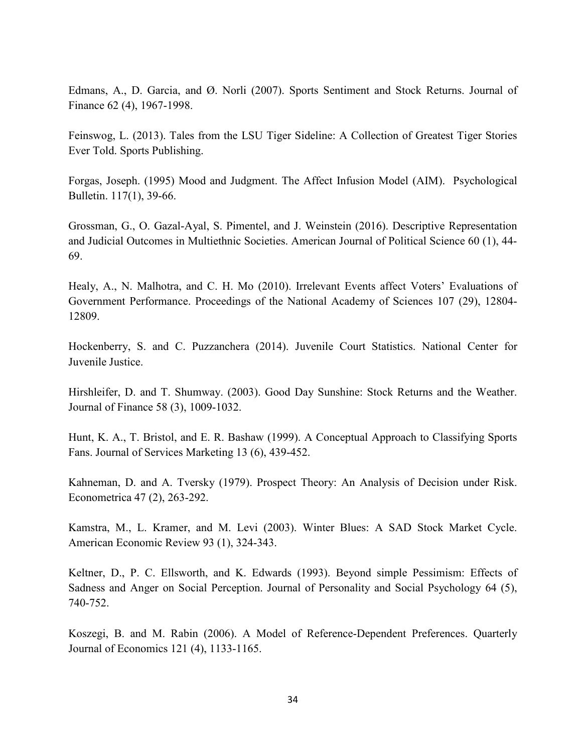Edmans, A., D. Garcia, and Ø. Norli (2007). Sports Sentiment and Stock Returns. Journal of Finance 62 (4), 1967-1998.

Feinswog, L. (2013). Tales from the LSU Tiger Sideline: A Collection of Greatest Tiger Stories Ever Told. Sports Publishing.

Forgas, Joseph. (1995) Mood and Judgment. The Affect Infusion Model (AIM). Psychological Bulletin. 117(1), 39-66.

Grossman, G., O. Gazal-Ayal, S. Pimentel, and J. Weinstein (2016). Descriptive Representation and Judicial Outcomes in Multiethnic Societies. American Journal of Political Science 60 (1), 44-69.

Healy, A., N. Malhotra, and C. H. Mo (2010). Irrelevant Events affect Voters' Evaluations of Government Performance. Proceedings of the National Academy of Sciences 107 (29), 12804-12809.

Hockenberry, S. and C. Puzzanchera (2014). Juvenile Court Statistics. National Center for Juvenile Justice.

Hirshleifer, D. and T. Shumway. (2003). Good Day Sunshine: Stock Returns and the Weather. Journal of Finance 58 (3), 1009-1032.

Hunt, K. A., T. Bristol, and E. R. Bashaw (1999). A Conceptual Approach to Classifying Sports Fans. Journal of Services Marketing 13 (6), 439-452.

Kahneman, D. and A. Tversky (1979). Prospect Theory: An Analysis of Decision under Risk. Econometrica 47 (2), 263-292.

Kamstra, M., L. Kramer, and M. Levi (2003). Winter Blues: A SAD Stock Market Cycle. American Economic Review 93 (1), 324-343.

Keltner, D., P. C. Ellsworth, and K. Edwards (1993). Beyond simple Pessimism: Effects of Sadness and Anger on Social Perception. Journal of Personality and Social Psychology 64 (5), 740-752.

Koszegi, B. and M. Rabin (2006). A Model of Reference-Dependent Preferences. Quarterly Journal of Economics 121 (4), 1133-1165.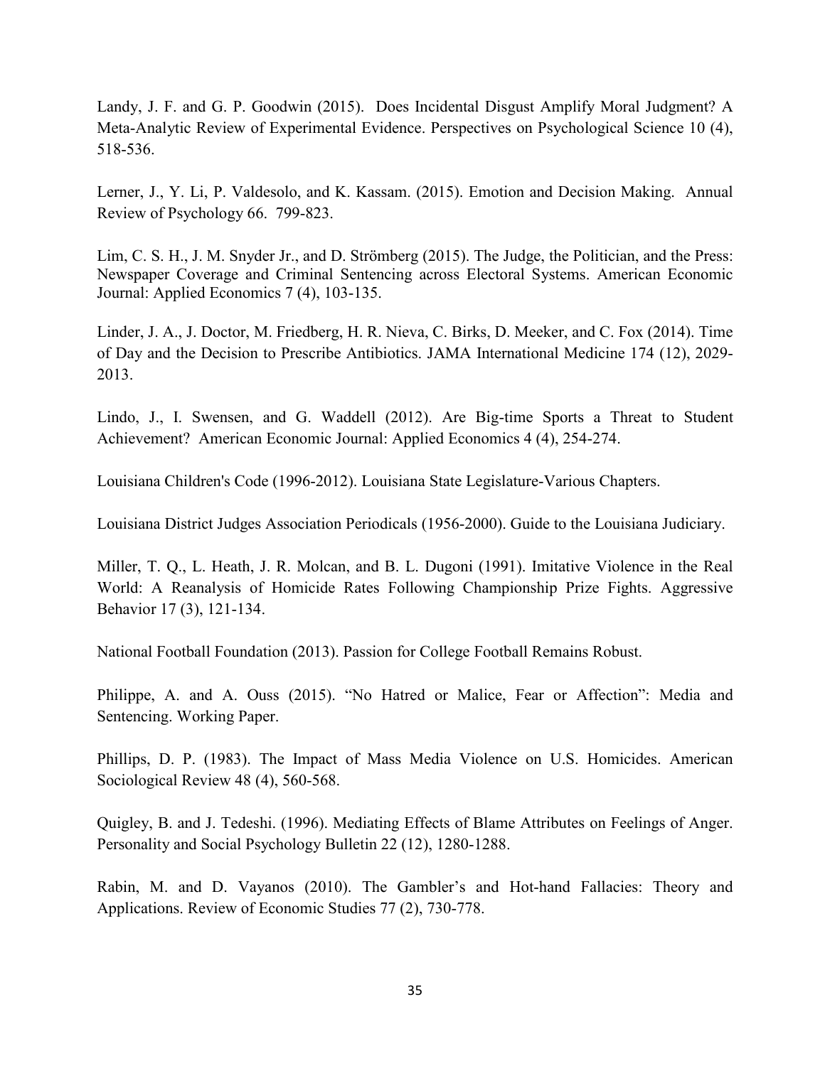Landy, J. F. and G. P. Goodwin (2015). Does Incidental Disgust Amplify Moral Judgment? A Meta-Analytic Review of Experimental Evidence. Perspectives on Psychological Science 10 (4), 518-536.

Lerner, J., Y. Li, P. Valdesolo, and K. Kassam. (2015). Emotion and Decision Making. Annual Review of Psychology 66. 799-823.

Lim, C. S. H., J. M. Snyder Jr., and D. Strömberg (2015). The Judge, the Politician, and the Press: Newspaper Coverage and Criminal Sentencing across Electoral Systems. American Economic Journal: Applied Economics 7 (4), 103-135.

Linder, J. A., J. Doctor, M. Friedberg, H. R. Nieva, C. Birks, D. Meeker, and C. Fox (2014). Time of Day and the Decision to Prescribe Antibiotics. JAMA International Medicine 174 (12), 2029-2013.

Lindo, J., I. Swensen, and G. Waddell (2012). Are Big-time Sports a Threat to Student Achievement? American Economic Journal: Applied Economics 4 (4), 254-274.

Louisiana Children's Code (1996-2012). Louisiana State Legislature-Various Chapters.

Louisiana District Judges Association Periodicals (1956-2000). Guide to the Louisiana Judiciary.

Miller, T. Q., L. Heath, J. R. Molcan, and B. L. Dugoni (1991). Imitative Violence in the Real World: A Reanalysis of Homicide Rates Following Championship Prize Fights. Aggressive Behavior 17 (3), 121-134.

National Football Foundation (2013). Passion for College Football Remains Robust.

Philippe, A. and A. Ouss (2015). "No Hatred or Malice, Fear or Affection": Media and Sentencing. Working Paper.

Phillips, D. P. (1983). The Impact of Mass Media Violence on U.S. Homicides. American Sociological Review 48 (4), 560-568.

Quigley, B. and J. Tedeshi. (1996). Mediating Effects of Blame Attributes on Feelings of Anger. Personality and Social Psychology Bulletin 22 (12), 1280-1288.

Rabin, M. and D. Vayanos (2010). The Gambler's and Hot-hand Fallacies: Theory and Applications. Review of Economic Studies 77 (2), 730-778.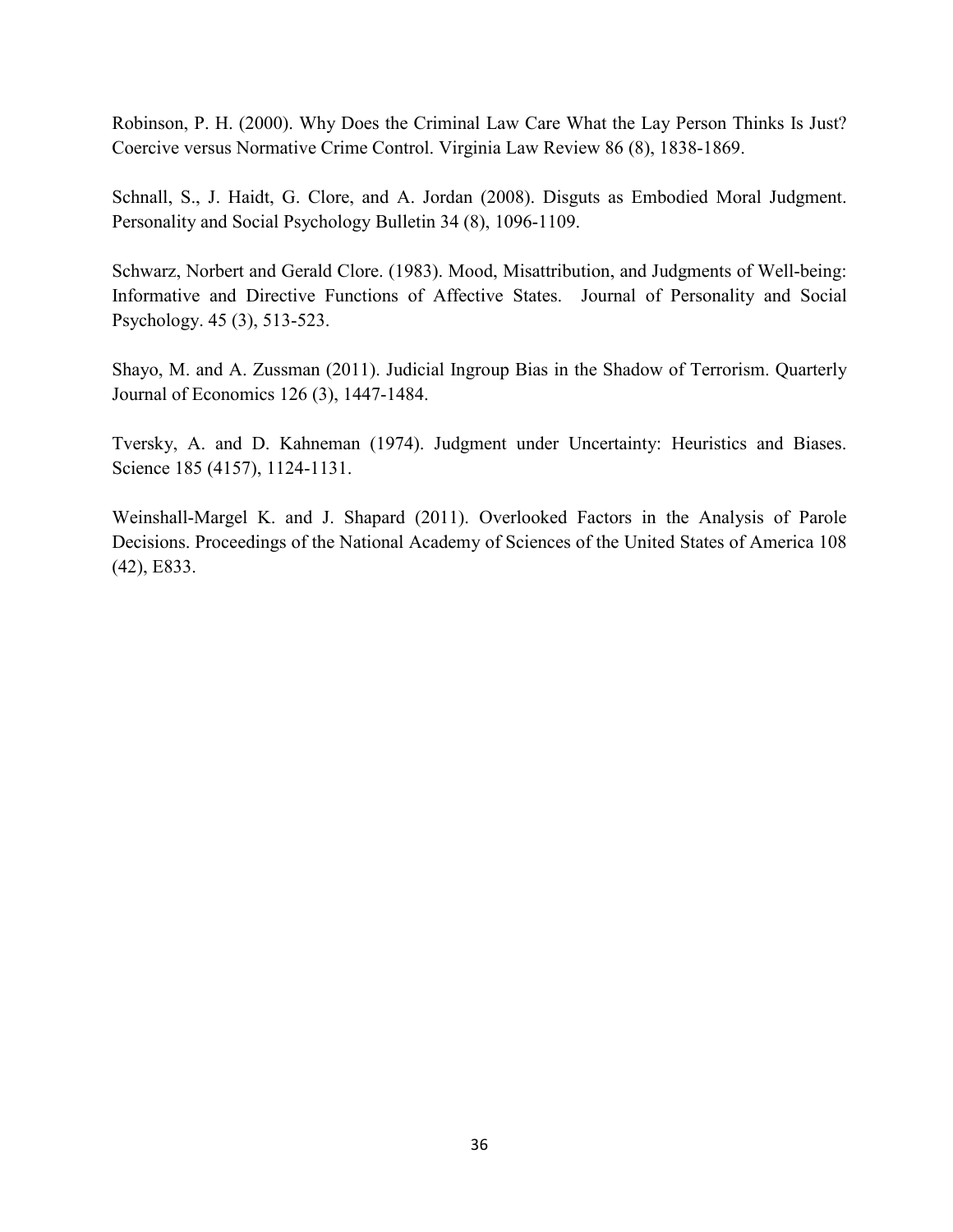Robinson, P. H. (2000). Why Does the Criminal Law Care What the Lay Person Thinks Is Just? Coercive versus Normative Crime Control. Virginia Law Review 86 (8), 1838-1869.

Schnall, S., J. Haidt, G. Clore, and A. Jordan (2008). Disguts as Embodied Moral Judgment. Personality and Social Psychology Bulletin 34 (8), 1096-1109.

Schwarz, Norbert and Gerald Clore. (1983). Mood, Misattribution, and Judgments of Well-being: Informative and Directive Functions of Affective States. Journal of Personality and Social Psychology. 45 (3), 513-523.

Shayo, M. and A. Zussman (2011). Judicial Ingroup Bias in the Shadow of Terrorism. Quarterly Journal of Economics 126 (3), 1447-1484.

Tversky, A. and D. Kahneman (1974). Judgment under Uncertainty: Heuristics and Biases. Science 185 (4157), 1124-1131.

Weinshall-Margel K. and J. Shapard (2011). Overlooked Factors in the Analysis of Parole Decisions. Proceedings of the National Academy of Sciences of the United States of America 108 (42), E833.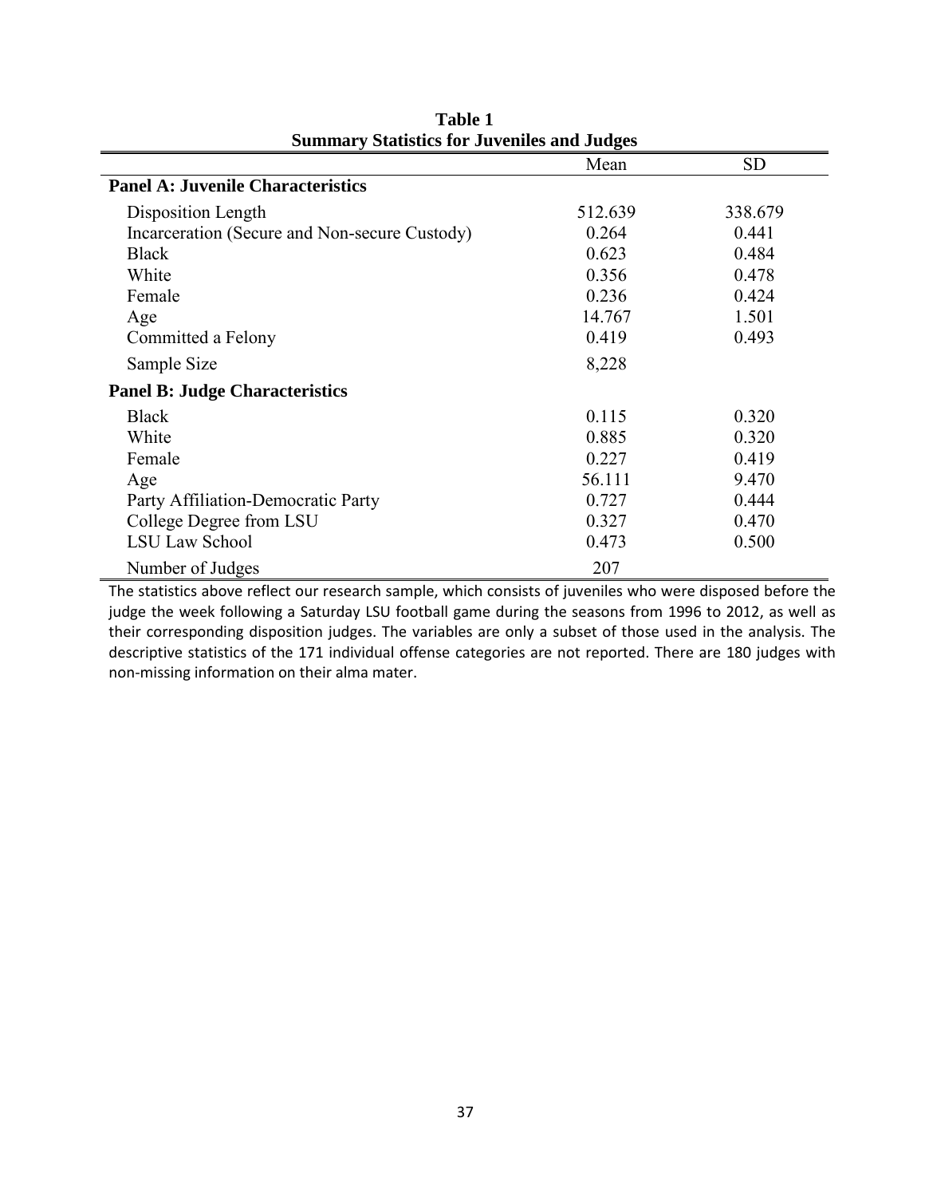**Table 1**
**Summary Statistics for Juveniles and Judges**

| | Mean | SD |
|---|---|---|
| **Panel A: Juvenile Characteristics** | | |
| Disposition Length | 512.639 | 338.679 |
| Incarceration (Secure and Non-secure Custody) | 0.264 | 0.441 |
| Black | 0.623 | 0.484 |
| White | 0.356 | 0.478 |
| Female | 0.236 | 0.424 |
| Age | 14.767 | 1.501 |
| Committed a Felony | 0.419 | 0.493 |
| Sample Size | 8,228 | |
| **Panel B: Judge Characteristics** | | |
| Black | 0.115 | 0.320 |
| White | 0.885 | 0.320 |
| Female | 0.227 | 0.419 |
| Age | 56.111 | 9.470 |
| Party Affiliation-Democratic Party | 0.727 | 0.444 |
| College Degree from LSU | 0.327 | 0.470 |
| LSU Law School | 0.473 | 0.500 |
| Number of Judges | 207 | |

The statistics above reflect our research sample, which consists of juveniles who were disposed before the judge the week following a Saturday LSU football game during the seasons from 1996 to 2012, as well as their corresponding disposition judges. The variables are only a subset of those used in the analysis. The descriptive statistics of the 171 individual offense categories are not reported. There are 180 judges with non-missing information on their alma mater.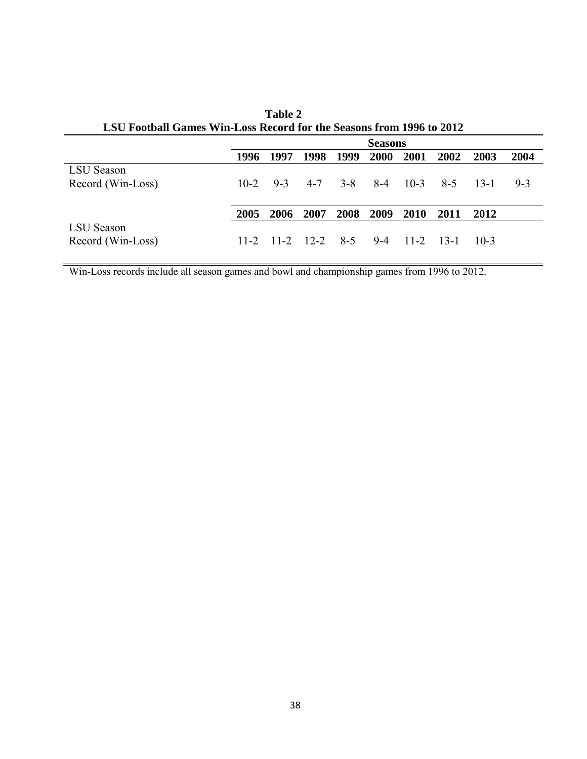**Table 2**
**LSU Football Games Win-Loss Record for the Seasons from 1996 to 2012**

| | Seasons | | | | | | | | |
|---|---|---|---|---|---|---|---|---|---|
| | **1996** | **1997** | **1998** | **1999** | **2000** | **2001** | **2002** | **2003** | **2004** |
| LSU Season Record (Win-Loss) | 10-2 | 9-3 | 4-7 | 3-8 | 8-4 | 10-3 | 8-5 | 13-1 | 9-3 |
| | **2005** | **2006** | **2007** | **2008** | **2009** | **2010** | **2011** | **2012** | |
| LSU Season Record (Win-Loss) | 11-2 | 11-2 | 12-2 | 8-5 | 9-4 | 11-2 | 13-1 | 10-3 | |

Win-Loss records include all season games and bowl and championship games from 1996 to 2012.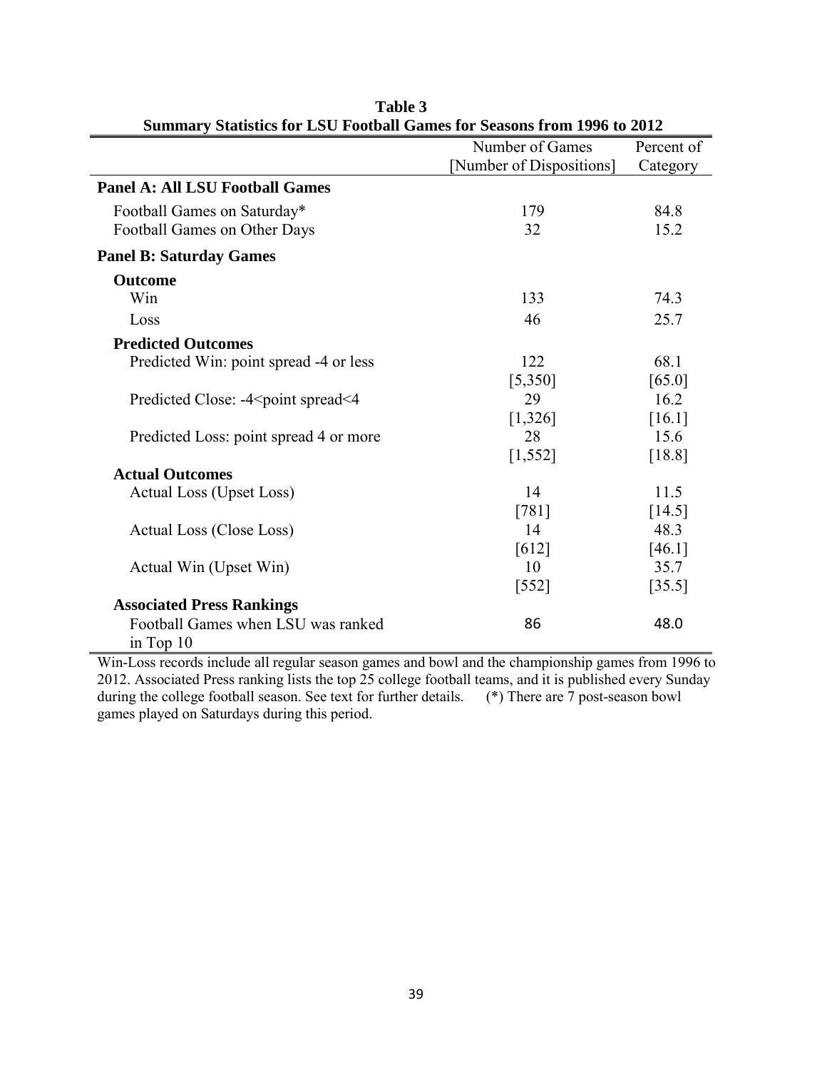**Table 3**

**Summary Statistics for LSU Football Games for Seasons from 1996 to 2012**

| | Number of Games [Number of Dispositions] | Percent of Category |
|---|---|---|
| **Panel A: All LSU Football Games** | | |
| Football Games on Saturday* | 179 | 84.8 |
| Football Games on Other Days | 32 | 15.2 |
| **Panel B: Saturday Games** | | |
| **Outcome** | | |
| Win | 133 | 74.3 |
| Loss | 46 | 25.7 |
| **Predicted Outcomes** | | |
| Predicted Win: point spread -4 or less | 122 | 68.1 |
| | [5,350] | [65.0] |
| Predicted Close: -4<point spread<4 | 29 | 16.2 |
| | [1,326] | [16.1] |
| Predicted Loss: point spread 4 or more | 28 | 15.6 |
| | [1,552] | [18.8] |
| **Actual Outcomes** | | |
| Actual Loss (Upset Loss) | 14 | 11.5 |
| | [781] | [14.5] |
| Actual Loss (Close Loss) | 14 | 48.3 |
| | [612] | [46.1] |
| Actual Win (Upset Win) | 10 | 35.7 |
| | [552] | [35.5] |
| **Associated Press Rankings** | | |
| Football Games when LSU was ranked in Top 10 | 86 | 48.0 |

Win-Loss records include all regular season games and bowl and the championship games from 1996 to 2012. Associated Press ranking lists the top 25 college football teams, and it is published every Sunday during the college football season. See text for further details. (*) There are 7 post-season bowl games played on Saturdays during this period.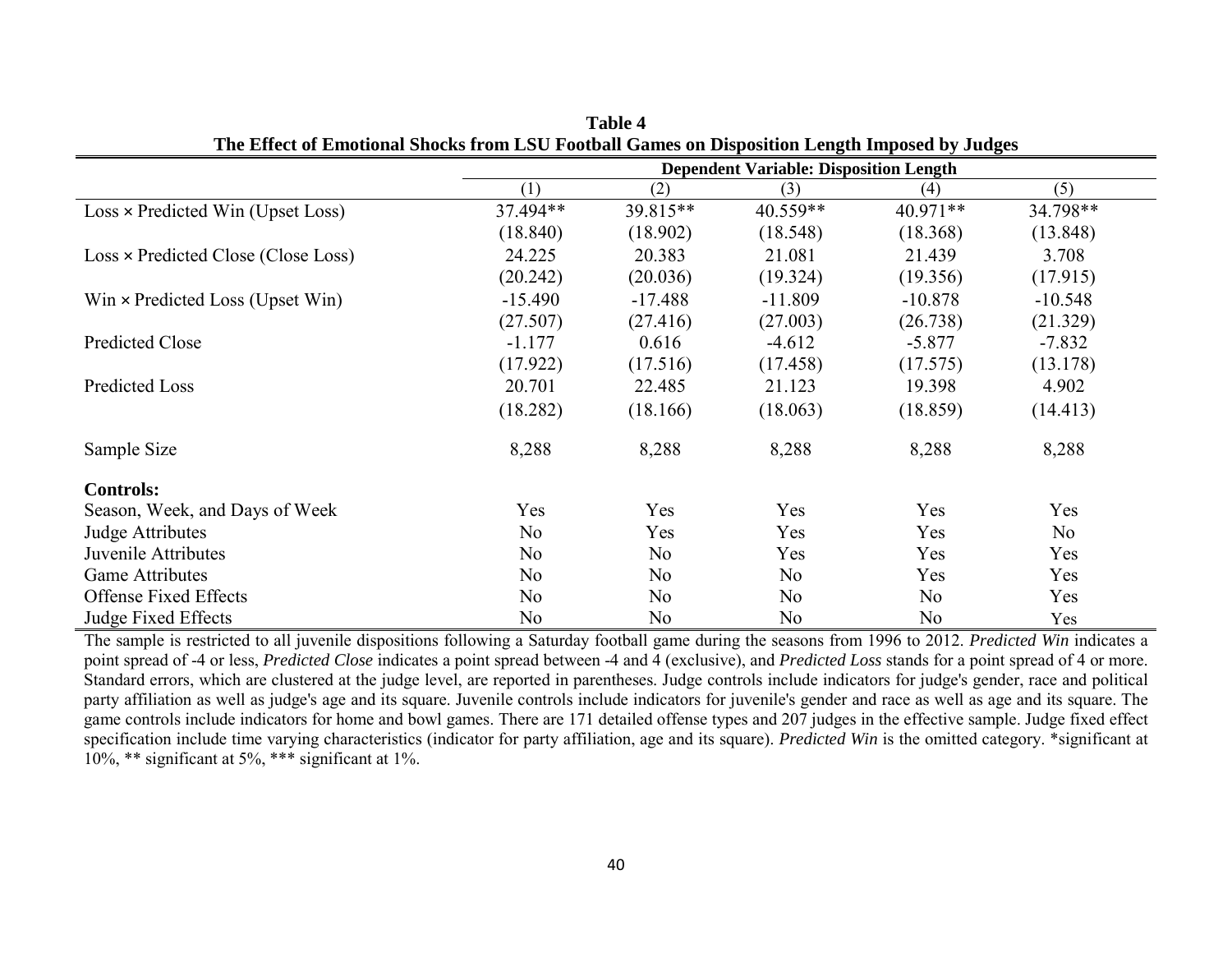**Table 4**
**The Effect of Emotional Shocks from LSU Football Games on Disposition Length Imposed by Judges**

| | Dependent Variable: Disposition Length | | | | |
|---|---|---|---|---|---|
| | (1) | (2) | (3) | (4) | (5) |
| Loss × Predicted Win (Upset Loss) | 37.494** | 39.815** | 40.559** | 40.971** | 34.798** |
| | (18.840) | (18.902) | (18.548) | (18.368) | (13.848) |
| Loss × Predicted Close (Close Loss) | 24.225 | 20.383 | 21.081 | 21.439 | 3.708 |
| | (20.242) | (20.036) | (19.324) | (19.356) | (17.915) |
| Win × Predicted Loss (Upset Win) | -15.490 | -17.488 | -11.809 | -10.878 | -10.548 |
| | (27.507) | (27.416) | (27.003) | (26.738) | (21.329) |
| Predicted Close | -1.177 | 0.616 | -4.612 | -5.877 | -7.832 |
| | (17.922) | (17.516) | (17.458) | (17.575) | (13.178) |
| Predicted Loss | 20.701 | 22.485 | 21.123 | 19.398 | 4.902 |
| | (18.282) | (18.166) | (18.063) | (18.859) | (14.413) |
| Sample Size | 8,288 | 8,288 | 8,288 | 8,288 | 8,288 |
| **Controls:** | | | | | |
| Season, Week, and Days of Week | Yes | Yes | Yes | Yes | Yes |
| Judge Attributes | No | Yes | Yes | Yes | No |
| Juvenile Attributes | No | No | Yes | Yes | Yes |
| Game Attributes | No | No | No | Yes | Yes |
| Offense Fixed Effects | No | No | No | No | Yes |
| Judge Fixed Effects | No | No | No | No | Yes |

The sample is restricted to all juvenile dispositions following a Saturday football game during the seasons from 1996 to 2012. *Predicted Win* indicates a point spread of -4 or less, *Predicted Close* indicates a point spread between -4 and 4 (exclusive), and *Predicted Loss* stands for a point spread of 4 or more. Standard errors, which are clustered at the judge level, are reported in parentheses. Judge controls include indicators for judge's gender, race and political party affiliation as well as judge's age and its square. Juvenile controls include indicators for juvenile's gender and race as well as age and its square. The game controls include indicators for home and bowl games. There are 171 detailed offense types and 207 judges in the effective sample. Judge fixed effect specification include time varying characteristics (indicator for party affiliation, age and its square). *Predicted Win* is the omitted category. *significant at 10%, ** significant at 5%, *** significant at 1%.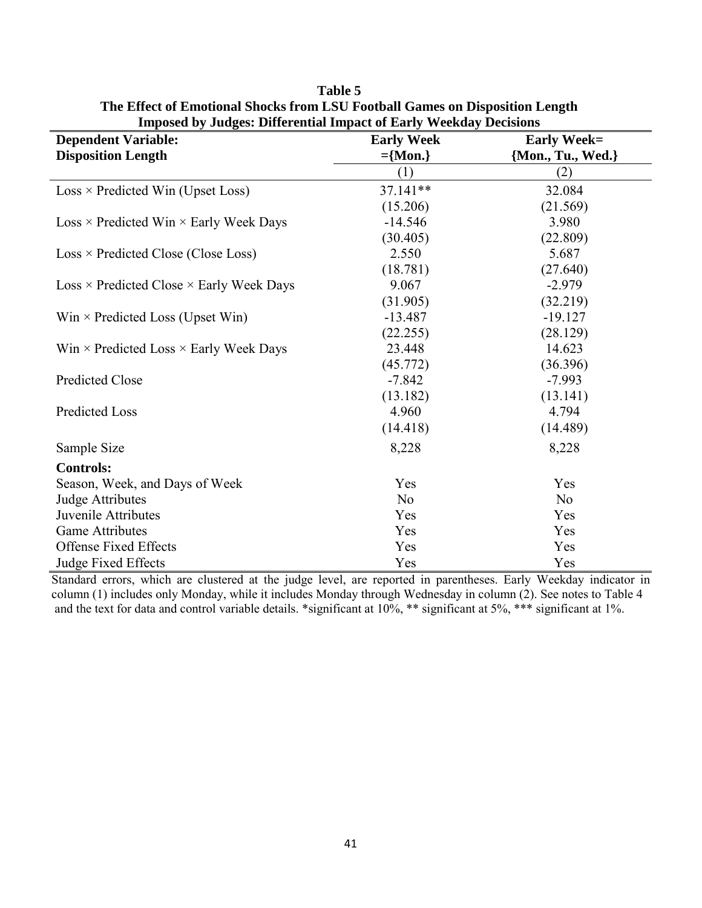**Table 5**
**The Effect of Emotional Shocks from LSU Football Games on Disposition Length Imposed by Judges: Differential Impact of Early Weekday Decisions**

| **Dependent Variable: Disposition Length** | **Early Week ={Mon.}** | **Early Week= {Mon., Tu., Wed.}** |
|---|---|---|
| | (1) | (2) |
| Loss × Predicted Win (Upset Loss) | 37.141** | 32.084 |
| | (15.206) | (21.569) |
| Loss × Predicted Win × Early Week Days | -14.546 | 3.980 |
| | (30.405) | (22.809) |
| Loss × Predicted Close (Close Loss) | 2.550 | 5.687 |
| | (18.781) | (27.640) |
| Loss × Predicted Close × Early Week Days | 9.067 | -2.979 |
| | (31.905) | (32.219) |
| Win × Predicted Loss (Upset Win) | -13.487 | -19.127 |
| | (22.255) | (28.129) |
| Win × Predicted Loss × Early Week Days | 23.448 | 14.623 |
| | (45.772) | (36.396) |
| Predicted Close | -7.842 | -7.993 |
| | (13.182) | (13.141) |
| Predicted Loss | 4.960 | 4.794 |
| | (14.418) | (14.489) |
| Sample Size | 8,228 | 8,228 |
| **Controls:** | | |
| Season, Week, and Days of Week | Yes | Yes |
| Judge Attributes | No | No |
| Juvenile Attributes | Yes | Yes |
| Game Attributes | Yes | Yes |
| Offense Fixed Effects | Yes | Yes |
| Judge Fixed Effects | Yes | Yes |

Standard errors, which are clustered at the judge level, are reported in parentheses. Early Weekday indicator in column (1) includes only Monday, while it includes Monday through Wednesday in column (2). See notes to Table 4 and the text for data and control variable details. *significant at 10%, ** significant at 5%, *** significant at 1%.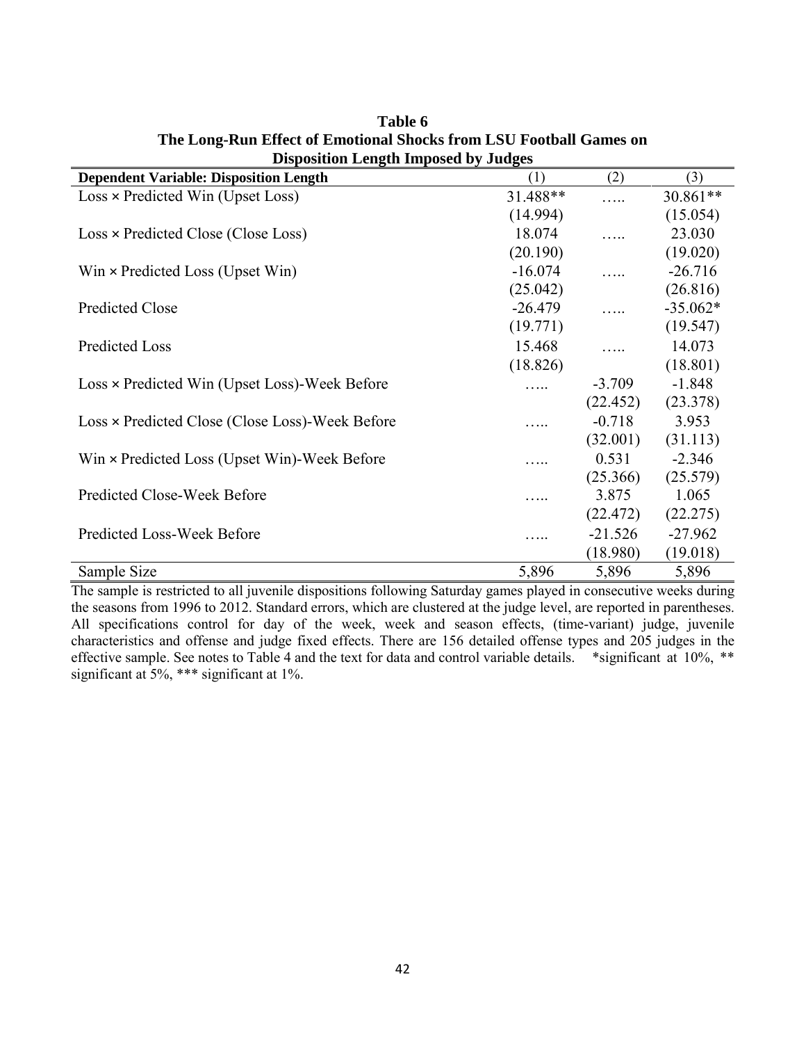**Table 6**
**The Long-Run Effect of Emotional Shocks from LSU Football Games on Disposition Length Imposed by Judges**

| Dependent Variable: Disposition Length | (1) | (2) | (3) |
|---|---|---|---|
| Loss × Predicted Win (Upset Loss) | 31.488** | ….. | 30.861** |
| | (14.994) | | (15.054) |
| Loss × Predicted Close (Close Loss) | 18.074 | ….. | 23.030 |
| | (20.190) | | (19.020) |
| Win × Predicted Loss (Upset Win) | -16.074 | ….. | -26.716 |
| | (25.042) | | (26.816) |
| Predicted Close | -26.479 | ….. | -35.062* |
| | (19.771) | | (19.547) |
| Predicted Loss | 15.468 | ….. | 14.073 |
| | (18.826) | | (18.801) |
| Loss × Predicted Win (Upset Loss)-Week Before | ….. | -3.709 | -1.848 |
| | | (22.452) | (23.378) |
| Loss × Predicted Close (Close Loss)-Week Before | ….. | -0.718 | 3.953 |
| | | (32.001) | (31.113) |
| Win × Predicted Loss (Upset Win)-Week Before | ….. | 0.531 | -2.346 |
| | | (25.366) | (25.579) |
| Predicted Close-Week Before | ….. | 3.875 | 1.065 |
| | | (22.472) | (22.275) |
| Predicted Loss-Week Before | ….. | -21.526 | -27.962 |
| | | (18.980) | (19.018) |
| Sample Size | 5,896 | 5,896 | 5,896 |

The sample is restricted to all juvenile dispositions following Saturday games played in consecutive weeks during the seasons from 1996 to 2012. Standard errors, which are clustered at the judge level, are reported in parentheses. All specifications control for day of the week, week and season effects, (time-variant) judge, juvenile characteristics and offense and judge fixed effects. There are 156 detailed offense types and 205 judges in the effective sample. See notes to Table 4 and the text for data and control variable details. *significant at 10%, ** significant at 5%, *** significant at 1%.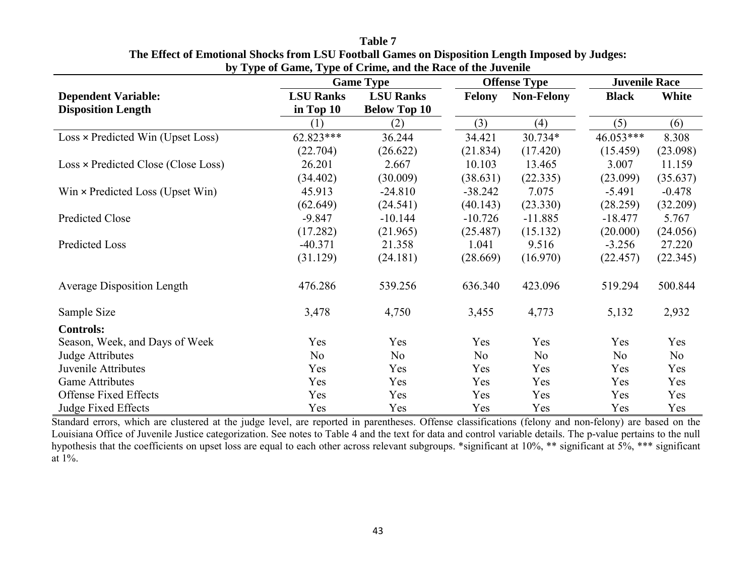**Table 7**
**The Effect of Emotional Shocks from LSU Football Games on Disposition Length Imposed by Judges: by Type of Game, Type of Crime, and the Race of the Juvenile**

| | Game Type | | Offense Type | | Juvenile Race | |
|---|---|---|---|---|---|---|
| **Dependent Variable: Disposition Length** | **LSU Ranks in Top 10** | **LSU Ranks Below Top 10** | **Felony** | **Non-Felony** | **Black** | **White** |
| | (1) | (2) | (3) | (4) | (5) | (6) |
| Loss × Predicted Win (Upset Loss) | 62.823*** | 36.244 | 34.421 | 30.734* | 46.053*** | 8.308 |
| | (22.704) | (26.622) | (21.834) | (17.420) | (15.459) | (23.098) |
| Loss × Predicted Close (Close Loss) | 26.201 | 2.667 | 10.103 | 13.465 | 3.007 | 11.159 |
| | (34.402) | (30.009) | (38.631) | (22.335) | (23.099) | (35.637) |
| Win × Predicted Loss (Upset Win) | 45.913 | -24.810 | -38.242 | 7.075 | -5.491 | -0.478 |
| | (62.649) | (24.541) | (40.143) | (23.330) | (28.259) | (32.209) |
| Predicted Close | -9.847 | -10.144 | -10.726 | -11.885 | -18.477 | 5.767 |
| | (17.282) | (21.965) | (25.487) | (15.132) | (20.000) | (24.056) |
| Predicted Loss | -40.371 | 21.358 | 1.041 | 9.516 | -3.256 | 27.220 |
| | (31.129) | (24.181) | (28.669) | (16.970) | (22.457) | (22.345) |
| Average Disposition Length | 476.286 | 539.256 | 636.340 | 423.096 | 519.294 | 500.844 |
| Sample Size | 3,478 | 4,750 | 3,455 | 4,773 | 5,132 | 2,932 |
| **Controls:** | | | | | | |
| Season, Week, and Days of Week | Yes | Yes | Yes | Yes | Yes | Yes |
| Judge Attributes | No | No | No | No | No | No |
| Juvenile Attributes | Yes | Yes | Yes | Yes | Yes | Yes |
| Game Attributes | Yes | Yes | Yes | Yes | Yes | Yes |
| Offense Fixed Effects | Yes | Yes | Yes | Yes | Yes | Yes |
| Judge Fixed Effects | Yes | Yes | Yes | Yes | Yes | Yes |

Standard errors, which are clustered at the judge level, are reported in parentheses. Offense classifications (felony and non-felony) are based on the Louisiana Office of Juvenile Justice categorization. See notes to Table 4 and the text for data and control variable details. The p-value pertains to the null hypothesis that the coefficients on upset loss are equal to each other across relevant subgroups. *significant at 10%, ** significant at 5%, *** significant at 1%.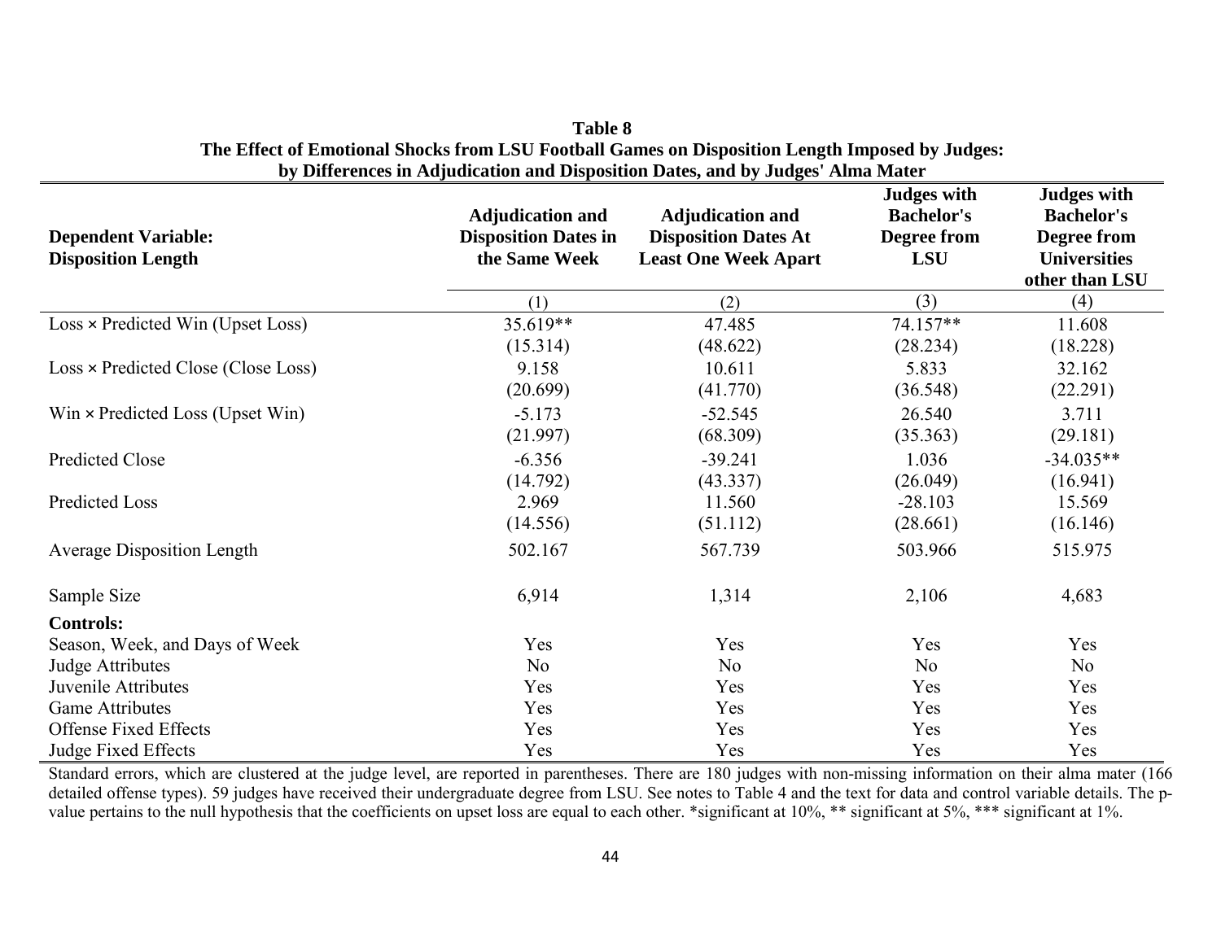**Table 8**
**The Effect of Emotional Shocks from LSU Football Games on Disposition Length Imposed by Judges: by Differences in Adjudication and Disposition Dates, and by Judges' Alma Mater**

| Dependent Variable: Disposition Length | Adjudication and Disposition Dates in the Same Week | Adjudication and Disposition Dates At Least One Week Apart | Judges with Bachelor's Degree from LSU | Judges with Bachelor's Degree from Universities other than LSU |
|---|---|---|---|---|
| | (1) | (2) | (3) | (4) |
| Loss × Predicted Win (Upset Loss) | 35.619** | 47.485 | 74.157** | 11.608 |
| | (15.314) | (48.622) | (28.234) | (18.228) |
| Loss × Predicted Close (Close Loss) | 9.158 | 10.611 | 5.833 | 32.162 |
| | (20.699) | (41.770) | (36.548) | (22.291) |
| Win × Predicted Loss (Upset Win) | -5.173 | -52.545 | 26.540 | 3.711 |
| | (21.997) | (68.309) | (35.363) | (29.181) |
| Predicted Close | -6.356 | -39.241 | 1.036 | -34.035** |
| | (14.792) | (43.337) | (26.049) | (16.941) |
| Predicted Loss | 2.969 | 11.560 | -28.103 | 15.569 |
| | (14.556) | (51.112) | (28.661) | (16.146) |
| Average Disposition Length | 502.167 | 567.739 | 503.966 | 515.975 |
| Sample Size | 6,914 | 1,314 | 2,106 | 4,683 |
| **Controls:** | | | | |
| Season, Week, and Days of Week | Yes | Yes | Yes | Yes |
| Judge Attributes | No | No | No | No |
| Juvenile Attributes | Yes | Yes | Yes | Yes |
| Game Attributes | Yes | Yes | Yes | Yes |
| Offense Fixed Effects | Yes | Yes | Yes | Yes |
| Judge Fixed Effects | Yes | Yes | Yes | Yes |

Standard errors, which are clustered at the judge level, are reported in parentheses. There are 180 judges with non-missing information on their alma mater (166 detailed offense types). 59 judges have received their undergraduate degree from LSU. See notes to Table 4 and the text for data and control variable details. The p-value pertains to the null hypothesis that the coefficients on upset loss are equal to each other. *significant at 10%, ** significant at 5%, *** significant at 1%.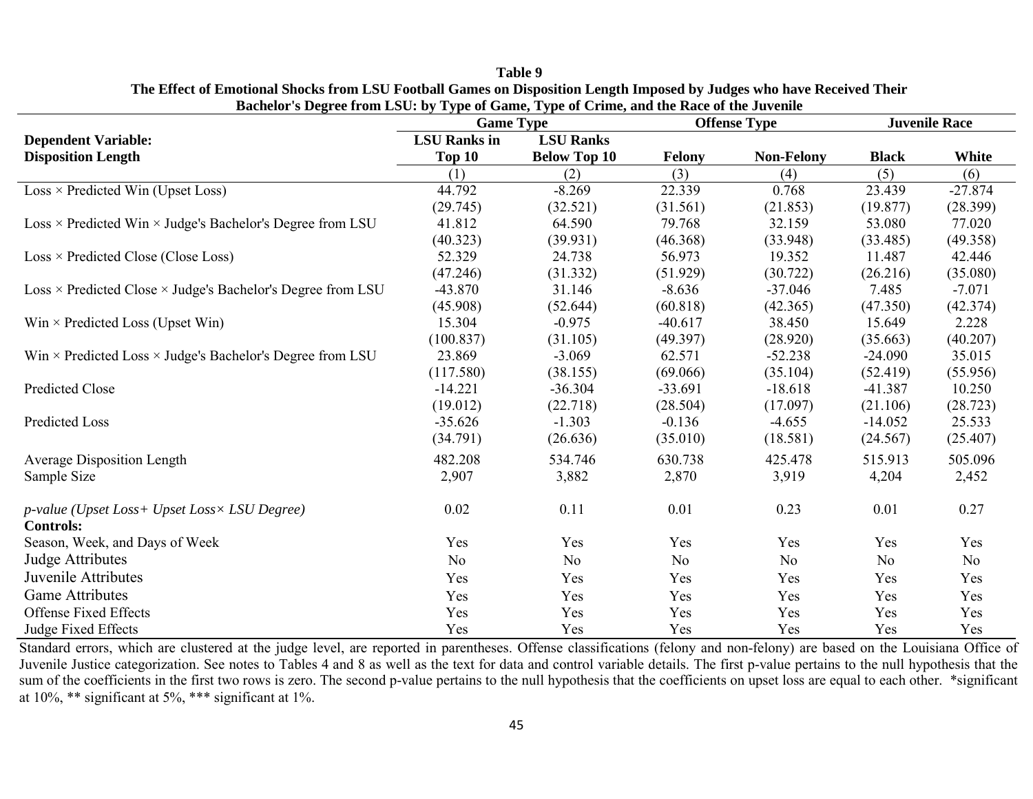**Table 9**

**The Effect of Emotional Shocks from LSU Football Games on Disposition Length Imposed by Judges who have Received Their Bachelor's Degree from LSU: by Type of Game, Type of Crime, and the Race of the Juvenile**

| **Dependent Variable: Disposition Length** | **Game Type** | | **Offense Type** | | **Juvenile Race** | |
|---|---|---|---|---|---|---|
| | **LSU Ranks in Top 10** | **LSU Ranks Below Top 10** | **Felony** | **Non-Felony** | **Black** | **White** |
| | (1) | (2) | (3) | (4) | (5) | (6) |
| Loss × Predicted Win (Upset Loss) | 44.792 | -8.269 | 22.339 | 0.768 | 23.439 | -27.874 |
| | (29.745) | (32.521) | (31.561) | (21.853) | (19.877) | (28.399) |
| Loss × Predicted Win × Judge's Bachelor's Degree from LSU | 41.812 | 64.590 | 79.768 | 32.159 | 53.080 | 77.020 |
| | (40.323) | (39.931) | (46.368) | (33.948) | (33.485) | (49.358) |
| Loss × Predicted Close (Close Loss) | 52.329 | 24.738 | 56.973 | 19.352 | 11.487 | 42.446 |
| | (47.246) | (31.332) | (51.929) | (30.722) | (26.216) | (35.080) |
| Loss × Predicted Close × Judge's Bachelor's Degree from LSU | -43.870 | 31.146 | -8.636 | -37.046 | 7.485 | -7.071 |
| | (45.908) | (52.644) | (60.818) | (42.365) | (47.350) | (42.374) |
| Win × Predicted Loss (Upset Win) | 15.304 | -0.975 | -40.617 | 38.450 | 15.649 | 2.228 |
| | (100.837) | (31.105) | (49.397) | (28.920) | (35.663) | (40.207) |
| Win × Predicted Loss × Judge's Bachelor's Degree from LSU | 23.869 | -3.069 | 62.571 | -52.238 | -24.090 | 35.015 |
| | (117.580) | (38.155) | (69.066) | (35.104) | (52.419) | (55.956) |
| Predicted Close | -14.221 | -36.304 | -33.691 | -18.618 | -41.387 | 10.250 |
| | (19.012) | (22.718) | (28.504) | (17.097) | (21.106) | (28.723) |
| Predicted Loss | -35.626 | -1.303 | -0.136 | -4.655 | -14.052 | 25.533 |
| | (34.791) | (26.636) | (35.010) | (18.581) | (24.567) | (25.407) |
| Average Disposition Length | 482.208 | 534.746 | 630.738 | 425.478 | 515.913 | 505.096 |
| Sample Size | 2,907 | 3,882 | 2,870 | 3,919 | 4,204 | 2,452 |
| *p-value (Upset Loss+ Upset Loss× LSU Degree)* | 0.02 | 0.11 | 0.01 | 0.23 | 0.01 | 0.27 |
| **Controls:** | | | | | | |
| Season, Week, and Days of Week | Yes | Yes | Yes | Yes | Yes | Yes |
| Judge Attributes | No | No | No | No | No | No |
| Juvenile Attributes | Yes | Yes | Yes | Yes | Yes | Yes |
| Game Attributes | Yes | Yes | Yes | Yes | Yes | Yes |
| Offense Fixed Effects | Yes | Yes | Yes | Yes | Yes | Yes |
| Judge Fixed Effects | Yes | Yes | Yes | Yes | Yes | Yes |

Standard errors, which are clustered at the judge level, are reported in parentheses. Offense classifications (felony and non-felony) are based on the Louisiana Office of Juvenile Justice categorization. See notes to Tables 4 and 8 as well as the text for data and control variable details. The first p-value pertains to the null hypothesis that the sum of the coefficients in the first two rows is zero. The second p-value pertains to the null hypothesis that the coefficients on upset loss are equal to each other. *significant at 10%, ** significant at 5%, *** significant at 1%.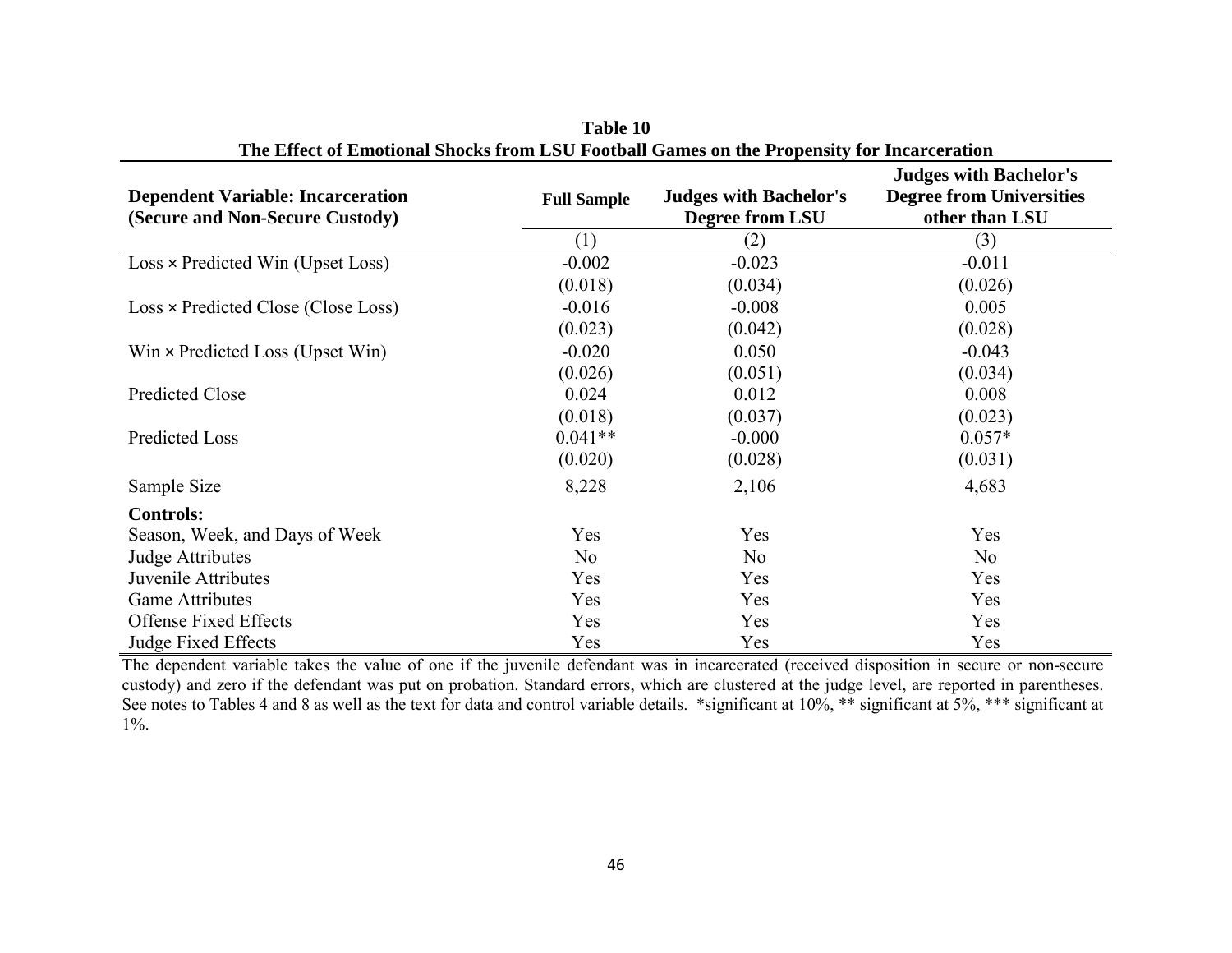**Table 10**

**The Effect of Emotional Shocks from LSU Football Games on the Propensity for Incarceration**

| **Dependent Variable: Incarceration (Secure and Non-Secure Custody)** | **Full Sample** | **Judges with Bachelor's Degree from LSU** | **Judges with Bachelor's Degree from Universities other than LSU** |
|---|---|---|---|
| | (1) | (2) | (3) |
| Loss × Predicted Win (Upset Loss) | -0.002 | -0.023 | -0.011 |
| | (0.018) | (0.034) | (0.026) |
| Loss × Predicted Close (Close Loss) | -0.016 | -0.008 | 0.005 |
| | (0.023) | (0.042) | (0.028) |
| Win × Predicted Loss (Upset Win) | -0.020 | 0.050 | -0.043 |
| | (0.026) | (0.051) | (0.034) |
| Predicted Close | 0.024 | 0.012 | 0.008 |
| | (0.018) | (0.037) | (0.023) |
| Predicted Loss | 0.041** | -0.000 | 0.057* |
| | (0.020) | (0.028) | (0.031) |
| Sample Size | 8,228 | 2,106 | 4,683 |
| **Controls:** | | | |
| Season, Week, and Days of Week | Yes | Yes | Yes |
| Judge Attributes | No | No | No |
| Juvenile Attributes | Yes | Yes | Yes |
| Game Attributes | Yes | Yes | Yes |
| Offense Fixed Effects | Yes | Yes | Yes |
| Judge Fixed Effects | Yes | Yes | Yes |

The dependent variable takes the value of one if the juvenile defendant was in incarcerated (received disposition in secure or non-secure custody) and zero if the defendant was put on probation. Standard errors, which are clustered at the judge level, are reported in parentheses. See notes to Tables 4 and 8 as well as the text for data and control variable details. *significant at 10%, ** significant at 5%, *** significant at 1%.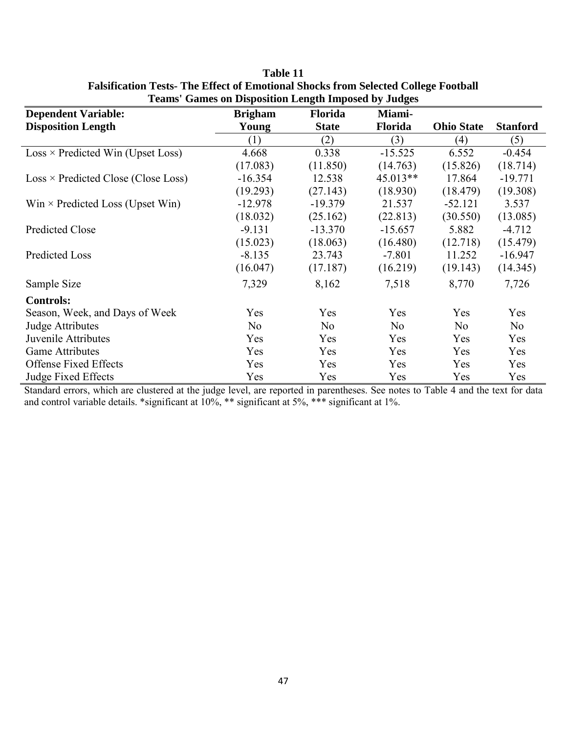**Table 11**
**Falsification Tests- The Effect of Emotional Shocks from Selected College Football Teams' Games on Disposition Length Imposed by Judges**

| **Dependent Variable: Disposition Length** | **Brigham Young** | **Florida State** | **Miami-Florida** | **Ohio State** | **Stanford** |
|---|---|---|---|---|---|
| | (1) | (2) | (3) | (4) | (5) |
| Loss × Predicted Win (Upset Loss) | 4.668 | 0.338 | -15.525 | 6.552 | -0.454 |
| | (17.083) | (11.850) | (14.763) | (15.826) | (18.714) |
| Loss × Predicted Close (Close Loss) | -16.354 | 12.538 | 45.013** | 17.864 | -19.771 |
| | (19.293) | (27.143) | (18.930) | (18.479) | (19.308) |
| Win × Predicted Loss (Upset Win) | -12.978 | -19.379 | 21.537 | -52.121 | 3.537 |
| | (18.032) | (25.162) | (22.813) | (30.550) | (13.085) |
| Predicted Close | -9.131 | -13.370 | -15.657 | 5.882 | -4.712 |
| | (15.023) | (18.063) | (16.480) | (12.718) | (15.479) |
| Predicted Loss | -8.135 | 23.743 | -7.801 | 11.252 | -16.947 |
| | (16.047) | (17.187) | (16.219) | (19.143) | (14.345) |
| Sample Size | 7,329 | 8,162 | 7,518 | 8,770 | 7,726 |
| **Controls:** | | | | | |
| Season, Week, and Days of Week | Yes | Yes | Yes | Yes | Yes |
| Judge Attributes | No | No | No | No | No |
| Juvenile Attributes | Yes | Yes | Yes | Yes | Yes |
| Game Attributes | Yes | Yes | Yes | Yes | Yes |
| Offense Fixed Effects | Yes | Yes | Yes | Yes | Yes |
| Judge Fixed Effects | Yes | Yes | Yes | Yes | Yes |

Standard errors, which are clustered at the judge level, are reported in parentheses. See notes to Table 4 and the text for data and control variable details. *significant at 10%, ** significant at 5%, *** significant at 1%.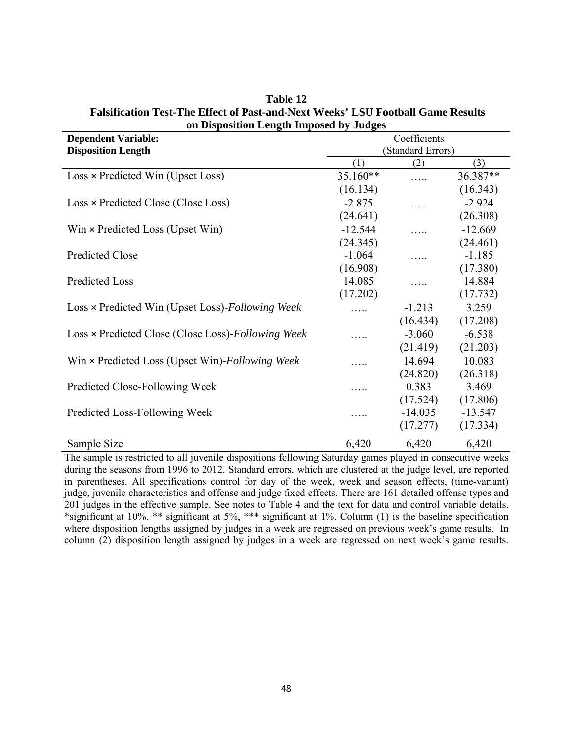**Table 12**
**Falsification Test-The Effect of Past-and-Next Weeks' LSU Football Game Results on Disposition Length Imposed by Judges**

| **Dependent Variable: Disposition Length** | Coefficients (Standard Errors) | | |
|---|---|---|---|
| | (1) | (2) | (3) |
| Loss × Predicted Win (Upset Loss) | 35.160** | ….. | 36.387** |
| | (16.134) | | (16.343) |
| Loss × Predicted Close (Close Loss) | -2.875 | ….. | -2.924 |
| | (24.641) | | (26.308) |
| Win × Predicted Loss (Upset Win) | -12.544 | ….. | -12.669 |
| | (24.345) | | (24.461) |
| Predicted Close | -1.064 | ….. | -1.185 |
| | (16.908) | | (17.380) |
| Predicted Loss | 14.085 | ….. | 14.884 |
| | (17.202) | | (17.732) |
| Loss × Predicted Win (Upset Loss)-*Following Week* | ….. | -1.213 | 3.259 |
| | | (16.434) | (17.208) |
| Loss × Predicted Close (Close Loss)-*Following Week* | ….. | -3.060 | -6.538 |
| | | (21.419) | (21.203) |
| Win × Predicted Loss (Upset Win)-*Following Week* | ….. | 14.694 | 10.083 |
| | | (24.820) | (26.318) |
| Predicted Close-Following Week | ….. | 0.383 | 3.469 |
| | | (17.524) | (17.806) |
| Predicted Loss-Following Week | ….. | -14.035 | -13.547 |
| | | (17.277) | (17.334) |
| Sample Size | 6,420 | 6,420 | 6,420 |

The sample is restricted to all juvenile dispositions following Saturday games played in consecutive weeks during the seasons from 1996 to 2012. Standard errors, which are clustered at the judge level, are reported in parentheses. All specifications control for day of the week, week and season effects, (time-variant) judge, juvenile characteristics and offense and judge fixed effects. There are 161 detailed offense types and 201 judges in the effective sample. See notes to Table 4 and the text for data and control variable details. *significant at 10%, ** significant at 5%, *** significant at 1%. Column (1) is the baseline specification where disposition lengths assigned by judges in a week are regressed on previous week's game results. In column (2) disposition length assigned by judges in a week are regressed on next week's game results.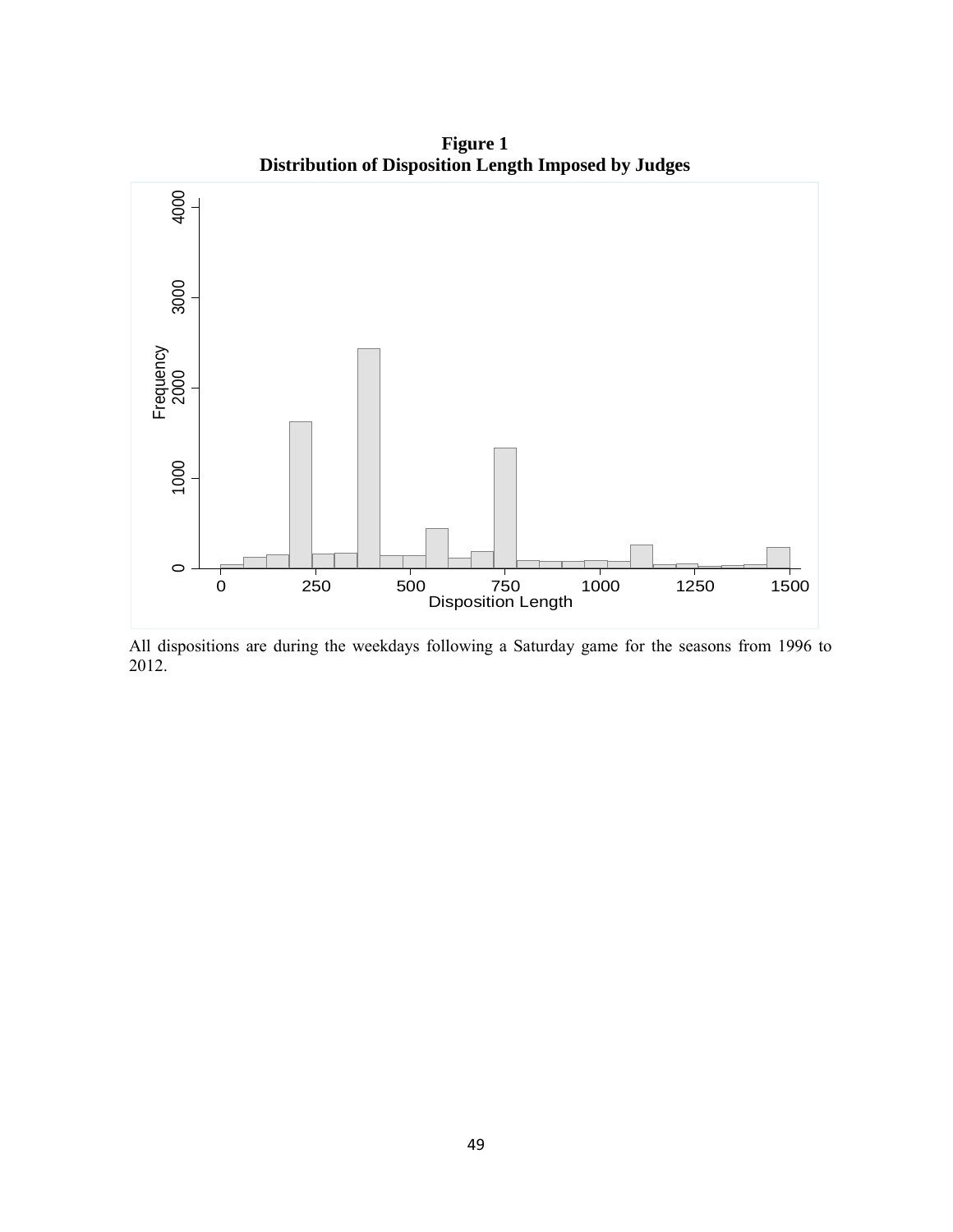**Figure 1**
**Distribution of Disposition Length Imposed by Judges**

All dispositions are during the weekdays following a Saturday game for the seasons from 1996 to 2012.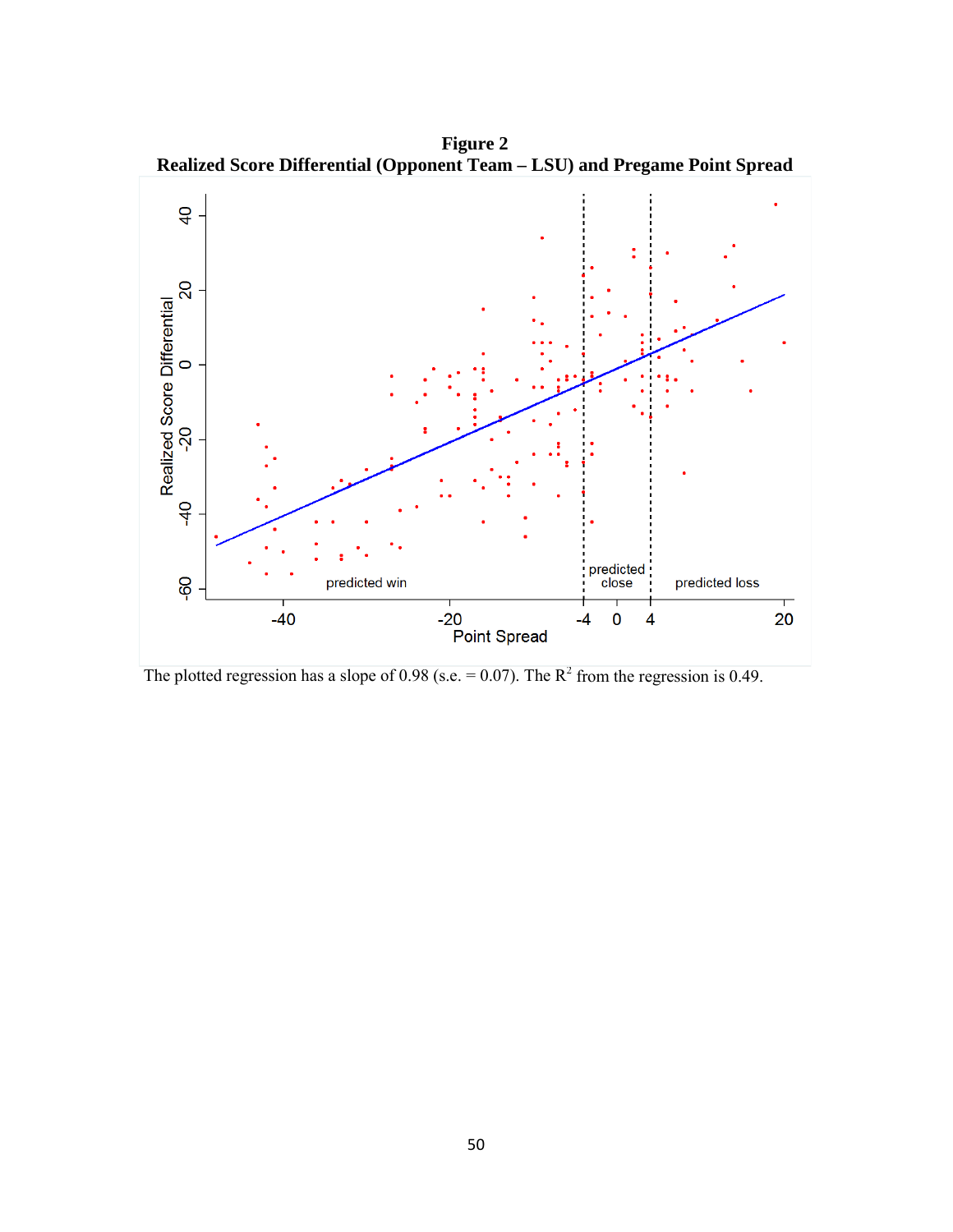**Figure 2**
**Realized Score Differential (Opponent Team – LSU) and Pregame Point Spread**

The plotted regression has a slope of 0.98 (s.e. = 0.07). The $R^2$ from the regression is 0.49.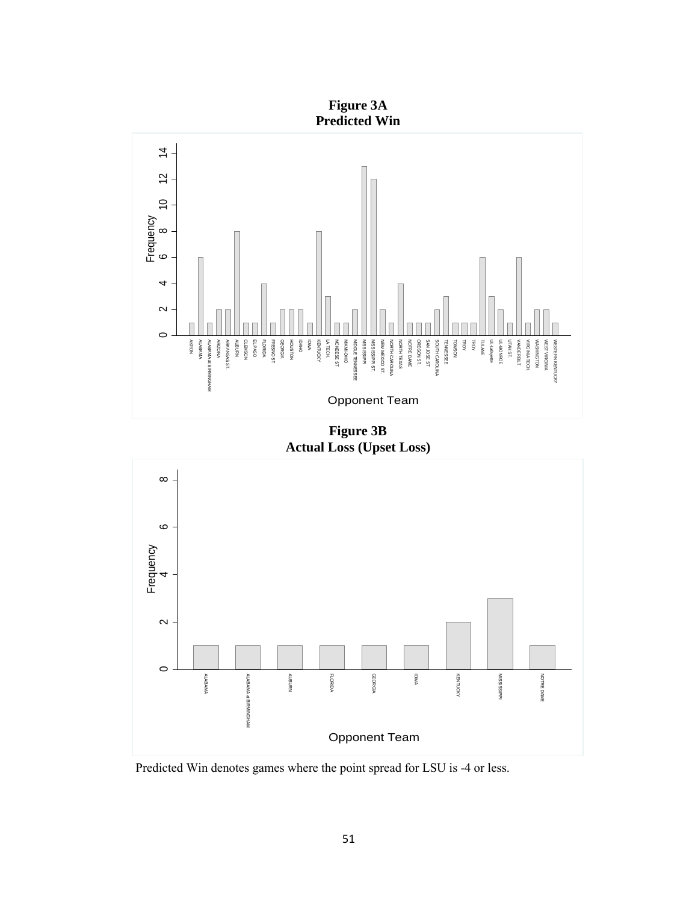**Figure 3A**
**Predicted Win**

**Figure 3B**
**Actual Loss (Upset Loss)**

Predicted Win denotes games where the point spread for LSU is -4 or less.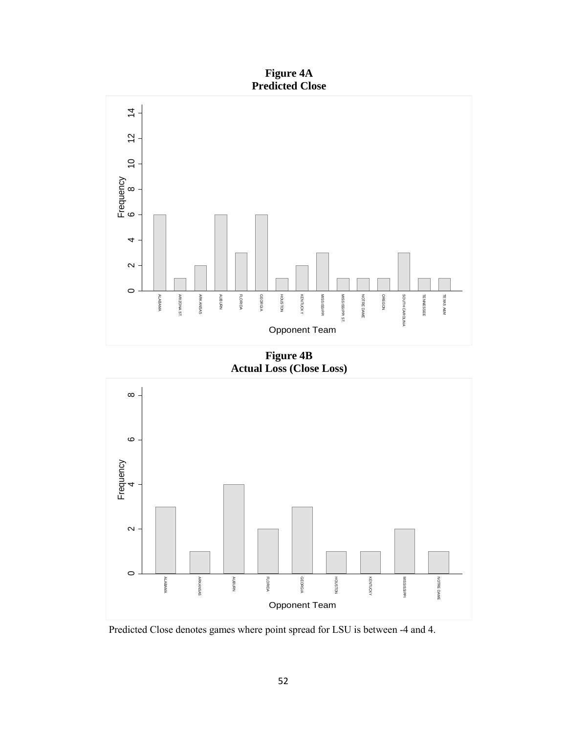**Figure 4A**
**Predicted Close**

**Figure 4B**
**Actual Loss (Close Loss)**

Predicted Close denotes games where point spread for LSU is between -4 and 4.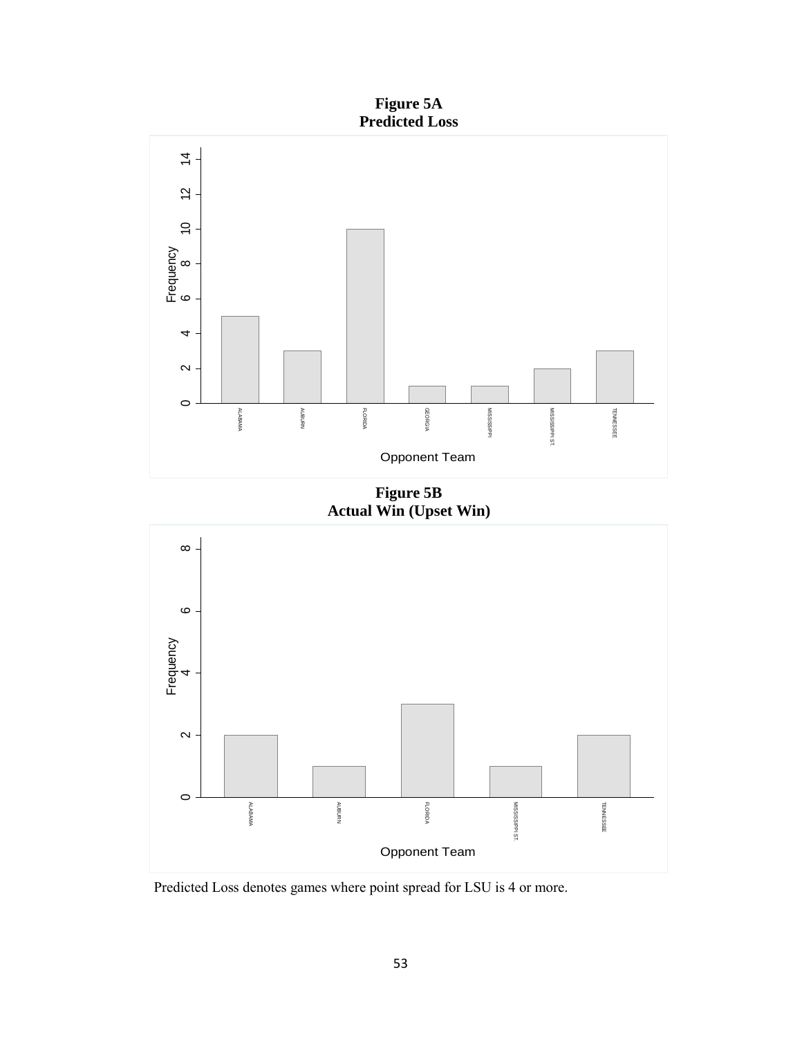**Figure 5A**
**Predicted Loss**

**Figure 5B**
**Actual Win (Upset Win)**

Predicted Loss denotes games where point spread for LSU is 4 or more.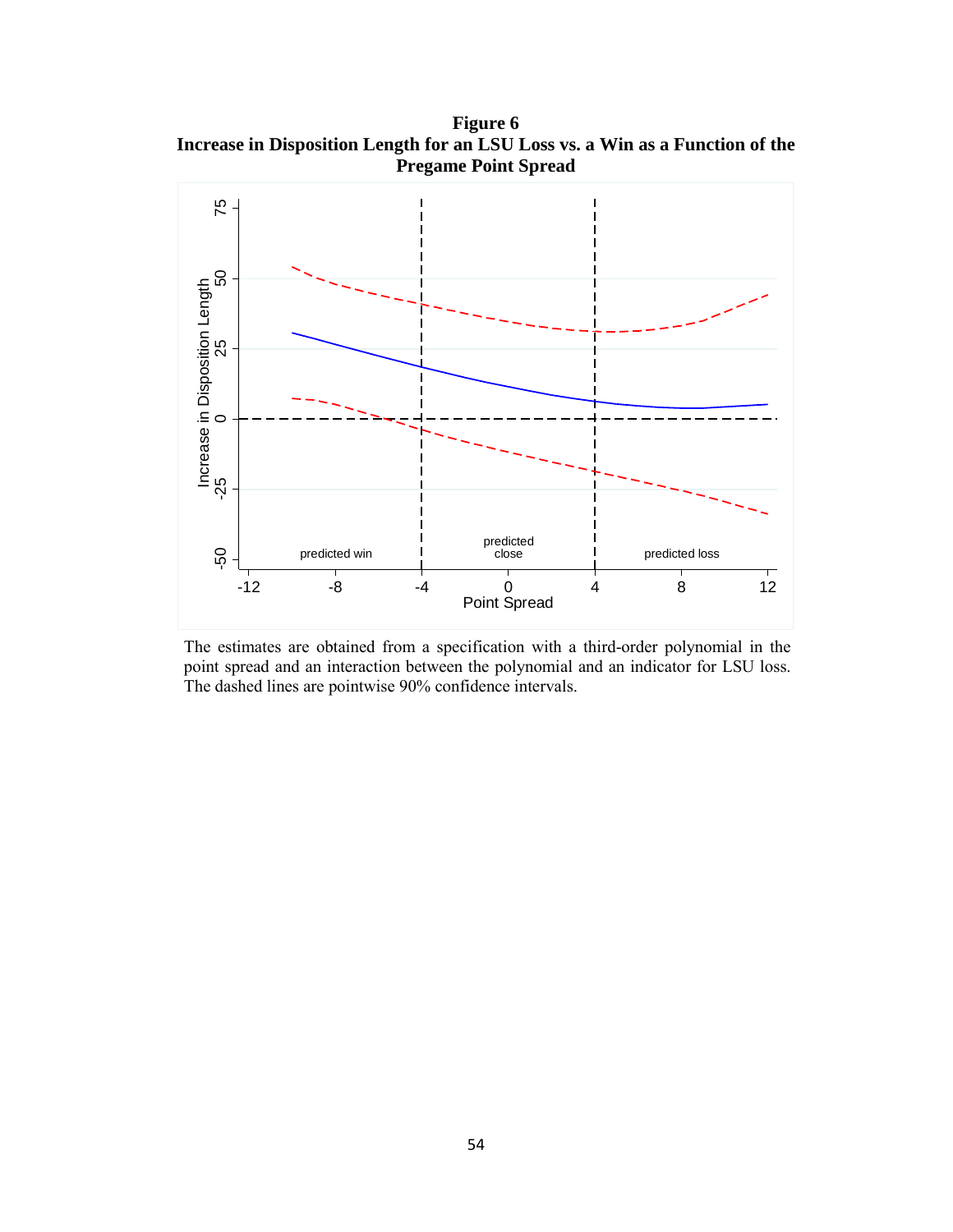**Figure 6**
**Increase in Disposition Length for an LSU Loss vs. a Win as a Function of the Pregame Point Spread**

The estimates are obtained from a specification with a third-order polynomial in the point spread and an interaction between the polynomial and an indicator for LSU loss. The dashed lines are pointwise 90% confidence intervals.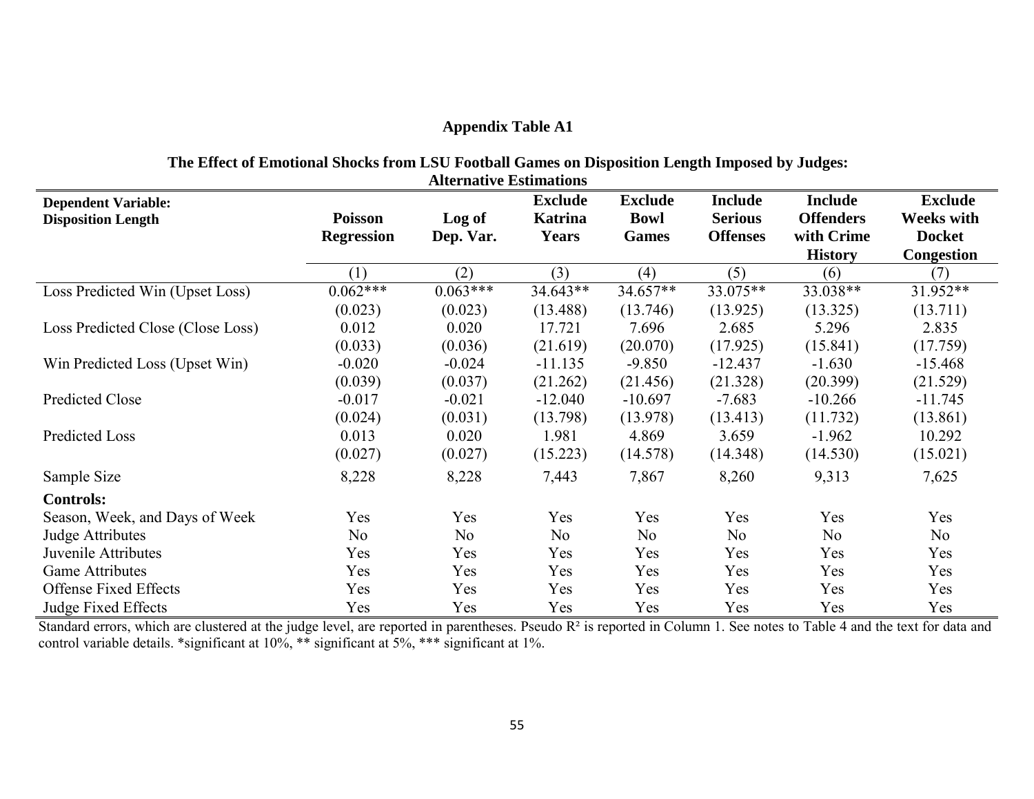# Appendix Table A1

**The Effect of Emotional Shocks from LSU Football Games on Disposition Length Imposed by Judges: Alternative Estimations**

| **Dependent Variable: Disposition Length** | **Poisson Regression** | **Log of Dep. Var.** | **Exclude Katrina Years** | **Exclude Bowl Games** | **Include Serious Offenses** | **Include Offenders with Crime History** | **Exclude Weeks with Docket Congestion** |
|---|---|---|---|---|---|---|---|
| | (1) | (2) | (3) | (4) | (5) | (6) | (7) |
| Loss Predicted Win (Upset Loss) | 0.062*** | 0.063*** | 34.643** | 34.657** | 33.075** | 33.038** | 31.952** |
| | (0.023) | (0.023) | (13.488) | (13.746) | (13.925) | (13.325) | (13.711) |
| Loss Predicted Close (Close Loss) | 0.012 | 0.020 | 17.721 | 7.696 | 2.685 | 5.296 | 2.835 |
| | (0.033) | (0.036) | (21.619) | (20.070) | (17.925) | (15.841) | (17.759) |
| Win Predicted Loss (Upset Win) | -0.020 | -0.024 | -11.135 | -9.850 | -12.437 | -1.630 | -15.468 |
| | (0.039) | (0.037) | (21.262) | (21.456) | (21.328) | (20.399) | (21.529) |
| Predicted Close | -0.017 | -0.021 | -12.040 | -10.697 | -7.683 | -10.266 | -11.745 |
| | (0.024) | (0.031) | (13.798) | (13.978) | (13.413) | (11.732) | (13.861) |
| Predicted Loss | 0.013 | 0.020 | 1.981 | 4.869 | 3.659 | -1.962 | 10.292 |
| | (0.027) | (0.027) | (15.223) | (14.578) | (14.348) | (14.530) | (15.021) |
| Sample Size | 8,228 | 8,228 | 7,443 | 7,867 | 8,260 | 9,313 | 7,625 |
| **Controls:** | | | | | | | |
| Season, Week, and Days of Week | Yes | Yes | Yes | Yes | Yes | Yes | Yes |
| Judge Attributes | No | No | No | No | No | No | No |
| Juvenile Attributes | Yes | Yes | Yes | Yes | Yes | Yes | Yes |
| Game Attributes | Yes | Yes | Yes | Yes | Yes | Yes | Yes |
| Offense Fixed Effects | Yes | Yes | Yes | Yes | Yes | Yes | Yes |
| Judge Fixed Effects | Yes | Yes | Yes | Yes | Yes | Yes | Yes |

Standard errors, which are clustered at the judge level, are reported in parentheses. Pseudo $R^2$ is reported in Column 1. See notes to Table 4 and the text for data and control variable details. *significant at 10%, ** significant at 5%, *** significant at 1%.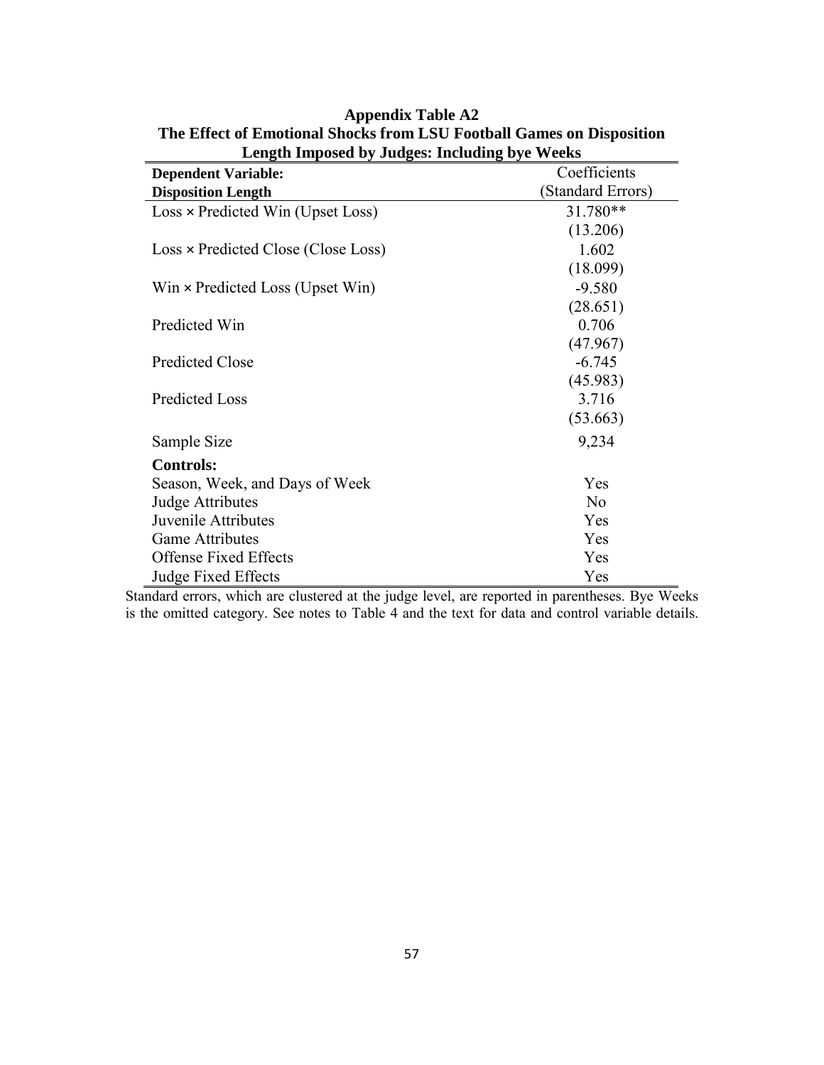**Appendix Table A2**
**The Effect of Emotional Shocks from LSU Football Games on Disposition Length Imposed by Judges: Including bye Weeks**

| **Dependent Variable:** **Disposition Length** | Coefficients (Standard Errors) |
|---|---|
| Loss × Predicted Win (Upset Loss) | 31.780** |
| | (13.206) |
| Loss × Predicted Close (Close Loss) | 1.602 |
| | (18.099) |
| Win × Predicted Loss (Upset Win) | -9.580 |
| | (28.651) |
| Predicted Win | 0.706 |
| | (47.967) |
| Predicted Close | -6.745 |
| | (45.983) |
| Predicted Loss | 3.716 |
| | (53.663) |
| Sample Size | 9,234 |
| **Controls:** | |
| Season, Week, and Days of Week | Yes |
| Judge Attributes | No |
| Juvenile Attributes | Yes |
| Game Attributes | Yes |
| Offense Fixed Effects | Yes |
| Judge Fixed Effects | Yes |

Standard errors, which are clustered at the judge level, are reported in parentheses. Bye Weeks is the omitted category. See notes to Table 4 and the text for data and control variable details.